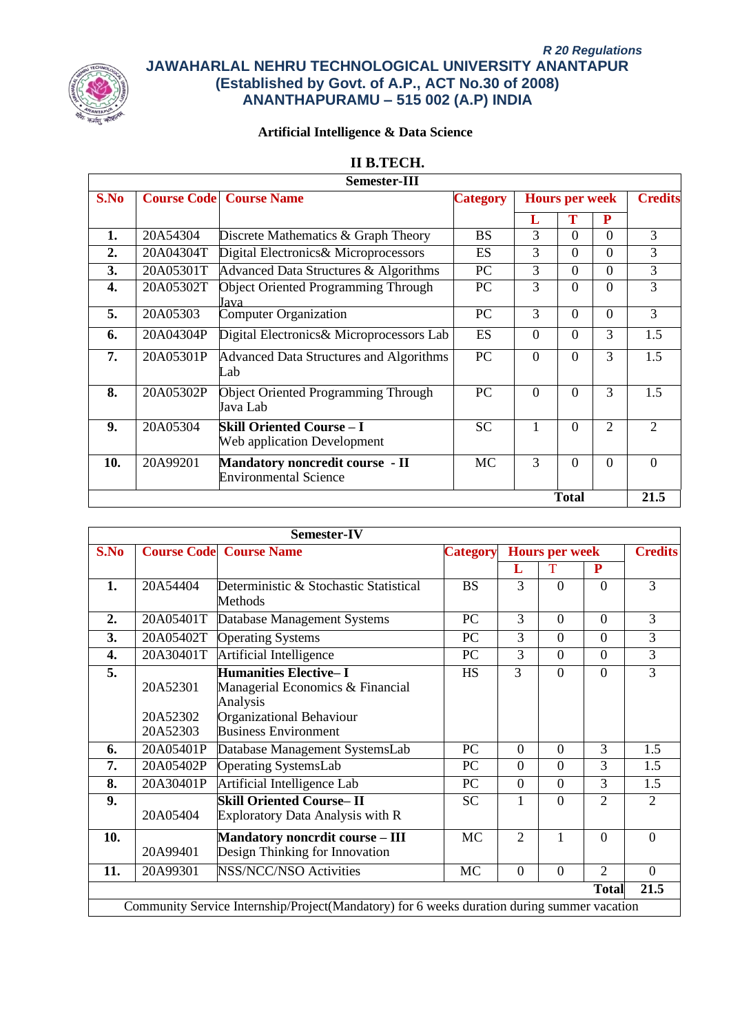*R 20 Regulations*

## JAWAHARLAL NEHRU TECHNOLOGICAL UNIVERSITY ANANTAPUR
## (Established by Govt. of A.P., ACT No.30 of 2008)
## ANANTHAPURAMU – 515 002 (A.P) INDIA

### Artificial Intelligence & Data Science

### II B.TECH.

**Semester-III**

| S.No | Course Code | Course Name | Category | Hours per week | | | Credits |
|---|---|---|---|---|---|---|---|
| | | | | L | T | P | |
| 1. | 20A54304 | Discrete Mathematics & Graph Theory | BS | 3 | 0 | 0 | 3 |
| 2. | 20A04304T | Digital Electronics& Microprocessors | ES | 3 | 0 | 0 | 3 |
| 3. | 20A05301T | Advanced Data Structures & Algorithms | PC | 3 | 0 | 0 | 3 |
| 4. | 20A05302T | Object Oriented Programming Through Java | PC | 3 | 0 | 0 | 3 |
| 5. | 20A05303 | Computer Organization | PC | 3 | 0 | 0 | 3 |
| 6. | 20A04304P | Digital Electronics& Microprocessors Lab | ES | 0 | 0 | 3 | 1.5 |
| 7. | 20A05301P | Advanced Data Structures and Algorithms Lab | PC | 0 | 0 | 3 | 1.5 |
| 8. | 20A05302P | Object Oriented Programming Through Java Lab | PC | 0 | 0 | 3 | 1.5 |
| 9. | 20A05304 | **Skill Oriented Course – I** Web application Development | SC | 1 | 0 | 2 | 2 |
| 10. | 20A99201 | **Mandatory noncredit course - II** Environmental Science | MC | 3 | 0 | 0 | 0 |
| | | | | **Total** | | | **21.5** |

**Semester-IV**

| S.No | Course Code | Course Name | Category | Hours per week | | | Credits |
|---|---|---|---|---|---|---|---|
| | | | | L | T | P | |
| 1. | 20A54404 | Deterministic & Stochastic Statistical Methods | BS | 3 | 0 | 0 | 3 |
| 2. | 20A05401T | Database Management Systems | PC | 3 | 0 | 0 | 3 |
| 3. | 20A05402T | Operating Systems | PC | 3 | 0 | 0 | 3 |
| 4. | 20A30401T | Artificial Intelligence | PC | 3 | 0 | 0 | 3 |
| 5. | 20A52301<br>20A52302<br>20A52303 | **Humanities Elective– I**<br>Managerial Economics & Financial Analysis<br>Organizational Behaviour<br>Business Environment | HS | 3 | 0 | 0 | 3 |
| 6. | 20A05401P | Database Management SystemsLab | PC | 0 | 0 | 3 | 1.5 |
| 7. | 20A05402P | Operating SystemsLab | PC | 0 | 0 | 3 | 1.5 |
| 8. | 20A30401P | Artificial Intelligence Lab | PC | 0 | 0 | 3 | 1.5 |
| 9. | 20A05404 | **Skill Oriented Course– II** Exploratory Data Analysis with R | SC | 1 | 0 | 2 | 2 |
| 10. | 20A99401 | **Mandatory noncrdit course – III** Design Thinking for Innovation | MC | 2 | 1 | 0 | 0 |
| 11. | 20A99301 | NSS/NCC/NSO Activities | MC | 0 | 0 | 2 | 0 |
| | | | | | | **Total** | **21.5** |
| Community Service Internship/Project(Mandatory) for 6 weeks duration during summer vacation | | | | | | | |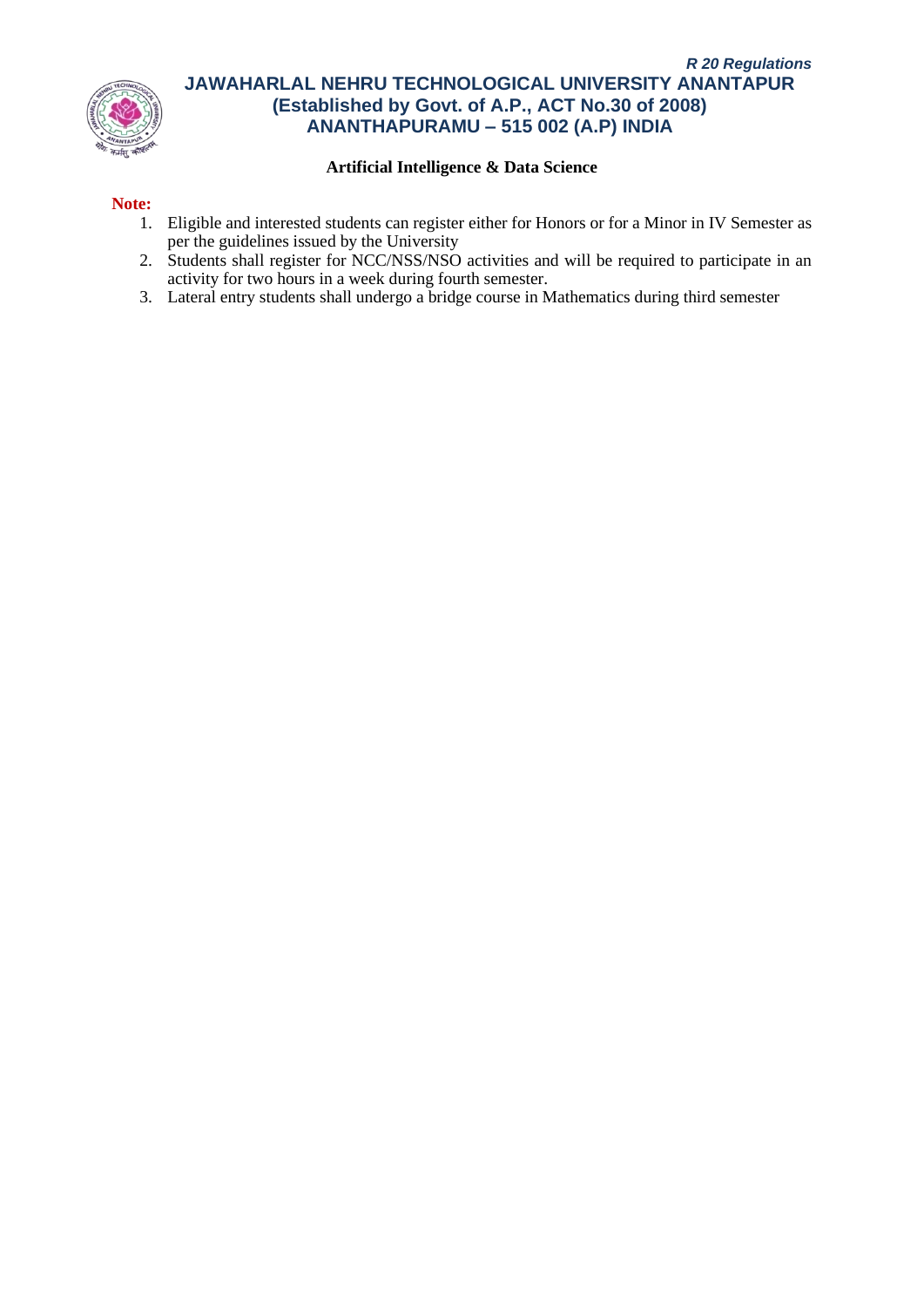**Artificial Intelligence & Data Science**

**Note:**

1. Eligible and interested students can register either for Honors or for a Minor in IV Semester as per the guidelines issued by the University
2. Students shall register for NCC/NSS/NSO activities and will be required to participate in an activity for two hours in a week during fourth semester.
3. Lateral entry students shall undergo a bridge course in Mathematics during third semester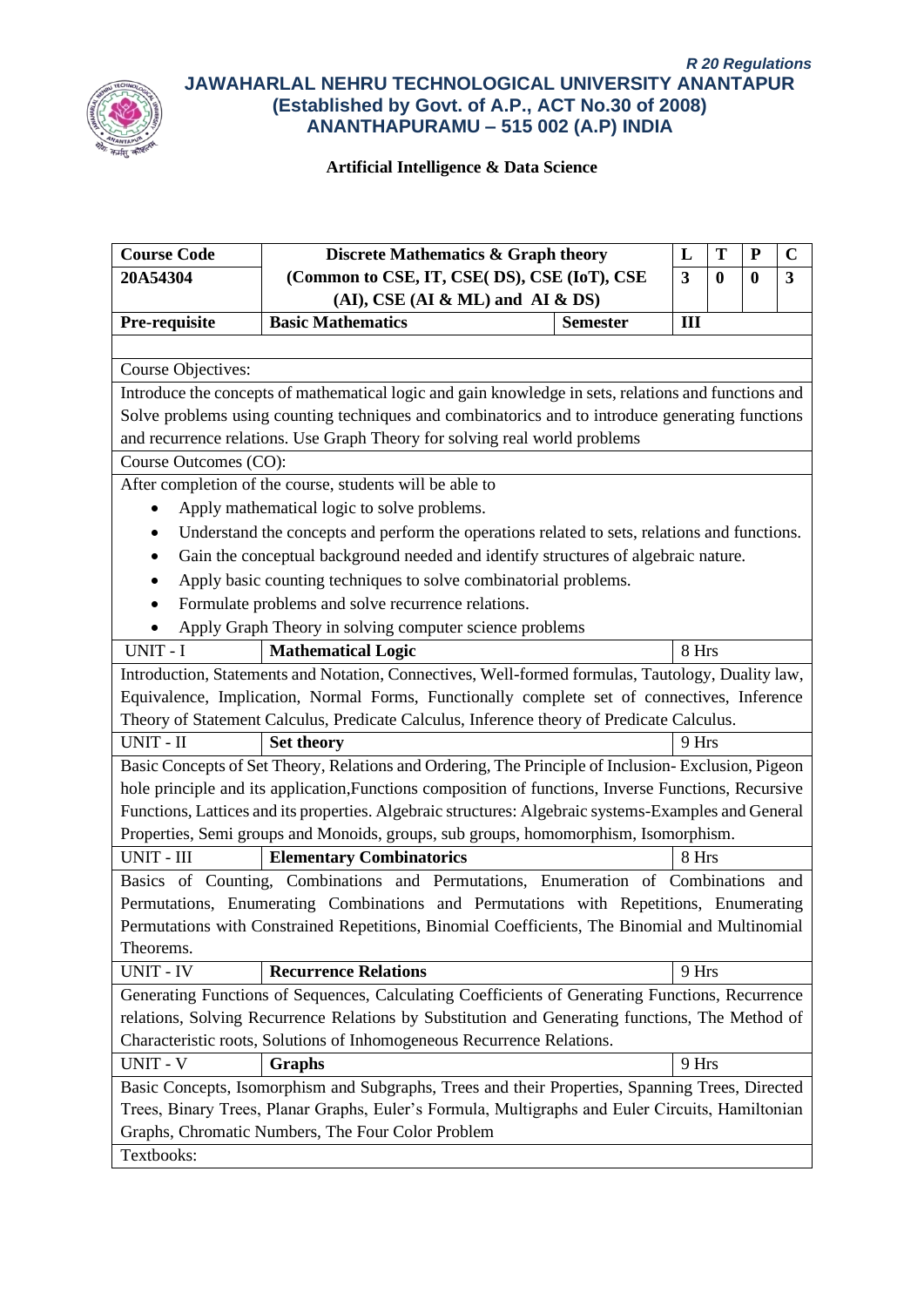*R 20 Regulations*

# JAWAHARLAL NEHRU TECHNOLOGICAL UNIVERSITY ANANTAPUR
## (Established by Govt. of A.P., ACT No.30 of 2008)
## ANANTHAPURAMU – 515 002 (A.P) INDIA

### Artificial Intelligence & Data Science

| Course Code | Discrete Mathematics & Graph theory | | L | T | P | C |
|---|---|---|---|---|---|---|
| 20A54304 | (Common to CSE, IT, CSE( DS), CSE (IoT), CSE (AI), CSE (AI & ML) and AI & DS) | | 3 | 0 | 0 | 3 |
| Pre-requisite | Basic Mathematics | Semester | III | | | |

**Course Objectives:**

Introduce the concepts of mathematical logic and gain knowledge in sets, relations and functions and Solve problems using counting techniques and combinatorics and to introduce generating functions and recurrence relations. Use Graph Theory for solving real world problems

**Course Outcomes (CO):**

After completion of the course, students will be able to

- Apply mathematical logic to solve problems.
- Understand the concepts and perform the operations related to sets, relations and functions.
- Gain the conceptual background needed and identify structures of algebraic nature.
- Apply basic counting techniques to solve combinatorial problems.
- Formulate problems and solve recurrence relations.
- Apply Graph Theory in solving computer science problems

| UNIT - I | **Mathematical Logic** | 8 Hrs |
|---|---|---|

Introduction, Statements and Notation, Connectives, Well-formed formulas, Tautology, Duality law, Equivalence, Implication, Normal Forms, Functionally complete set of connectives, Inference Theory of Statement Calculus, Predicate Calculus, Inference theory of Predicate Calculus.

| UNIT - II | **Set theory** | 9 Hrs |
|---|---|---|

Basic Concepts of Set Theory, Relations and Ordering, The Principle of Inclusion- Exclusion, Pigeon hole principle and its application,Functions composition of functions, Inverse Functions, Recursive Functions, Lattices and its properties. Algebraic structures: Algebraic systems-Examples and General Properties, Semi groups and Monoids, groups, sub groups, homomorphism, Isomorphism.

| UNIT - III | **Elementary Combinatorics** | 8 Hrs |
|---|---|---|

Basics of Counting, Combinations and Permutations, Enumeration of Combinations and Permutations, Enumerating Combinations and Permutations with Repetitions, Enumerating Permutations with Constrained Repetitions, Binomial Coefficients, The Binomial and Multinomial Theorems.

| UNIT - IV | **Recurrence Relations** | 9 Hrs |
|---|---|---|

Generating Functions of Sequences, Calculating Coefficients of Generating Functions, Recurrence relations, Solving Recurrence Relations by Substitution and Generating functions, The Method of Characteristic roots, Solutions of Inhomogeneous Recurrence Relations.

| UNIT - V | **Graphs** | 9 Hrs |
|---|---|---|

Basic Concepts, Isomorphism and Subgraphs, Trees and their Properties, Spanning Trees, Directed Trees, Binary Trees, Planar Graphs, Euler's Formula, Multigraphs and Euler Circuits, Hamiltonian Graphs, Chromatic Numbers, The Four Color Problem

Textbooks: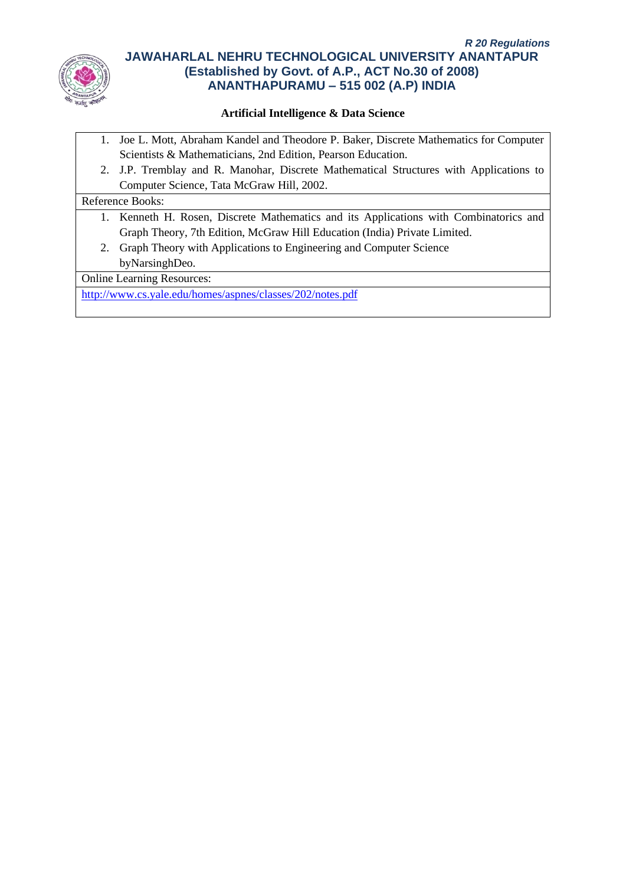**Artificial Intelligence & Data Science**

1. Joe L. Mott, Abraham Kandel and Theodore P. Baker, Discrete Mathematics for Computer Scientists & Mathematicians, 2nd Edition, Pearson Education.
2. J.P. Tremblay and R. Manohar, Discrete Mathematical Structures with Applications to Computer Science, Tata McGraw Hill, 2002.

Reference Books:

1. Kenneth H. Rosen, Discrete Mathematics and its Applications with Combinatorics and Graph Theory, 7th Edition, McGraw Hill Education (India) Private Limited.
2. Graph Theory with Applications to Engineering and Computer Science byNarsinghDeo.

Online Learning Resources:

http://www.cs.yale.edu/homes/aspnes/classes/202/notes.pdf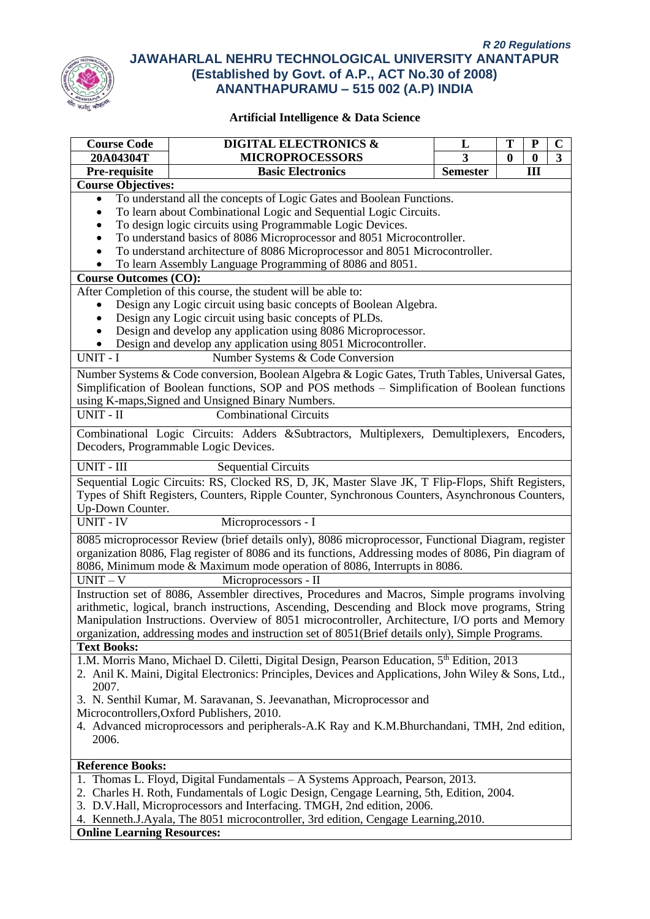*R 20 Regulations*

**JAWAHARLAL NEHRU TECHNOLOGICAL UNIVERSITY ANANTAPUR**
**(Established by Govt. of A.P., ACT No.30 of 2008)**
**ANANTHAPURAMU – 515 002 (A.P) INDIA**

**Artificial Intelligence & Data Science**

| Course Code | DIGITAL ELECTRONICS & MICROPROCESSORS | L | T | P | C |
|---|---|---|---|---|---|
| 20A04304T | | 3 | 0 | 0 | 3 |
| Pre-requisite | Basic Electronics | Semester | III | | |

**Course Objectives:**

- To understand all the concepts of Logic Gates and Boolean Functions.
- To learn about Combinational Logic and Sequential Logic Circuits.
- To design logic circuits using Programmable Logic Devices.
- To understand basics of 8086 Microprocessor and 8051 Microcontroller.
- To understand architecture of 8086 Microprocessor and 8051 Microcontroller.
- To learn Assembly Language Programming of 8086 and 8051.

**Course Outcomes (CO):**

After Completion of this course, the student will be able to:

- Design any Logic circuit using basic concepts of Boolean Algebra.
- Design any Logic circuit using basic concepts of PLDs.
- Design and develop any application using 8086 Microprocessor.
- Design and develop any application using 8051 Microcontroller.

**UNIT - I** Number Systems & Code Conversion

Number Systems & Code conversion, Boolean Algebra & Logic Gates, Truth Tables, Universal Gates, Simplification of Boolean functions, SOP and POS methods – Simplification of Boolean functions using K-maps,Signed and Unsigned Binary Numbers.

**UNIT - II** Combinational Circuits

Combinational Logic Circuits: Adders &Subtractors, Multiplexers, Demultiplexers, Encoders, Decoders, Programmable Logic Devices.

**UNIT - III** Sequential Circuits

Sequential Logic Circuits: RS, Clocked RS, D, JK, Master Slave JK, T Flip-Flops, Shift Registers, Types of Shift Registers, Counters, Ripple Counter, Synchronous Counters, Asynchronous Counters, Up-Down Counter.

**UNIT - IV** Microprocessors - I

8085 microprocessor Review (brief details only), 8086 microprocessor, Functional Diagram, register organization 8086, Flag register of 8086 and its functions, Addressing modes of 8086, Pin diagram of 8086, Minimum mode & Maximum mode operation of 8086, Interrupts in 8086.

**UNIT – V** Microprocessors - II

Instruction set of 8086, Assembler directives, Procedures and Macros, Simple programs involving arithmetic, logical, branch instructions, Ascending, Descending and Block move programs, String Manipulation Instructions. Overview of 8051 microcontroller, Architecture, I/O ports and Memory organization, addressing modes and instruction set of 8051(Brief details only), Simple Programs.

**Text Books:**

1. M. Morris Mano, Michael D. Ciletti, Digital Design, Pearson Education, 5th Edition, 2013
2. Anil K. Maini, Digital Electronics: Principles, Devices and Applications, John Wiley & Sons, Ltd., 2007.
3. N. Senthil Kumar, M. Saravanan, S. Jeevanathan, Microprocessor and Microcontrollers,Oxford Publishers, 2010.
4. Advanced microprocessors and peripherals-A.K Ray and K.M.Bhurchandani, TMH, 2nd edition, 2006.

**Reference Books:**

1. Thomas L. Floyd, Digital Fundamentals – A Systems Approach, Pearson, 2013.
2. Charles H. Roth, Fundamentals of Logic Design, Cengage Learning, 5th, Edition, 2004.
3. D.V.Hall, Microprocessors and Interfacing. TMGH, 2nd edition, 2006.
4. Kenneth.J.Ayala, The 8051 microcontroller, 3rd edition, Cengage Learning,2010.

**Online Learning Resources:**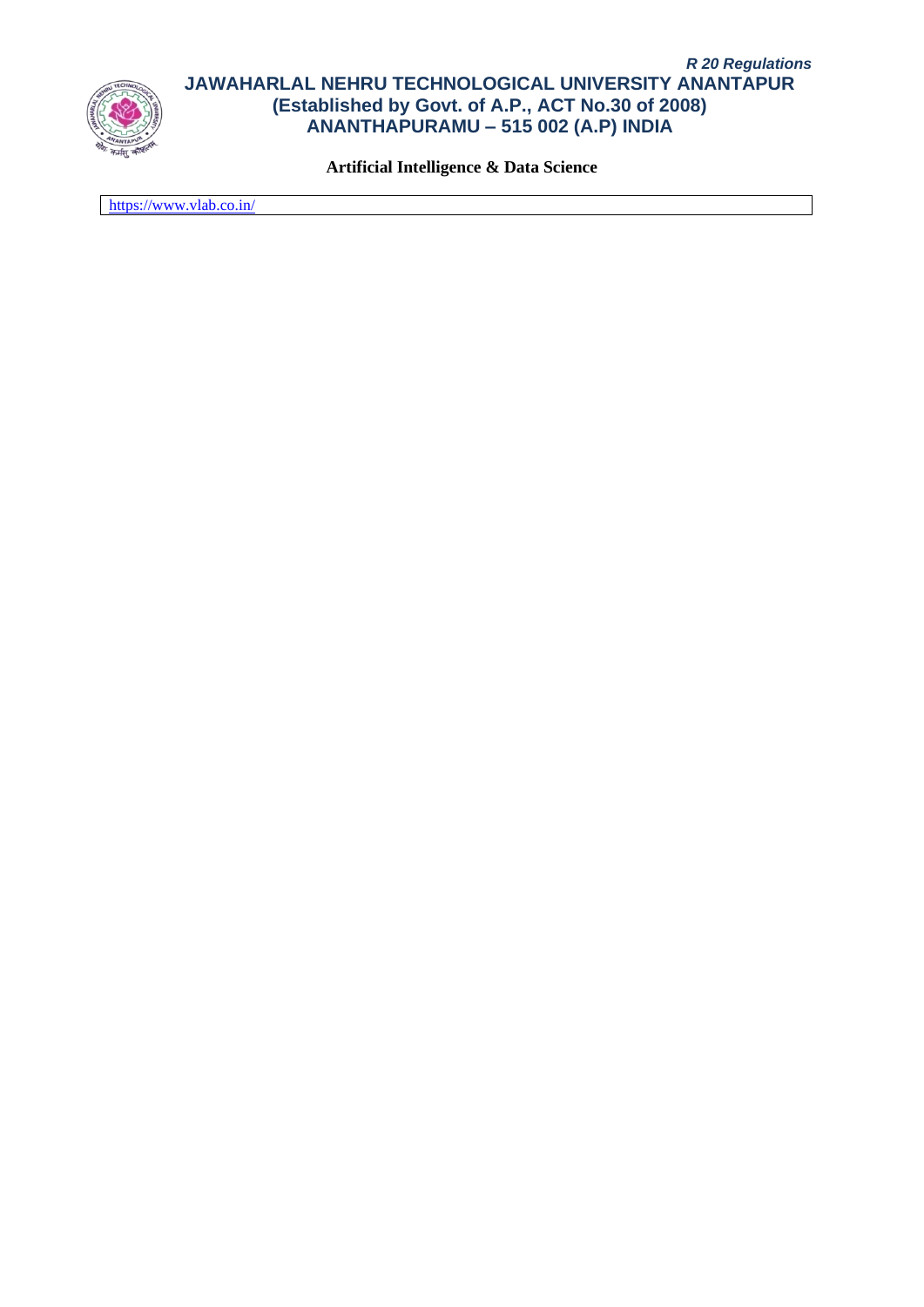| https://www.vlab.co.in/ |
|---|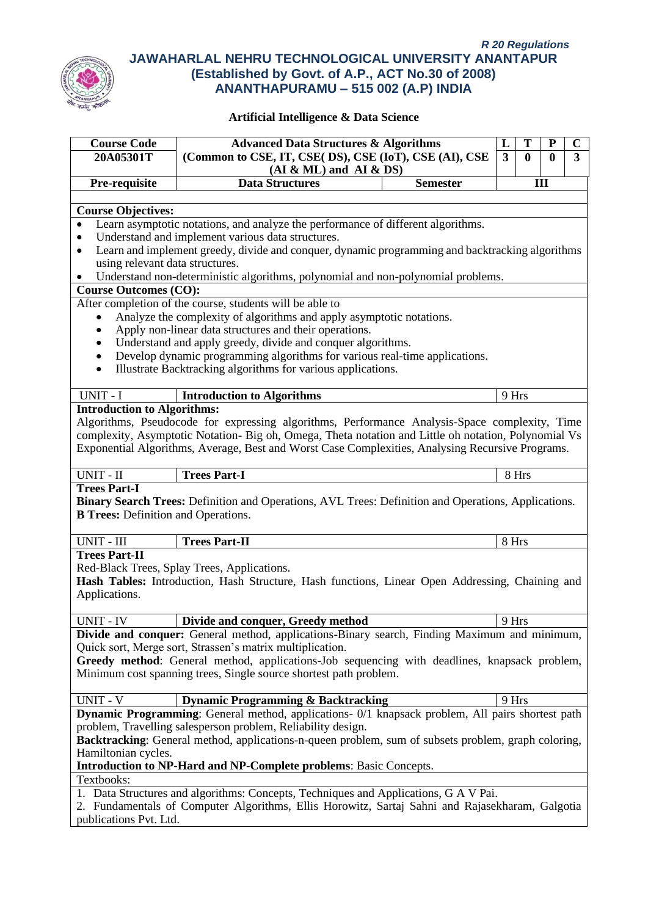R 20 Regulations

# JAWAHARLAL NEHRU TECHNOLOGICAL UNIVERSITY ANANTAPUR
## (Established by Govt. of A.P., ACT No.30 of 2008)
## ANANTHAPURAMU – 515 002 (A.P) INDIA

### Artificial Intelligence & Data Science

| Course Code | Advanced Data Structures & Algorithms | | L | T | P | C |
|---|---|---|---|---|---|---|
| 20A05301T | (Common to CSE, IT, CSE( DS), CSE (IoT), CSE (AI), CSE (AI & ML) and AI & DS) | | 3 | 0 | 0 | 3 |
| Pre-requisite | Data Structures | Semester | III | | | |

**Course Objectives:**

- Learn asymptotic notations, and analyze the performance of different algorithms.
- Understand and implement various data structures.
- Learn and implement greedy, divide and conquer, dynamic programming and backtracking algorithms using relevant data structures.
- Understand non-deterministic algorithms, polynomial and non-polynomial problems.

**Course Outcomes (CO):**

After completion of the course, students will be able to

- Analyze the complexity of algorithms and apply asymptotic notations.
- Apply non-linear data structures and their operations.
- Understand and apply greedy, divide and conquer algorithms.
- Develop dynamic programming algorithms for various real-time applications.
- Illustrate Backtracking algorithms for various applications.

| UNIT - I | Introduction to Algorithms | 9 Hrs |
|---|---|---|

**Introduction to Algorithms:**
Algorithms, Pseudocode for expressing algorithms, Performance Analysis-Space complexity, Time complexity, Asymptotic Notation- Big oh, Omega, Theta notation and Little oh notation, Polynomial Vs Exponential Algorithms, Average, Best and Worst Case Complexities, Analysing Recursive Programs.

| UNIT - II | Trees Part-I | 8 Hrs |
|---|---|---|

**Trees Part-I**
**Binary Search Trees:** Definition and Operations, AVL Trees: Definition and Operations, Applications.
**B Trees:** Definition and Operations.

| UNIT - III | Trees Part-II | 8 Hrs |
|---|---|---|

**Trees Part-II**
Red-Black Trees, Splay Trees, Applications.
**Hash Tables:** Introduction, Hash Structure, Hash functions, Linear Open Addressing, Chaining and Applications.

| UNIT - IV | Divide and conquer, Greedy method | 9 Hrs |
|---|---|---|

**Divide and conquer:** General method, applications-Binary search, Finding Maximum and minimum, Quick sort, Merge sort, Strassen's matrix multiplication.
**Greedy method**: General method, applications-Job sequencing with deadlines, knapsack problem, Minimum cost spanning trees, Single source shortest path problem.

| UNIT - V | Dynamic Programming & Backtracking | 9 Hrs |
|---|---|---|

**Dynamic Programming**: General method, applications- 0/1 knapsack problem, All pairs shortest path problem, Travelling salesperson problem, Reliability design.
**Backtracking**: General method, applications-n-queen problem, sum of subsets problem, graph coloring, Hamiltonian cycles.
**Introduction to NP-Hard and NP-Complete problems**: Basic Concepts.

Textbooks:

1. Data Structures and algorithms: Concepts, Techniques and Applications, G A V Pai.
2. Fundamentals of Computer Algorithms, Ellis Horowitz, Sartaj Sahni and Rajasekharam, Galgotia publications Pvt. Ltd.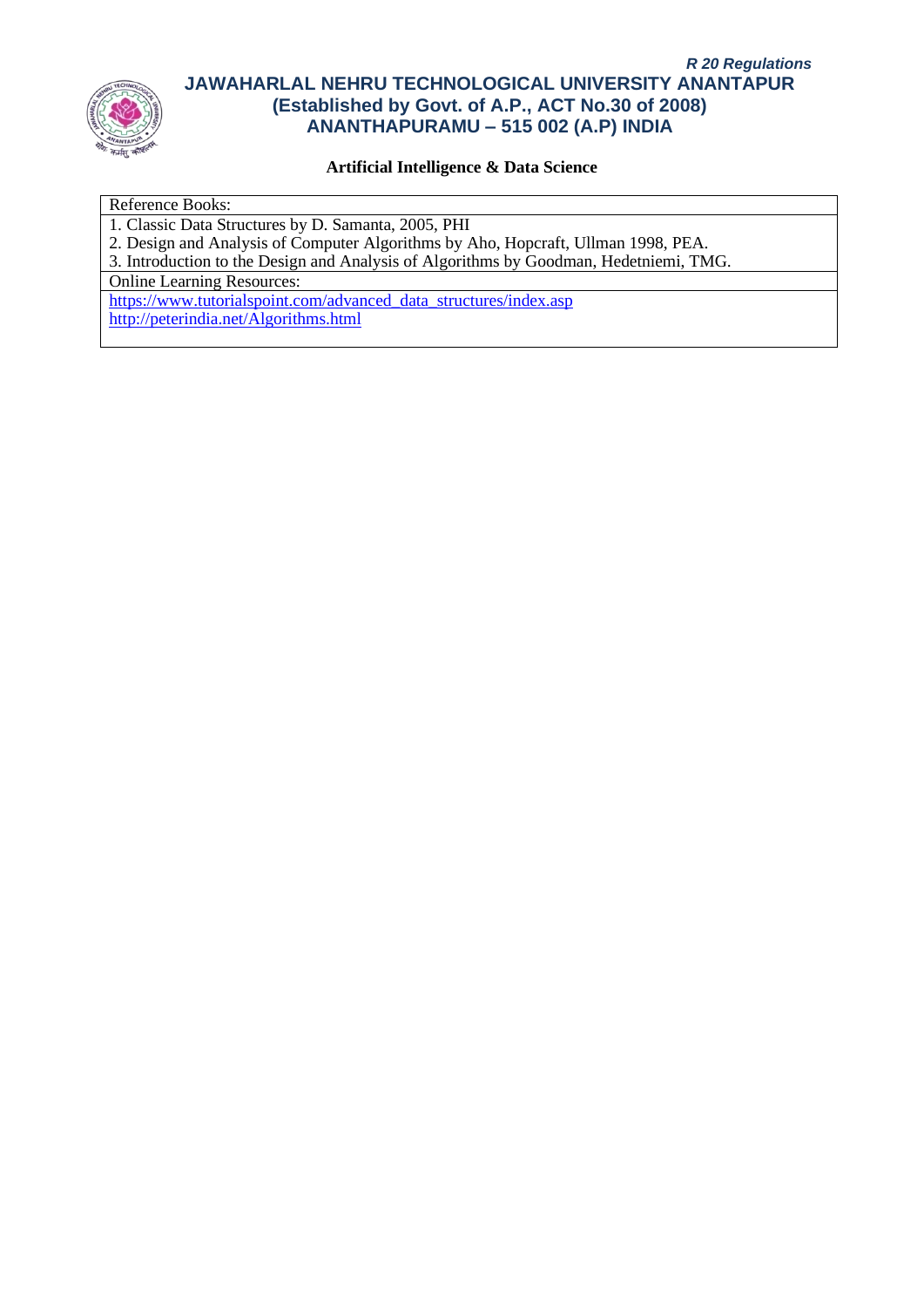**Artificial Intelligence & Data Science**

| Reference Books: |
|---|
| 1. Classic Data Structures by D. Samanta, 2005, PHI<br>2. Design and Analysis of Computer Algorithms by Aho, Hopcraft, Ullman 1998, PEA.<br>3. Introduction to the Design and Analysis of Algorithms by Goodman, Hedetniemi, TMG. |
| Online Learning Resources: |
| https://www.tutorialspoint.com/advanced_data_structures/index.asp<br>http://peterindia.net/Algorithms.html |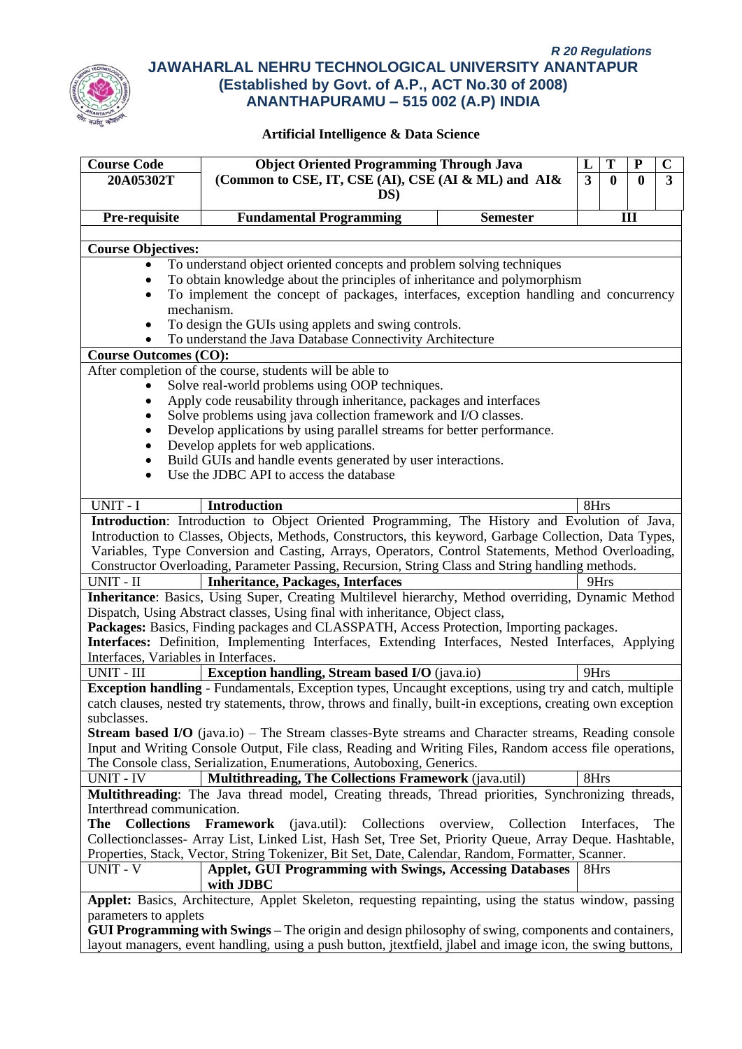*R 20 Regulations*

# JAWAHARLAL NEHRU TECHNOLOGICAL UNIVERSITY ANANTAPUR
## (Established by Govt. of A.P., ACT No.30 of 2008)
## ANANTHAPURAMU – 515 002 (A.P) INDIA

### Artificial Intelligence & Data Science

| Course Code | Object Oriented Programming Through Java | | L | T | P | C |
|---|---|---|---|---|---|---|
| 20A05302T | (Common to CSE, IT, CSE (AI), CSE (AI & ML) and AI& DS) | | 3 | 0 | 0 | 3 |
| Pre-requisite | Fundamental Programming | Semester | III | | | |

**Course Objectives:**

- To understand object oriented concepts and problem solving techniques
- To obtain knowledge about the principles of inheritance and polymorphism
- To implement the concept of packages, interfaces, exception handling and concurrency mechanism.
- To design the GUIs using applets and swing controls.
- To understand the Java Database Connectivity Architecture

**Course Outcomes (CO):**

After completion of the course, students will be able to

- Solve real-world problems using OOP techniques.
- Apply code reusability through inheritance, packages and interfaces
- Solve problems using java collection framework and I/O classes.
- Develop applications by using parallel streams for better performance.
- Develop applets for web applications.
- Build GUIs and handle events generated by user interactions.
- Use the JDBC API to access the database

| UNIT - I | Introduction | 8Hrs |
|---|---|---|

**Introduction**: Introduction to Object Oriented Programming, The History and Evolution of Java, Introduction to Classes, Objects, Methods, Constructors, this keyword, Garbage Collection, Data Types, Variables, Type Conversion and Casting, Arrays, Operators, Control Statements, Method Overloading, Constructor Overloading, Parameter Passing, Recursion, String Class and String handling methods.

| UNIT - II | Inheritance, Packages, Interfaces | 9Hrs |
|---|---|---|

**Inheritance**: Basics, Using Super, Creating Multilevel hierarchy, Method overriding, Dynamic Method Dispatch, Using Abstract classes, Using final with inheritance, Object class,

**Packages:** Basics, Finding packages and CLASSPATH, Access Protection, Importing packages.

**Interfaces:** Definition, Implementing Interfaces, Extending Interfaces, Nested Interfaces, Applying Interfaces, Variables in Interfaces.

| UNIT - III | Exception handling, Stream based I/O (java.io) | 9Hrs |
|---|---|---|

**Exception handling** - Fundamentals, Exception types, Uncaught exceptions, using try and catch, multiple catch clauses, nested try statements, throw, throws and finally, built-in exceptions, creating own exception subclasses.

**Stream based I/O** (java.io) – The Stream classes-Byte streams and Character streams, Reading console Input and Writing Console Output, File class, Reading and Writing Files, Random access file operations, The Console class, Serialization, Enumerations, Autoboxing, Generics.

| UNIT - IV | Multithreading, The Collections Framework (java.util) | 8Hrs |
|---|---|---|

**Multithreading**: The Java thread model, Creating threads, Thread priorities, Synchronizing threads, Interthread communication.

**The Collections Framework** (java.util): Collections overview, Collection Interfaces, The Collectionclasses- Array List, Linked List, Hash Set, Tree Set, Priority Queue, Array Deque. Hashtable, Properties, Stack, Vector, String Tokenizer, Bit Set, Date, Calendar, Random, Formatter, Scanner.

| UNIT - V | Applet, GUI Programming with Swings, Accessing Databases with JDBC | 8Hrs |
|---|---|---|

**Applet:** Basics, Architecture, Applet Skeleton, requesting repainting, using the status window, passing parameters to applets

**GUI Programming with Swings –** The origin and design philosophy of swing, components and containers, layout managers, event handling, using a push button, jtextfield, jlabel and image icon, the swing buttons,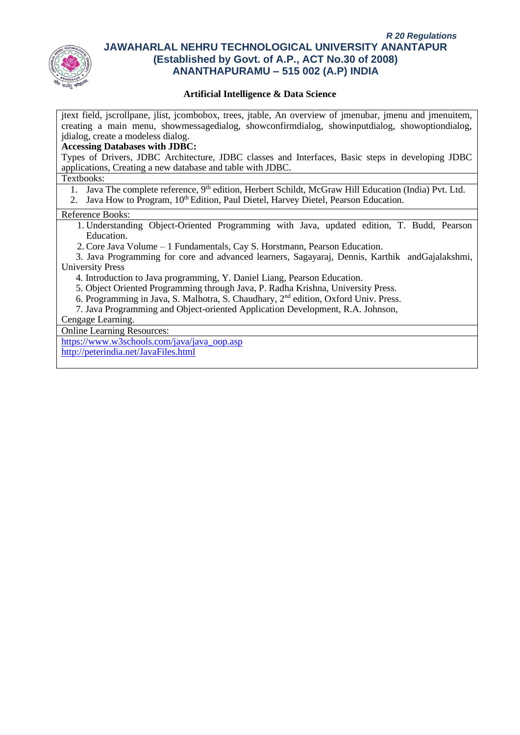jtext field, jscrollpane, jlist, jcombobox, trees, jtable, An overview of jmenubar, jmenu and jmenuitem, creating a main menu, showmessagedialog, showconfirmdialog, showinputdialog, showoptiondialog, jdialog, create a modeless dialog.

**Accessing Databases with JDBC:**

Types of Drivers, JDBC Architecture, JDBC classes and Interfaces, Basic steps in developing JDBC applications, Creating a new database and table with JDBC.

Textbooks:

1. Java The complete reference, 9th edition, Herbert Schildt, McGraw Hill Education (India) Pvt. Ltd.
2. Java How to Program, 10th Edition, Paul Dietel, Harvey Dietel, Pearson Education.

Reference Books:

1. Understanding Object-Oriented Programming with Java, updated edition, T. Budd, Pearson Education.
2. Core Java Volume – 1 Fundamentals, Cay S. Horstmann, Pearson Education.
3. Java Programming for core and advanced learners, Sagayaraj, Dennis, Karthik andGajalakshmi, University Press
4. Introduction to Java programming, Y. Daniel Liang, Pearson Education.
5. Object Oriented Programming through Java, P. Radha Krishna, University Press.
6. Programming in Java, S. Malhotra, S. Chaudhary, 2nd edition, Oxford Univ. Press.
7. Java Programming and Object-oriented Application Development, R.A. Johnson, Cengage Learning.

Online Learning Resources:

https://www.w3schools.com/java/java_oop.asp
http://peterindia.net/JavaFiles.html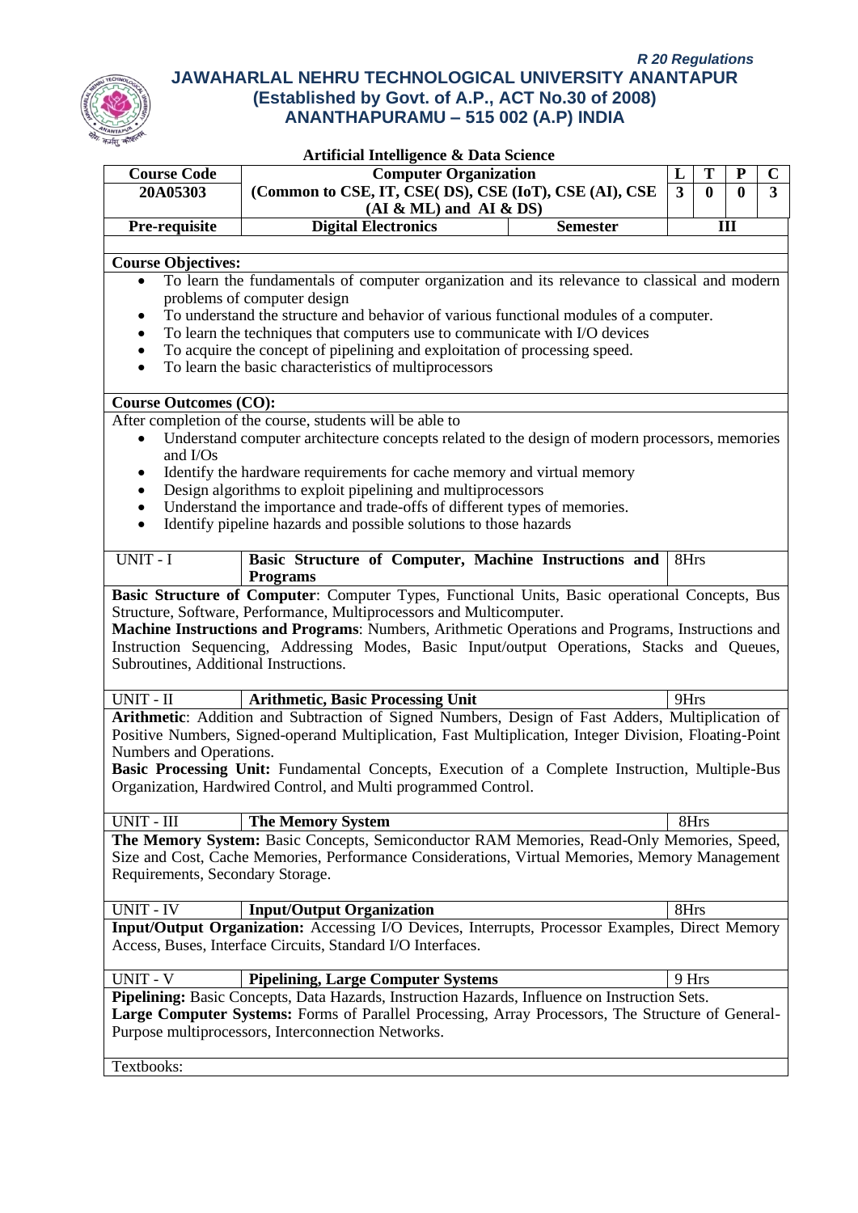*R 20 Regulations*

**JAWAHARLAL NEHRU TECHNOLOGICAL UNIVERSITY ANANTAPUR**
**(Established by Govt. of A.P., ACT No.30 of 2008)**
**ANANTHAPURAMU – 515 002 (A.P) INDIA**

**Artificial Intelligence & Data Science**

| Course Code | Computer Organization (Common to CSE, IT, CSE( DS), CSE (IoT), CSE (AI), CSE (AI & ML) and AI & DS) | | L | T | P | C |
|---|---|---|---|---|---|---|
| 20A05303 | | | 3 | 0 | 0 | 3 |
| Pre-requisite | Digital Electronics | Semester | III | | | |

**Course Objectives:**

- To learn the fundamentals of computer organization and its relevance to classical and modern problems of computer design
- To understand the structure and behavior of various functional modules of a computer.
- To learn the techniques that computers use to communicate with I/O devices
- To acquire the concept of pipelining and exploitation of processing speed.
- To learn the basic characteristics of multiprocessors

**Course Outcomes (CO):**

After completion of the course, students will be able to

- Understand computer architecture concepts related to the design of modern processors, memories and I/Os
- Identify the hardware requirements for cache memory and virtual memory
- Design algorithms to exploit pipelining and multiprocessors
- Understand the importance and trade-offs of different types of memories.
- Identify pipeline hazards and possible solutions to those hazards

| UNIT - I | Basic Structure of Computer, Machine Instructions and Programs | 8Hrs |
|---|---|---|

**Basic Structure of Computer**: Computer Types, Functional Units, Basic operational Concepts, Bus Structure, Software, Performance, Multiprocessors and Multicomputer.
**Machine Instructions and Programs**: Numbers, Arithmetic Operations and Programs, Instructions and Instruction Sequencing, Addressing Modes, Basic Input/output Operations, Stacks and Queues, Subroutines, Additional Instructions.

| UNIT - II | Arithmetic, Basic Processing Unit | 9Hrs |
|---|---|---|

**Arithmetic**: Addition and Subtraction of Signed Numbers, Design of Fast Adders, Multiplication of Positive Numbers, Signed-operand Multiplication, Fast Multiplication, Integer Division, Floating-Point Numbers and Operations.
**Basic Processing Unit:** Fundamental Concepts, Execution of a Complete Instruction, Multiple-Bus Organization, Hardwired Control, and Multi programmed Control.

| UNIT - III | The Memory System | 8Hrs |
|---|---|---|

**The Memory System:** Basic Concepts, Semiconductor RAM Memories, Read-Only Memories, Speed, Size and Cost, Cache Memories, Performance Considerations, Virtual Memories, Memory Management Requirements, Secondary Storage.

| UNIT - IV | Input/Output Organization | 8Hrs |
|---|---|---|

**Input/Output Organization:** Accessing I/O Devices, Interrupts, Processor Examples, Direct Memory Access, Buses, Interface Circuits, Standard I/O Interfaces.

| UNIT - V | Pipelining, Large Computer Systems | 9 Hrs |
|---|---|---|

**Pipelining:** Basic Concepts, Data Hazards, Instruction Hazards, Influence on Instruction Sets.
**Large Computer Systems:** Forms of Parallel Processing, Array Processors, The Structure of General-Purpose multiprocessors, Interconnection Networks.

Textbooks: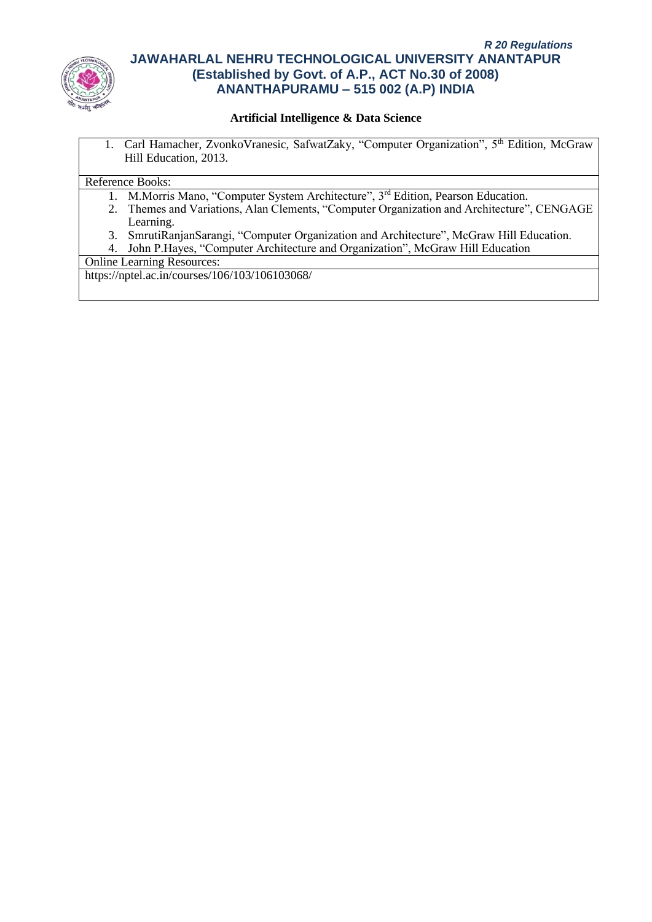**Artificial Intelligence & Data Science**

1. Carl Hamacher, ZvonkoVranesic, SafwatZaky, "Computer Organization", 5th Edition, McGraw Hill Education, 2013.

Reference Books:

1. M.Morris Mano, "Computer System Architecture", 3rd Edition, Pearson Education.
2. Themes and Variations, Alan Clements, "Computer Organization and Architecture", CENGAGE Learning.
3. SmrutiRanjanSarangi, "Computer Organization and Architecture", McGraw Hill Education.
4. John P.Hayes, "Computer Architecture and Organization", McGraw Hill Education

Online Learning Resources:

https://nptel.ac.in/courses/106/103/106103068/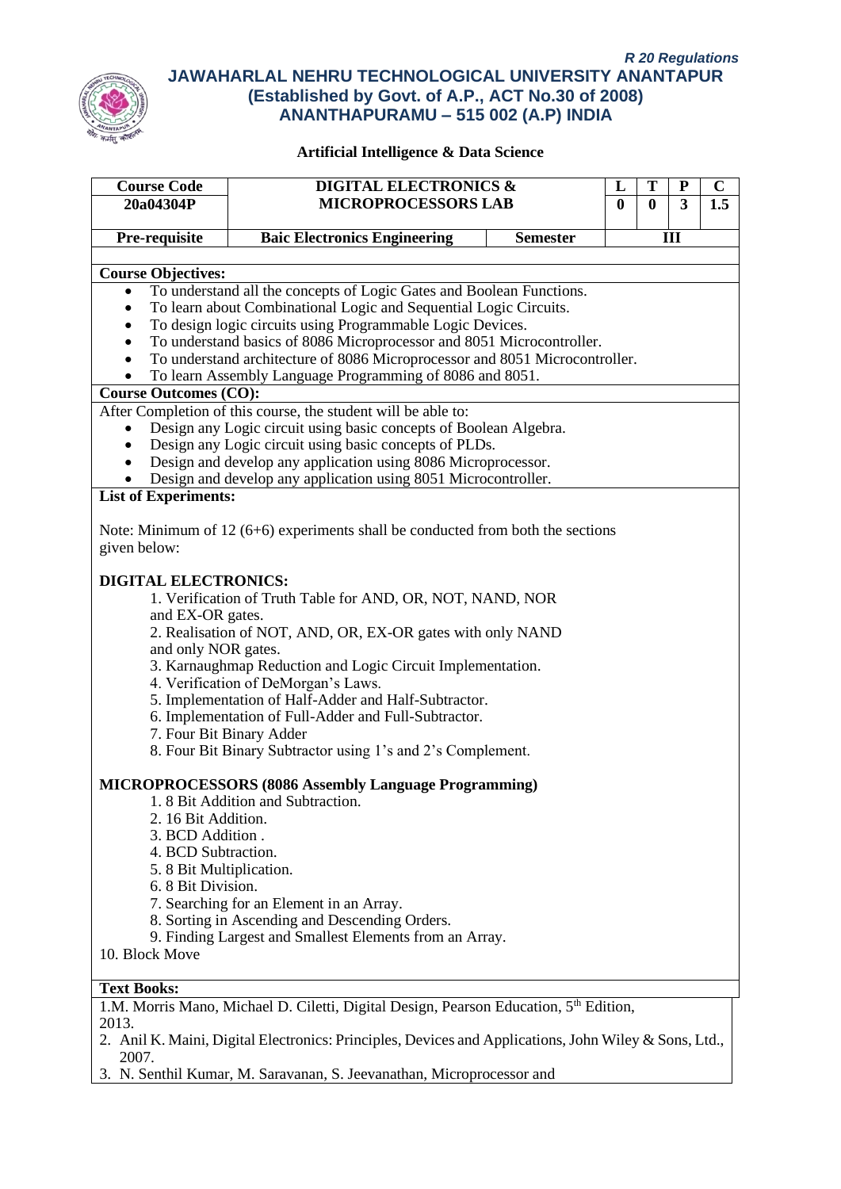*R 20 Regulations*

# JAWAHARLAL NEHRU TECHNOLOGICAL UNIVERSITY ANANTAPUR
## (Established by Govt. of A.P., ACT No.30 of 2008)
## ANANTHAPURAMU – 515 002 (A.P) INDIA

### Artificial Intelligence & Data Science

| Course Code | DIGITAL ELECTRONICS & MICROPROCESSORS LAB | | L | T | P | C |
|---|---|---|---|---|---|---|
| 20a04304P | | | 0 | 0 | 3 | 1.5 |
| Pre-requisite | Baic Electronics Engineering | Semester | III | | | |

**Course Objectives:**

- To understand all the concepts of Logic Gates and Boolean Functions.
- To learn about Combinational Logic and Sequential Logic Circuits.
- To design logic circuits using Programmable Logic Devices.
- To understand basics of 8086 Microprocessor and 8051 Microcontroller.
- To understand architecture of 8086 Microprocessor and 8051 Microcontroller.
- To learn Assembly Language Programming of 8086 and 8051.

**Course Outcomes (CO):**

After Completion of this course, the student will be able to:

- Design any Logic circuit using basic concepts of Boolean Algebra.
- Design any Logic circuit using basic concepts of PLDs.
- Design and develop any application using 8086 Microprocessor.
- Design and develop any application using 8051 Microcontroller.

**List of Experiments:**

Note: Minimum of 12 (6+6) experiments shall be conducted from both the sections given below:

**DIGITAL ELECTRONICS:**

1. Verification of Truth Table for AND, OR, NOT, NAND, NOR and EX-OR gates.
2. Realisation of NOT, AND, OR, EX-OR gates with only NAND and only NOR gates.
3. Karnaughmap Reduction and Logic Circuit Implementation.
4. Verification of DeMorgan's Laws.
5. Implementation of Half-Adder and Half-Subtractor.
6. Implementation of Full-Adder and Full-Subtractor.
7. Four Bit Binary Adder
8. Four Bit Binary Subtractor using 1's and 2's Complement.

**MICROPROCESSORS (8086 Assembly Language Programming)**

1. 8 Bit Addition and Subtraction.
2. 16 Bit Addition.
3. BCD Addition .
4. BCD Subtraction.
5. 8 Bit Multiplication.
6. 8 Bit Division.
7. Searching for an Element in an Array.
8. Sorting in Ascending and Descending Orders.
9. Finding Largest and Smallest Elements from an Array.
10. Block Move

**Text Books:**

1. M. Morris Mano, Michael D. Ciletti, Digital Design, Pearson Education, 5th Edition, 2013.
2. Anil K. Maini, Digital Electronics: Principles, Devices and Applications, John Wiley & Sons, Ltd., 2007.
3. N. Senthil Kumar, M. Saravanan, S. Jeevanathan, Microprocessor and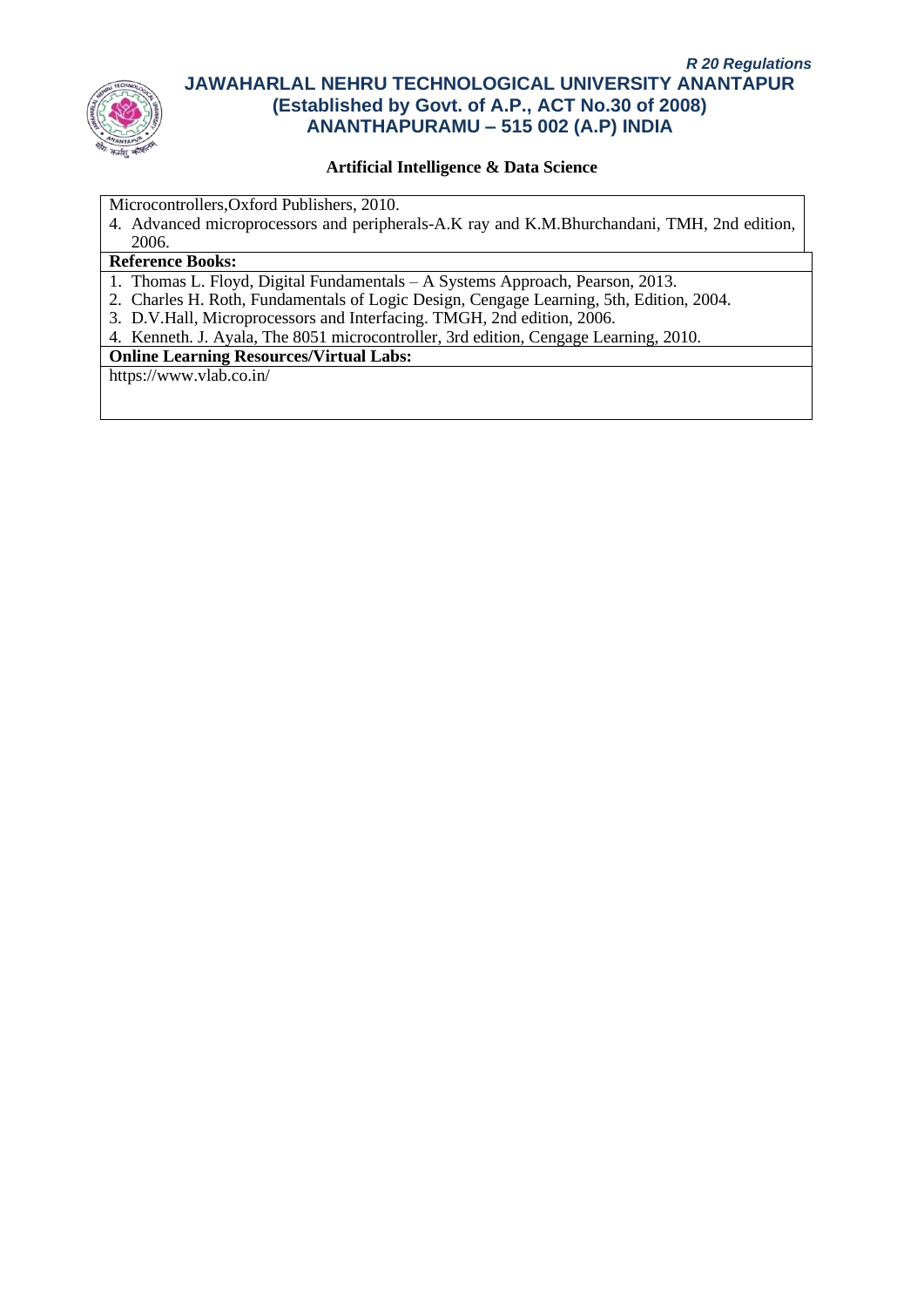Microcontrollers,Oxford Publishers, 2010.

4. Advanced microprocessors and peripherals-A.K ray and K.M.Bhurchandani, TMH, 2nd edition, 2006.

**Reference Books:**

1. Thomas L. Floyd, Digital Fundamentals – A Systems Approach, Pearson, 2013.
2. Charles H. Roth, Fundamentals of Logic Design, Cengage Learning, 5th, Edition, 2004.
3. D.V.Hall, Microprocessors and Interfacing. TMGH, 2nd edition, 2006.
4. Kenneth. J. Ayala, The 8051 microcontroller, 3rd edition, Cengage Learning, 2010.

**Online Learning Resources/Virtual Labs:**

https://www.vlab.co.in/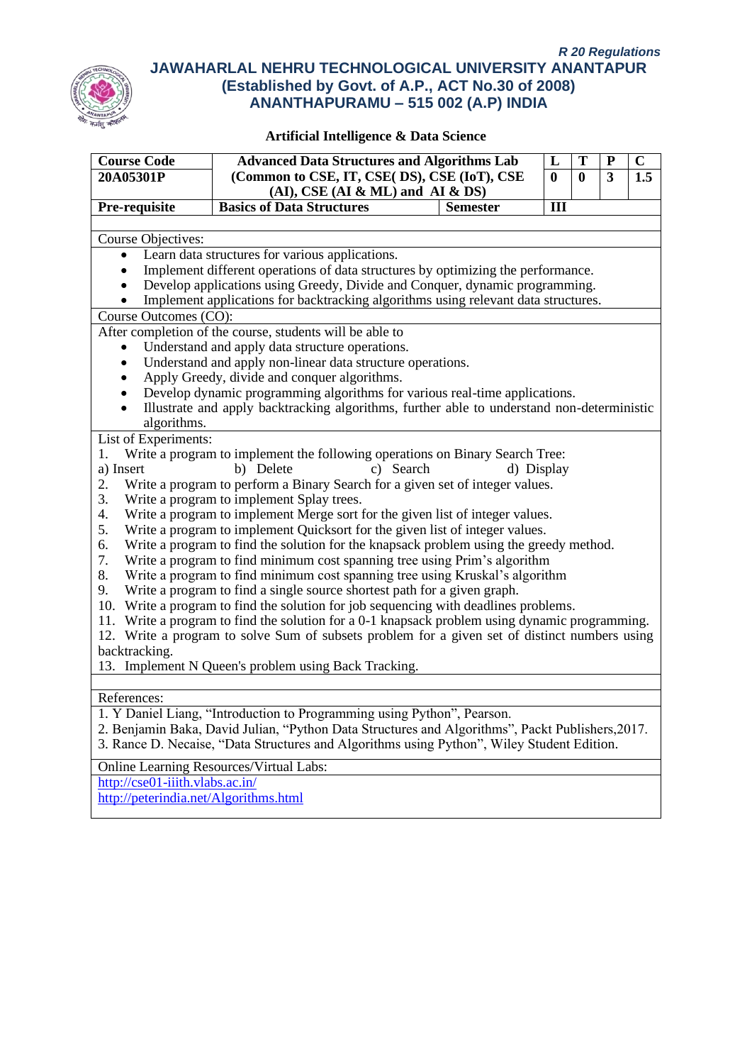*R 20 Regulations*

# JAWAHARLAL NEHRU TECHNOLOGICAL UNIVERSITY ANANTAPUR
## (Established by Govt. of A.P., ACT No.30 of 2008)
## ANANTHAPURAMU – 515 002 (A.P) INDIA

### Artificial Intelligence & Data Science

| **Course Code** | **Advanced Data Structures and Algorithms Lab** | | **L** | **T** | **P** | **C** |
|---|---|---|---|---|---|---|
| **20A05301P** | **(Common to CSE, IT, CSE( DS), CSE (IoT), CSE (AI), CSE (AI & ML) and AI & DS)** | | **0** | **0** | **3** | **1.5** |
| **Pre-requisite** | **Basics of Data Structures** | **Semester** | **III** | | | |

**Course Objectives:**

- Learn data structures for various applications.
- Implement different operations of data structures by optimizing the performance.
- Develop applications using Greedy, Divide and Conquer, dynamic programming.
- Implement applications for backtracking algorithms using relevant data structures.

**Course Outcomes (CO):**

After completion of the course, students will be able to

- Understand and apply data structure operations.
- Understand and apply non-linear data structure operations.
- Apply Greedy, divide and conquer algorithms.
- Develop dynamic programming algorithms for various real-time applications.
- Illustrate and apply backtracking algorithms, further able to understand non-deterministic algorithms.

**List of Experiments:**

1. Write a program to implement the following operations on Binary Search Tree:
   a) Insert b) Delete c) Search d) Display
2. Write a program to perform a Binary Search for a given set of integer values.
3. Write a program to implement Splay trees.
4. Write a program to implement Merge sort for the given list of integer values.
5. Write a program to implement Quicksort for the given list of integer values.
6. Write a program to find the solution for the knapsack problem using the greedy method.
7. Write a program to find minimum cost spanning tree using Prim's algorithm
8. Write a program to find minimum cost spanning tree using Kruskal's algorithm
9. Write a program to find a single source shortest path for a given graph.
10. Write a program to find the solution for job sequencing with deadlines problems.
11. Write a program to find the solution for a 0-1 knapsack problem using dynamic programming.
12. Write a program to solve Sum of subsets problem for a given set of distinct numbers using backtracking.
13. Implement N Queen's problem using Back Tracking.

**References:**

1. Y Daniel Liang, "Introduction to Programming using Python", Pearson.
2. Benjamin Baka, David Julian, "Python Data Structures and Algorithms", Packt Publishers,2017.
3. Rance D. Necaise, "Data Structures and Algorithms using Python", Wiley Student Edition.

**Online Learning Resources/Virtual Labs:**

http://cse01-iiith.vlabs.ac.in/

http://peterindia.net/Algorithms.html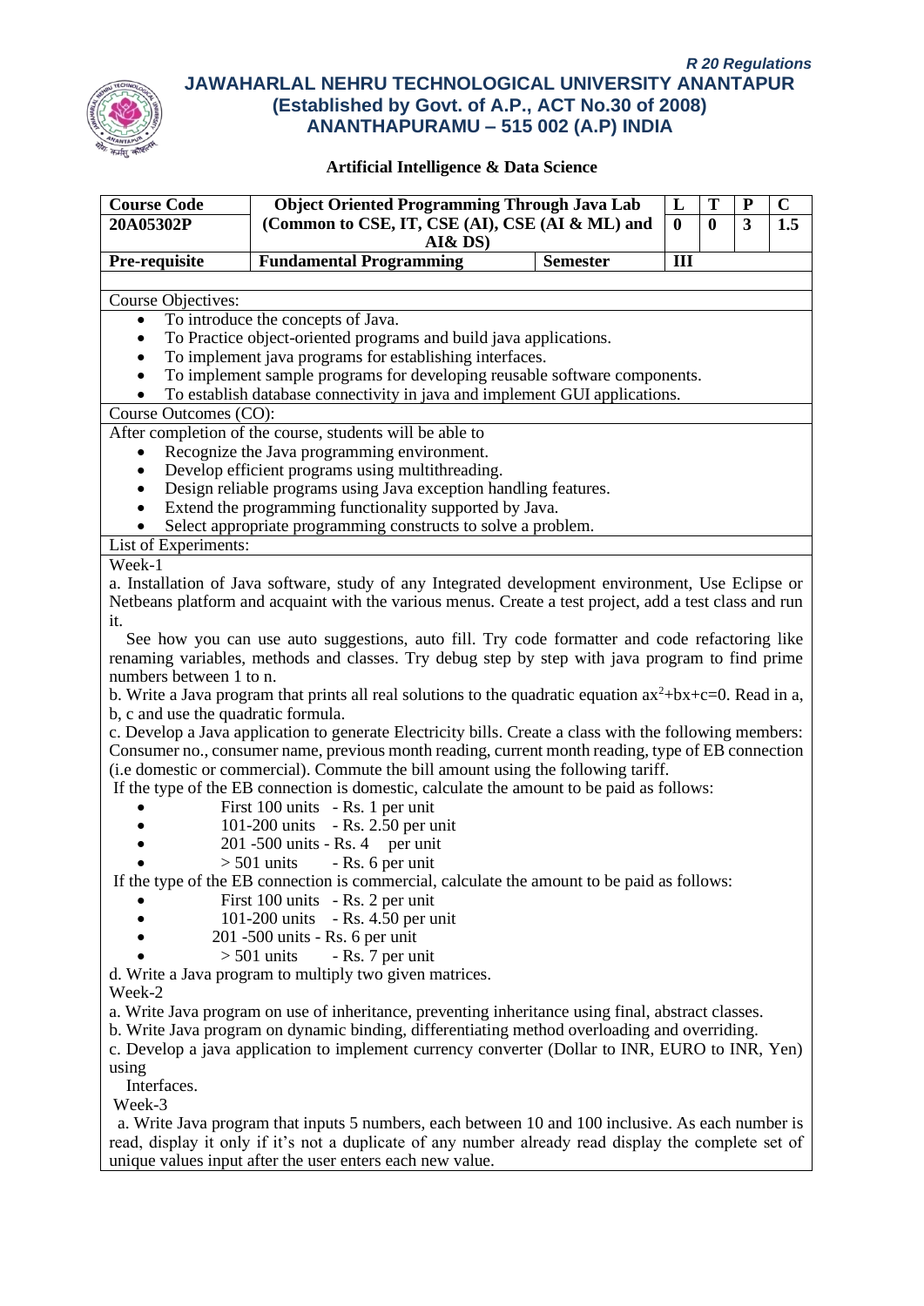R 20 Regulations

# JAWAHARLAL NEHRU TECHNOLOGICAL UNIVERSITY ANANTAPUR
## (Established by Govt. of A.P., ACT No.30 of 2008)
## ANANTHAPURAMU – 515 002 (A.P) INDIA

### Artificial Intelligence & Data Science

| Course Code | Object Oriented Programming Through Java Lab | | L | T | P | C |
|---|---|---|---|---|---|---|
| 20A05302P | (Common to CSE, IT, CSE (AI), CSE (AI & ML) and AI& DS) | | 0 | 0 | 3 | 1.5 |
| Pre-requisite | Fundamental Programming | Semester | III | | | |

Course Objectives:

- To introduce the concepts of Java.
- To Practice object-oriented programs and build java applications.
- To implement java programs for establishing interfaces.
- To implement sample programs for developing reusable software components.
- To establish database connectivity in java and implement GUI applications.

Course Outcomes (CO):

After completion of the course, students will be able to

- Recognize the Java programming environment.
- Develop efficient programs using multithreading.
- Design reliable programs using Java exception handling features.
- Extend the programming functionality supported by Java.
- Select appropriate programming constructs to solve a problem.

List of Experiments:

Week-1

a. Installation of Java software, study of any Integrated development environment, Use Eclipse or Netbeans platform and acquaint with the various menus. Create a test project, add a test class and run it.

See how you can use auto suggestions, auto fill. Try code formatter and code refactoring like renaming variables, methods and classes. Try debug step by step with java program to find prime numbers between 1 to n.

b. Write a Java program that prints all real solutions to the quadratic equation $ax^2+bx+c=0$. Read in a, b, c and use the quadratic formula.

c. Develop a Java application to generate Electricity bills. Create a class with the following members: Consumer no., consumer name, previous month reading, current month reading, type of EB connection (i.e domestic or commercial). Commute the bill amount using the following tariff.

If the type of the EB connection is domestic, calculate the amount to be paid as follows:

- First 100 units - Rs. 1 per unit
- 101-200 units - Rs. 2.50 per unit
- 201 -500 units - Rs. 4 per unit
- > 501 units - Rs. 6 per unit

If the type of the EB connection is commercial, calculate the amount to be paid as follows:

- First 100 units - Rs. 2 per unit
- 101-200 units - Rs. 4.50 per unit
- 201 -500 units - Rs. 6 per unit
- > 501 units - Rs. 7 per unit

d. Write a Java program to multiply two given matrices.

Week-2

a. Write Java program on use of inheritance, preventing inheritance using final, abstract classes.

b. Write Java program on dynamic binding, differentiating method overloading and overriding.

c. Develop a java application to implement currency converter (Dollar to INR, EURO to INR, Yen) using Interfaces.

Week-3

a. Write Java program that inputs 5 numbers, each between 10 and 100 inclusive. As each number is read, display it only if it's not a duplicate of any number already read display the complete set of unique values input after the user enters each new value.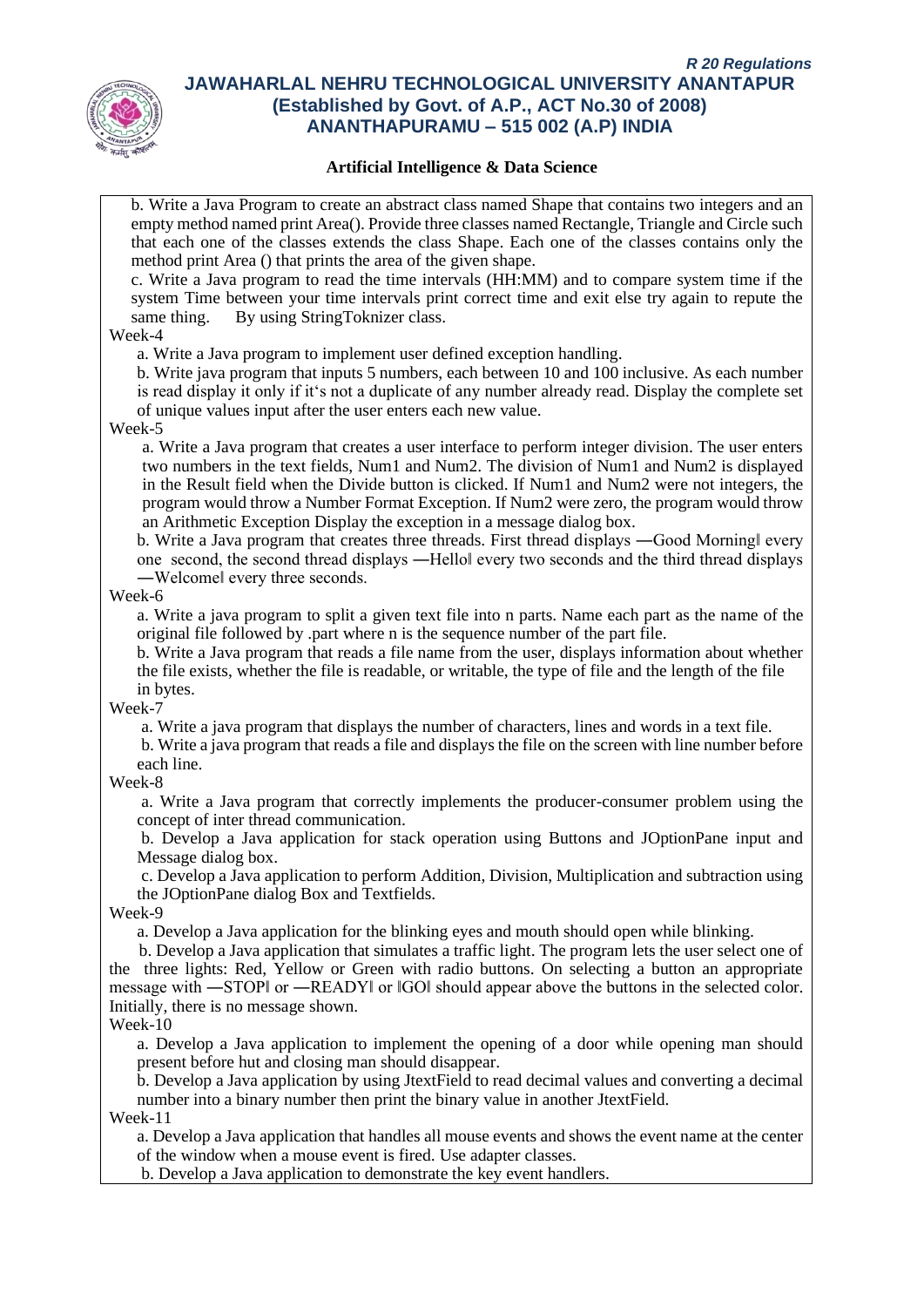**Artificial Intelligence & Data Science**

b. Write a Java Program to create an abstract class named Shape that contains two integers and an empty method named print Area(). Provide three classes named Rectangle, Triangle and Circle such that each one of the classes extends the class Shape. Each one of the classes contains only the method print Area () that prints the area of the given shape.

c. Write a Java program to read the time intervals (HH:MM) and to compare system time if the system Time between your time intervals print correct time and exit else try again to repute the same thing. By using StringToknizer class.

Week-4

a. Write a Java program to implement user defined exception handling.

b. Write java program that inputs 5 numbers, each between 10 and 100 inclusive. As each number is read display it only if it‘s not a duplicate of any number already read. Display the complete set of unique values input after the user enters each new value.

Week-5

a. Write a Java program that creates a user interface to perform integer division. The user enters two numbers in the text fields, Num1 and Num2. The division of Num1 and Num2 is displayed in the Result field when the Divide button is clicked. If Num1 and Num2 were not integers, the program would throw a Number Format Exception. If Num2 were zero, the program would throw an Arithmetic Exception Display the exception in a message dialog box.

b. Write a Java program that creates three threads. First thread displays ―Good Morning‖ every one second, the second thread displays ―Hello‖ every two seconds and the third thread displays ―Welcome‖ every three seconds.

Week-6

a. Write a java program to split a given text file into n parts. Name each part as the name of the original file followed by .part where n is the sequence number of the part file.

b. Write a Java program that reads a file name from the user, displays information about whether the file exists, whether the file is readable, or writable, the type of file and the length of the file in bytes.

Week-7

a. Write a java program that displays the number of characters, lines and words in a text file.

b. Write a java program that reads a file and displays the file on the screen with line number before each line.

Week-8

a. Write a Java program that correctly implements the producer-consumer problem using the concept of inter thread communication.

b. Develop a Java application for stack operation using Buttons and JOptionPane input and Message dialog box.

c. Develop a Java application to perform Addition, Division, Multiplication and subtraction using the JOptionPane dialog Box and Textfields.

Week-9

a. Develop a Java application for the blinking eyes and mouth should open while blinking.

b. Develop a Java application that simulates a traffic light. The program lets the user select one of the three lights: Red, Yellow or Green with radio buttons. On selecting a button an appropriate message with ―STOP‖ or ―READY‖ or ‖GO‖ should appear above the buttons in the selected color. Initially, there is no message shown.

Week-10

a. Develop a Java application to implement the opening of a door while opening man should present before hut and closing man should disappear.

b. Develop a Java application by using JtextField to read decimal values and converting a decimal number into a binary number then print the binary value in another JtextField.

Week-11

a. Develop a Java application that handles all mouse events and shows the event name at the center of the window when a mouse event is fired. Use adapter classes.

b. Develop a Java application to demonstrate the key event handlers.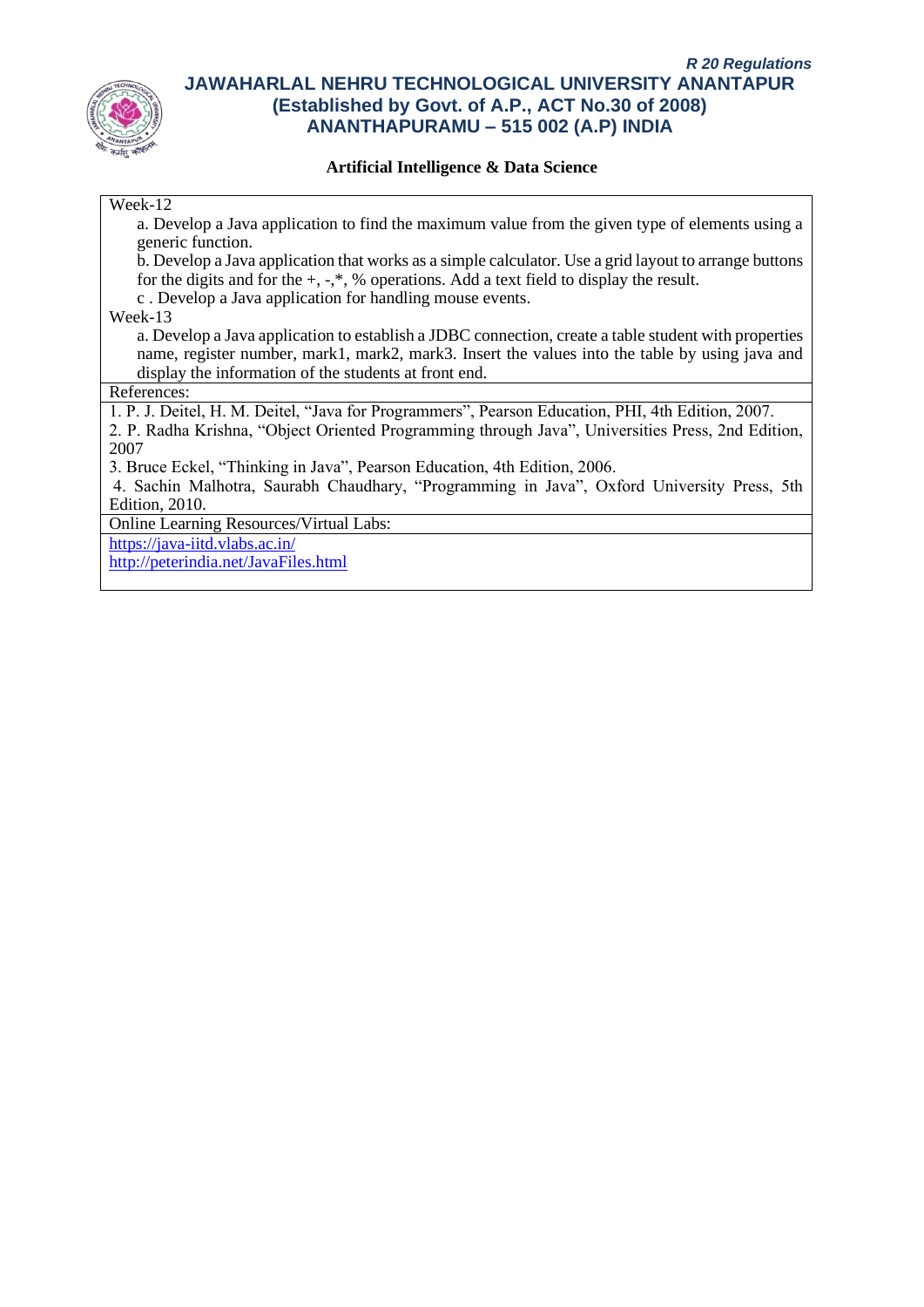Artificial Intelligence & Data Science

Week-12

a. Develop a Java application to find the maximum value from the given type of elements using a generic function.

b. Develop a Java application that works as a simple calculator. Use a grid layout to arrange buttons for the digits and for the +, -,*, % operations. Add a text field to display the result.

c . Develop a Java application for handling mouse events.

Week-13

a. Develop a Java application to establish a JDBC connection, create a table student with properties name, register number, mark1, mark2, mark3. Insert the values into the table by using java and display the information of the students at front end.

References:

1. P. J. Deitel, H. M. Deitel, "Java for Programmers", Pearson Education, PHI, 4th Edition, 2007.
2. P. Radha Krishna, "Object Oriented Programming through Java", Universities Press, 2nd Edition, 2007
3. Bruce Eckel, "Thinking in Java", Pearson Education, 4th Edition, 2006.
4. Sachin Malhotra, Saurabh Chaudhary, "Programming in Java", Oxford University Press, 5th Edition, 2010.

Online Learning Resources/Virtual Labs:

https://java-iitd.vlabs.ac.in/

http://peterindia.net/JavaFiles.html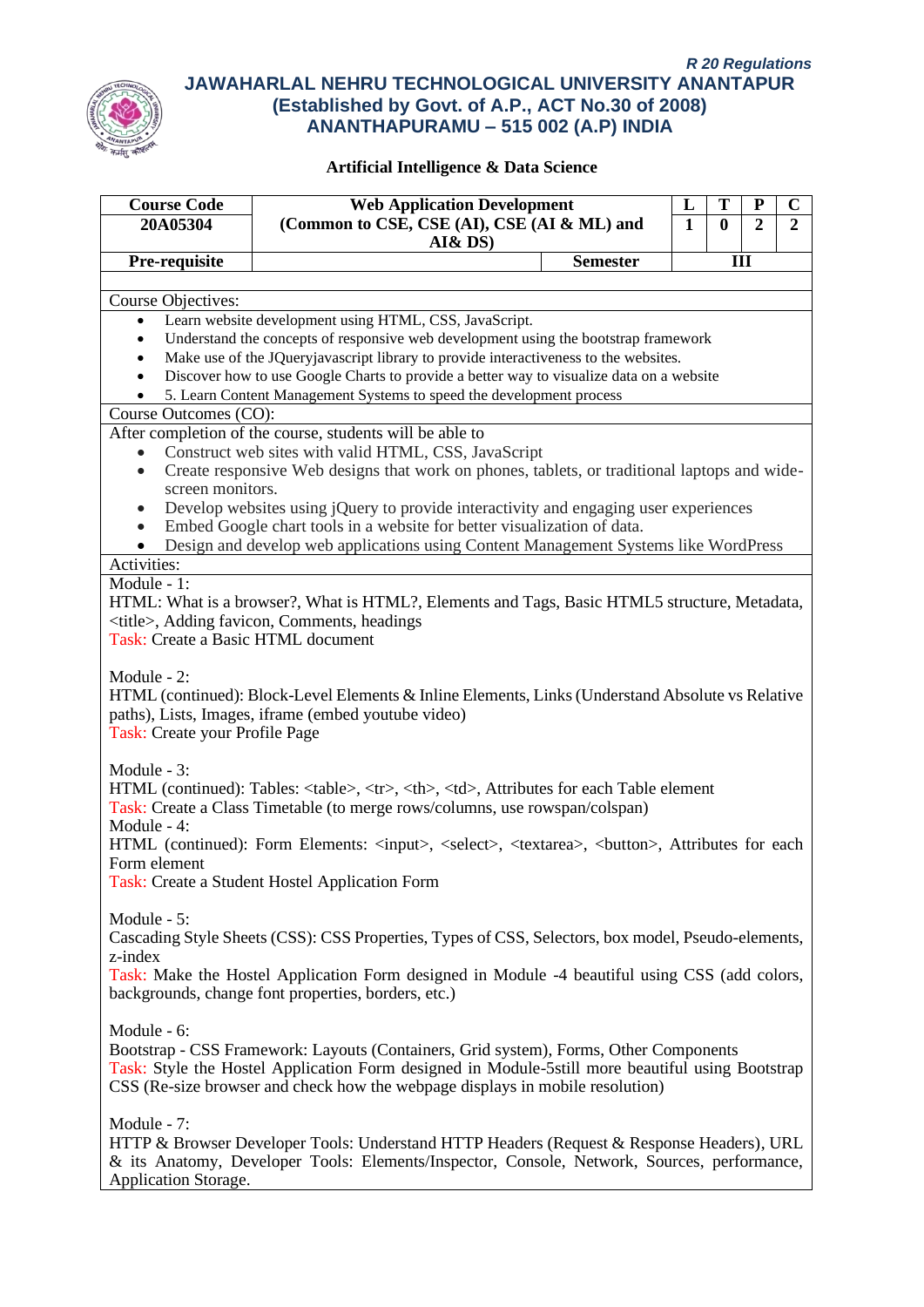*R 20 Regulations*

**JAWAHARLAL NEHRU TECHNOLOGICAL UNIVERSITY ANANTAPUR**
**(Established by Govt. of A.P., ACT No.30 of 2008)**
**ANANTHAPURAMU – 515 002 (A.P) INDIA**

**Artificial Intelligence & Data Science**

| Course Code | Web Application Development (Common to CSE, CSE (AI), CSE (AI & ML) and AI& DS) | | L | T | P | C |
|---|---|---|---|---|---|---|
| 20A05304 | | | 1 | 0 | 2 | 2 |
| Pre-requisite | | Semester | III | | | |

Course Objectives:

- Learn website development using HTML, CSS, JavaScript.
- Understand the concepts of responsive web development using the bootstrap framework
- Make use of the JQueryjavascript library to provide interactiveness to the websites.
- Discover how to use Google Charts to provide a better way to visualize data on a website
- 5. Learn Content Management Systems to speed the development process

Course Outcomes (CO):

After completion of the course, students will be able to

- Construct web sites with valid HTML, CSS, JavaScript
- Create responsive Web designs that work on phones, tablets, or traditional laptops and wide-screen monitors.
- Develop websites using jQuery to provide interactivity and engaging user experiences
- Embed Google chart tools in a website for better visualization of data.
- Design and develop web applications using Content Management Systems like WordPress

Activities:

Module - 1:
HTML: What is a browser?, What is HTML?, Elements and Tags, Basic HTML5 structure, Metadata, <title>, Adding favicon, Comments, headings
Task: Create a Basic HTML document

Module - 2:
HTML (continued): Block-Level Elements & Inline Elements, Links (Understand Absolute vs Relative paths), Lists, Images, iframe (embed youtube video)
Task: Create your Profile Page

Module - 3:
HTML (continued): Tables: <table>, <tr>, <th>, <td>, Attributes for each Table element
Task: Create a Class Timetable (to merge rows/columns, use rowspan/colspan)

Module - 4:
HTML (continued): Form Elements: <input>, <select>, <textarea>, <button>, Attributes for each Form element
Task: Create a Student Hostel Application Form

Module - 5:
Cascading Style Sheets (CSS): CSS Properties, Types of CSS, Selectors, box model, Pseudo-elements, z-index
Task: Make the Hostel Application Form designed in Module -4 beautiful using CSS (add colors, backgrounds, change font properties, borders, etc.)

Module - 6:
Bootstrap - CSS Framework: Layouts (Containers, Grid system), Forms, Other Components
Task: Style the Hostel Application Form designed in Module-5still more beautiful using Bootstrap CSS (Re-size browser and check how the webpage displays in mobile resolution)

Module - 7:
HTTP & Browser Developer Tools: Understand HTTP Headers (Request & Response Headers), URL & its Anatomy, Developer Tools: Elements/Inspector, Console, Network, Sources, performance, Application Storage.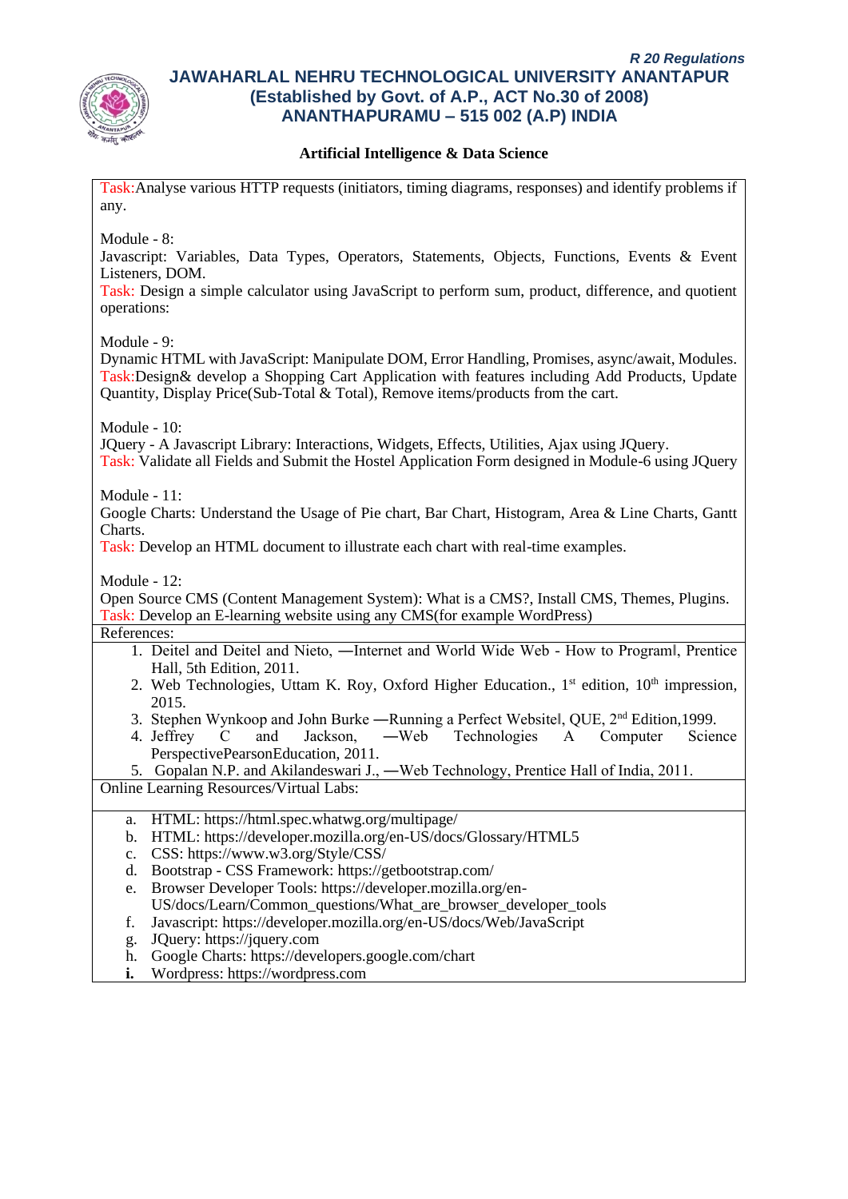Task: Analyse various HTTP requests (initiators, timing diagrams, responses) and identify problems if any.

Module - 8:
Javascript: Variables, Data Types, Operators, Statements, Objects, Functions, Events & Event Listeners, DOM.
Task: Design a simple calculator using JavaScript to perform sum, product, difference, and quotient operations:

Module - 9:
Dynamic HTML with JavaScript: Manipulate DOM, Error Handling, Promises, async/await, Modules.
Task: Design& develop a Shopping Cart Application with features including Add Products, Update Quantity, Display Price(Sub-Total & Total), Remove items/products from the cart.

Module - 10:
JQuery - A Javascript Library: Interactions, Widgets, Effects, Utilities, Ajax using JQuery.
Task: Validate all Fields and Submit the Hostel Application Form designed in Module-6 using JQuery

Module - 11:
Google Charts: Understand the Usage of Pie chart, Bar Chart, Histogram, Area & Line Charts, Gantt Charts.
Task: Develop an HTML document to illustrate each chart with real-time examples.

Module - 12:
Open Source CMS (Content Management System): What is a CMS?, Install CMS, Themes, Plugins.
Task: Develop an E-learning website using any CMS(for example WordPress)

References:

1. Deitel and Deitel and Nieto, ―Internet and World Wide Web - How to Program‖, Prentice Hall, 5th Edition, 2011.
2. Web Technologies, Uttam K. Roy, Oxford Higher Education., 1st edition, 10th impression, 2015.
3. Stephen Wynkoop and John Burke ―Running a Perfect Website‖, QUE, 2nd Edition,1999.
4. Jeffrey C and Jackson, ―Web Technologies A Computer Science PerspectivePearsonEducation, 2011.
5. Gopalan N.P. and Akilandeswari J., ―Web Technology, Prentice Hall of India, 2011.

Online Learning Resources/Virtual Labs:

a. HTML: https://html.spec.whatwg.org/multipage/
b. HTML: https://developer.mozilla.org/en-US/docs/Glossary/HTML5
c. CSS: https://www.w3.org/Style/CSS/
d. Bootstrap - CSS Framework: https://getbootstrap.com/
e. Browser Developer Tools: https://developer.mozilla.org/en-US/docs/Learn/Common_questions/What_are_browser_developer_tools
f. Javascript: https://developer.mozilla.org/en-US/docs/Web/JavaScript
g. JQuery: https://jquery.com
h. Google Charts: https://developers.google.com/chart
i. Wordpress: https://wordpress.com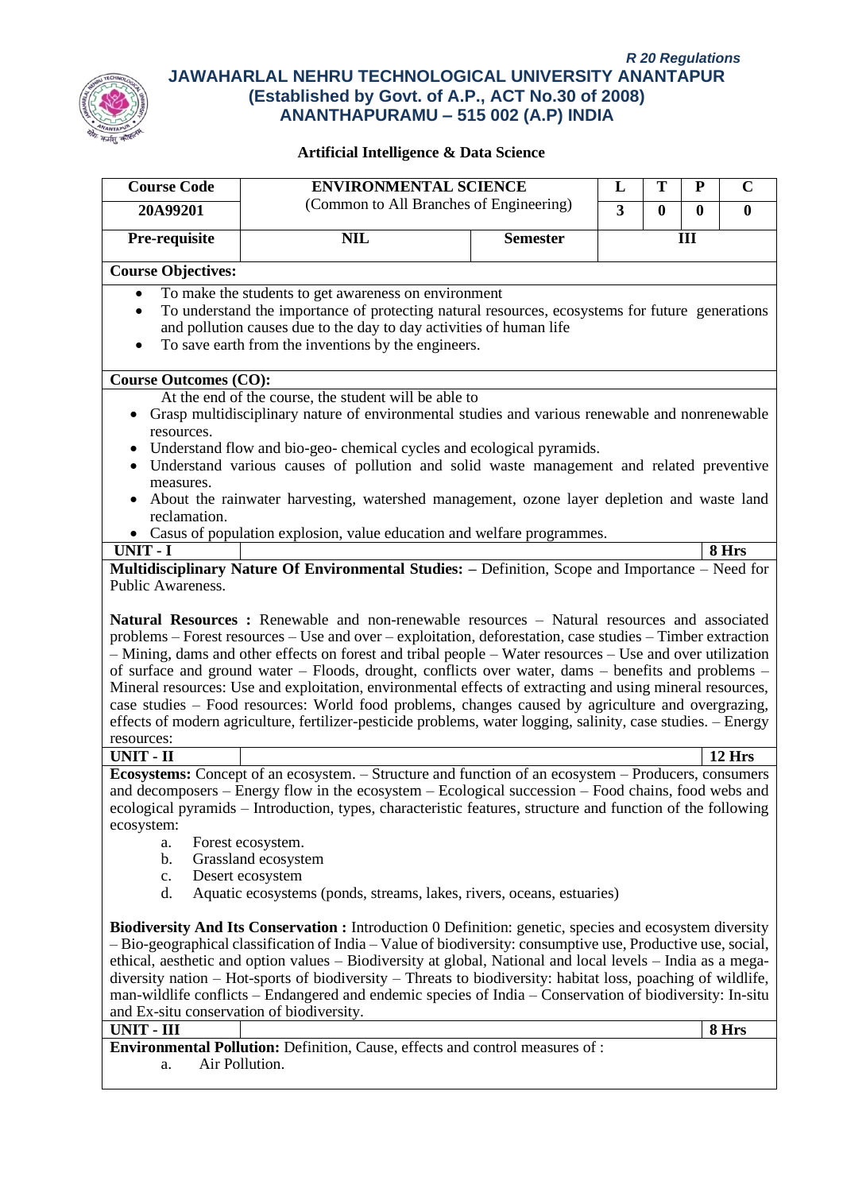R 20 Regulations

# JAWAHARLAL NEHRU TECHNOLOGICAL UNIVERSITY ANANTAPUR
## (Established by Govt. of A.P., ACT No.30 of 2008)
## ANANTHAPURAMU – 515 002 (A.P) INDIA

**Artificial Intelligence & Data Science**

| Course Code | ENVIRONMENTAL SCIENCE | | L | T | P | C |
|---|---|---|---|---|---|---|
| 20A99201 | (Common to All Branches of Engineering) | | 3 | 0 | 0 | 0 |
| Pre-requisite | NIL | Semester | III | | | |

**Course Objectives:**

- To make the students to get awareness on environment
- To understand the importance of protecting natural resources, ecosystems for future generations and pollution causes due to the day to day activities of human life
- To save earth from the inventions by the engineers.

**Course Outcomes (CO):**

At the end of the course, the student will be able to

- Grasp multidisciplinary nature of environmental studies and various renewable and nonrenewable resources.
- Understand flow and bio-geo- chemical cycles and ecological pyramids.
- Understand various causes of pollution and solid waste management and related preventive measures.
- About the rainwater harvesting, watershed management, ozone layer depletion and waste land reclamation.
- Casus of population explosion, value education and welfare programmes.

**UNIT - I** — **8 Hrs**

**Multidisciplinary Nature Of Environmental Studies: –** Definition, Scope and Importance – Need for Public Awareness.

**Natural Resources :** Renewable and non-renewable resources – Natural resources and associated problems – Forest resources – Use and over – exploitation, deforestation, case studies – Timber extraction – Mining, dams and other effects on forest and tribal people – Water resources – Use and over utilization of surface and ground water – Floods, drought, conflicts over water, dams – benefits and problems – Mineral resources: Use and exploitation, environmental effects of extracting and using mineral resources, case studies – Food resources: World food problems, changes caused by agriculture and overgrazing, effects of modern agriculture, fertilizer-pesticide problems, water logging, salinity, case studies. – Energy resources:

**UNIT - II** — **12 Hrs**

**Ecosystems:** Concept of an ecosystem. – Structure and function of an ecosystem – Producers, consumers and decomposers – Energy flow in the ecosystem – Ecological succession – Food chains, food webs and ecological pyramids – Introduction, types, characteristic features, structure and function of the following ecosystem:

a. Forest ecosystem.
b. Grassland ecosystem
c. Desert ecosystem
d. Aquatic ecosystems (ponds, streams, lakes, rivers, oceans, estuaries)

**Biodiversity And Its Conservation :** Introduction 0 Definition: genetic, species and ecosystem diversity – Bio-geographical classification of India – Value of biodiversity: consumptive use, Productive use, social, ethical, aesthetic and option values – Biodiversity at global, National and local levels – India as a mega-diversity nation – Hot-sports of biodiversity – Threats to biodiversity: habitat loss, poaching of wildlife, man-wildlife conflicts – Endangered and endemic species of India – Conservation of biodiversity: In-situ and Ex-situ conservation of biodiversity.

**UNIT - III** — **8 Hrs**

**Environmental Pollution:** Definition, Cause, effects and control measures of :

a. Air Pollution.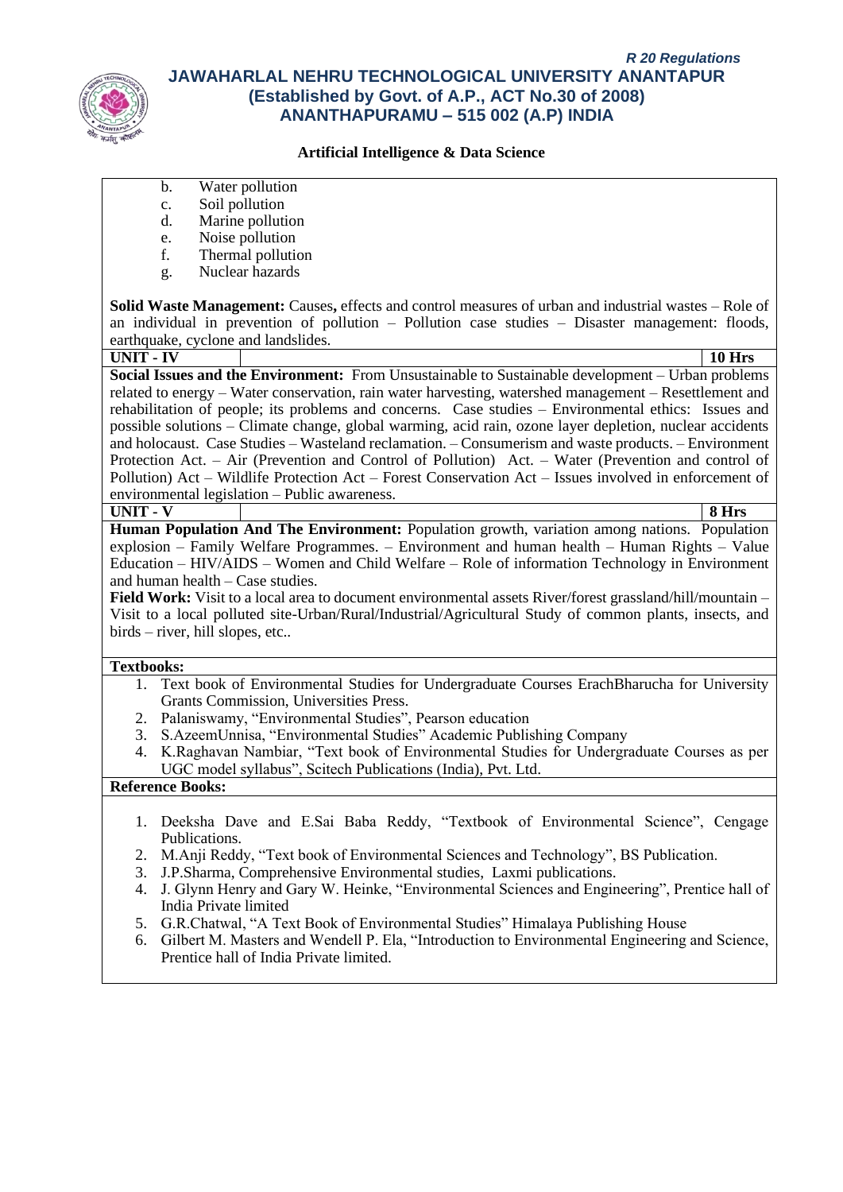b. Water pollution
c. Soil pollution
d. Marine pollution
e. Noise pollution
f. Thermal pollution
g. Nuclear hazards

**Solid Waste Management:** Causes**,** effects and control measures of urban and industrial wastes – Role of an individual in prevention of pollution – Pollution case studies – Disaster management: floods, earthquake, cyclone and landslides.

| **UNIT - IV** | | **10 Hrs** |
|---|---|---|

**Social Issues and the Environment:** From Unsustainable to Sustainable development – Urban problems related to energy – Water conservation, rain water harvesting, watershed management – Resettlement and rehabilitation of people; its problems and concerns. Case studies – Environmental ethics: Issues and possible solutions – Climate change, global warming, acid rain, ozone layer depletion, nuclear accidents and holocaust. Case Studies – Wasteland reclamation. – Consumerism and waste products. – Environment Protection Act. – Air (Prevention and Control of Pollution) Act. – Water (Prevention and control of Pollution) Act – Wildlife Protection Act – Forest Conservation Act – Issues involved in enforcement of environmental legislation – Public awareness.

| **UNIT - V** | | **8 Hrs** |
|---|---|---|

**Human Population And The Environment:** Population growth, variation among nations. Population explosion – Family Welfare Programmes. – Environment and human health – Human Rights – Value Education – HIV/AIDS – Women and Child Welfare – Role of information Technology in Environment and human health – Case studies.

**Field Work:** Visit to a local area to document environmental assets River/forest grassland/hill/mountain – Visit to a local polluted site-Urban/Rural/Industrial/Agricultural Study of common plants, insects, and birds – river, hill slopes, etc..

**Textbooks:**

1. Text book of Environmental Studies for Undergraduate Courses ErachBharucha for University Grants Commission, Universities Press.
2. Palaniswamy, "Environmental Studies", Pearson education
3. S.AzeemUnnisa, "Environmental Studies" Academic Publishing Company
4. K.Raghavan Nambiar, "Text book of Environmental Studies for Undergraduate Courses as per UGC model syllabus", Scitech Publications (India), Pvt. Ltd.

**Reference Books:**

1. Deeksha Dave and E.Sai Baba Reddy, "Textbook of Environmental Science", Cengage Publications.
2. M.Anji Reddy, "Text book of Environmental Sciences and Technology", BS Publication.
3. J.P.Sharma, Comprehensive Environmental studies, Laxmi publications.
4. J. Glynn Henry and Gary W. Heinke, "Environmental Sciences and Engineering", Prentice hall of India Private limited
5. G.R.Chatwal, "A Text Book of Environmental Studies" Himalaya Publishing House
6. Gilbert M. Masters and Wendell P. Ela, "Introduction to Environmental Engineering and Science, Prentice hall of India Private limited.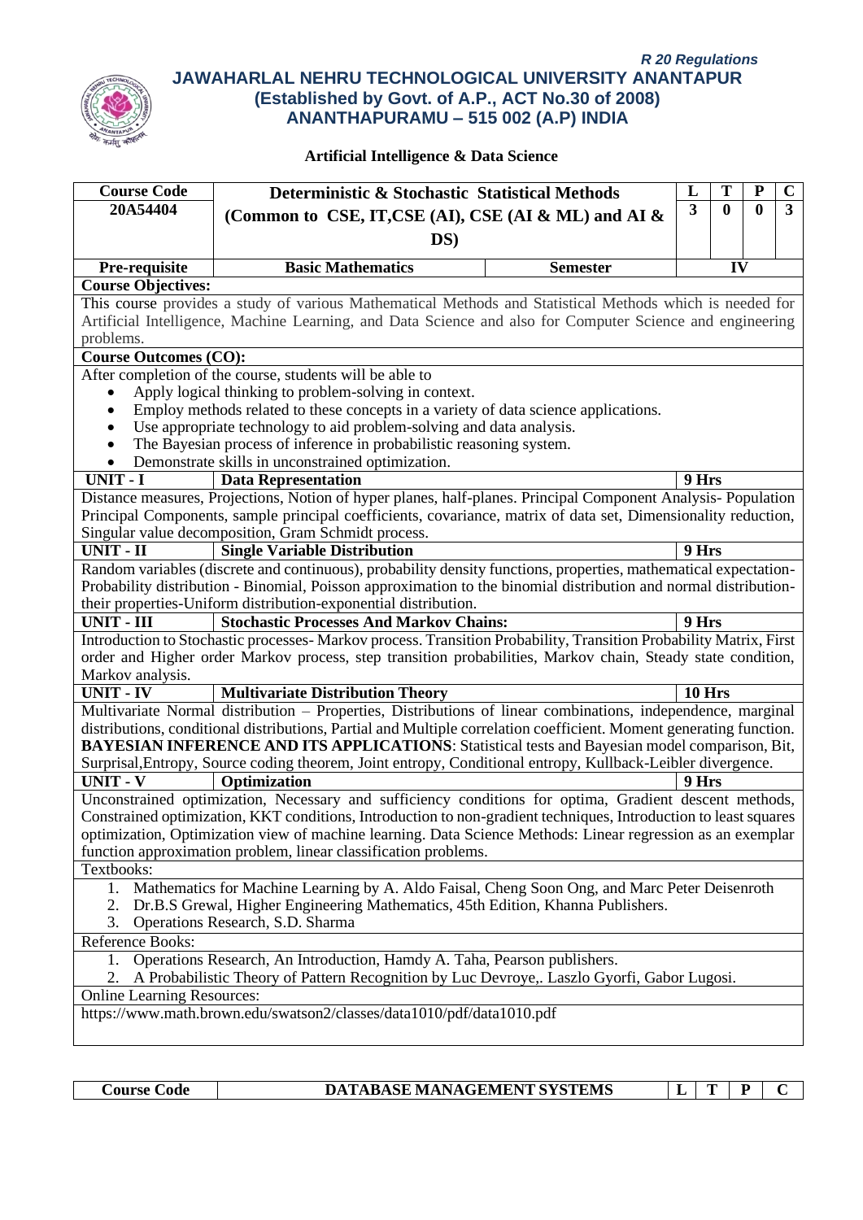R 20 Regulations

# JAWAHARLAL NEHRU TECHNOLOGICAL UNIVERSITY ANANTAPUR
## (Established by Govt. of A.P., ACT No.30 of 2008)
## ANANTHAPURAMU – 515 002 (A.P) INDIA

### Artificial Intelligence & Data Science

| Course Code | Deterministic & Stochastic Statistical Methods (Common to CSE, IT,CSE (AI), CSE (AI & ML) and AI & DS) | | L | T | P | C |
|---|---|---|---|---|---|---|
| 20A54404 | | | 3 | 0 | 0 | 3 |
| **Pre-requisite** | **Basic Mathematics** | **Semester** | **IV** | | | |

**Course Objectives:**

This course provides a study of various Mathematical Methods and Statistical Methods which is needed for Artificial Intelligence, Machine Learning, and Data Science and also for Computer Science and engineering problems.

**Course Outcomes (CO):**

After completion of the course, students will be able to

- Apply logical thinking to problem-solving in context.
- Employ methods related to these concepts in a variety of data science applications.
- Use appropriate technology to aid problem-solving and data analysis.
- The Bayesian process of inference in probabilistic reasoning system.
- Demonstrate skills in unconstrained optimization.

| UNIT - I | Data Representation | 9 Hrs |
|---|---|---|

Distance measures, Projections, Notion of hyper planes, half-planes. Principal Component Analysis- Population Principal Components, sample principal coefficients, covariance, matrix of data set, Dimensionality reduction, Singular value decomposition, Gram Schmidt process.

| UNIT - II | Single Variable Distribution | 9 Hrs |
|---|---|---|

Random variables (discrete and continuous), probability density functions, properties, mathematical expectation-Probability distribution - Binomial, Poisson approximation to the binomial distribution and normal distribution-their properties-Uniform distribution-exponential distribution.

| UNIT - III | Stochastic Processes And Markov Chains: | 9 Hrs |
|---|---|---|

Introduction to Stochastic processes- Markov process. Transition Probability, Transition Probability Matrix, First order and Higher order Markov process, step transition probabilities, Markov chain, Steady state condition, Markov analysis.

| UNIT - IV | Multivariate Distribution Theory | 10 Hrs |
|---|---|---|

Multivariate Normal distribution – Properties, Distributions of linear combinations, independence, marginal distributions, conditional distributions, Partial and Multiple correlation coefficient. Moment generating function.
**BAYESIAN INFERENCE AND ITS APPLICATIONS**: Statistical tests and Bayesian model comparison, Bit, Surprisal,Entropy, Source coding theorem, Joint entropy, Conditional entropy, Kullback-Leibler divergence.

| UNIT - V | Optimization | 9 Hrs |
|---|---|---|

Unconstrained optimization, Necessary and sufficiency conditions for optima, Gradient descent methods, Constrained optimization, KKT conditions, Introduction to non-gradient techniques, Introduction to least squares optimization, Optimization view of machine learning. Data Science Methods: Linear regression as an exemplar function approximation problem, linear classification problems.

Textbooks:

1. Mathematics for Machine Learning by A. Aldo Faisal, Cheng Soon Ong, and Marc Peter Deisenroth
2. Dr.B.S Grewal, Higher Engineering Mathematics, 45th Edition, Khanna Publishers.
3. Operations Research, S.D. Sharma

Reference Books:

1. Operations Research, An Introduction, Hamdy A. Taha, Pearson publishers.
2. A Probabilistic Theory of Pattern Recognition by Luc Devroye,. Laszlo Gyorfi, Gabor Lugosi.

Online Learning Resources:

https://www.math.brown.edu/swatson2/classes/data1010/pdf/data1010.pdf

| Course Code | DATABASE MANAGEMENT SYSTEMS | L | T | P | C |
|---|---|---|---|---|---|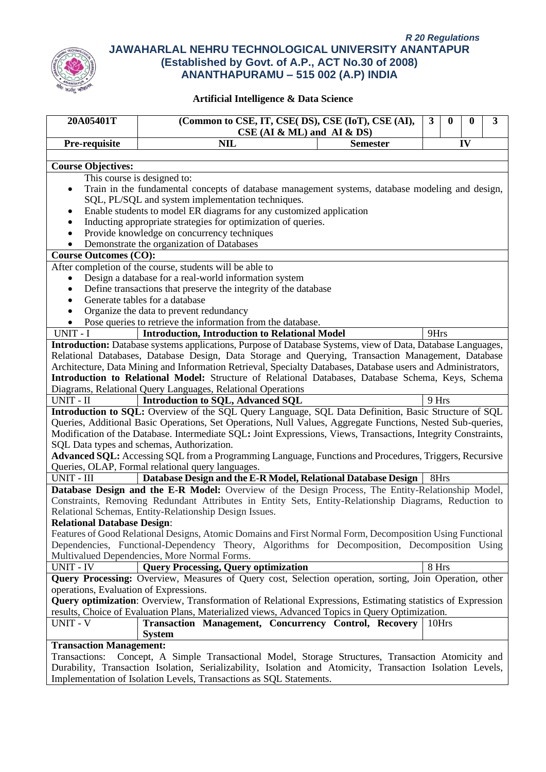*R 20 Regulations*

**JAWAHARLAL NEHRU TECHNOLOGICAL UNIVERSITY ANANTAPUR**
**(Established by Govt. of A.P., ACT No.30 of 2008)**
**ANANTHAPURAMU – 515 002 (A.P) INDIA**

**Artificial Intelligence & Data Science**

| 20A05401T | (Common to CSE, IT, CSE( DS), CSE (IoT), CSE (AI), CSE (AI & ML) and AI & DS) | | 3 | 0 | 0 | 3 |
|---|---|---|---|---|---|---|
| **Pre-requisite** | **NIL** | **Semester** | **IV** | | | |

**Course Objectives:**

This course is designed to:

- Train in the fundamental concepts of database management systems, database modeling and design, SQL, PL/SQL and system implementation techniques.
- Enable students to model ER diagrams for any customized application
- Inducting appropriate strategies for optimization of queries.
- Provide knowledge on concurrency techniques
- Demonstrate the organization of Databases

**Course Outcomes (CO):**

After completion of the course, students will be able to

- Design a database for a real-world information system
- Define transactions that preserve the integrity of the database
- Generate tables for a database
- Organize the data to prevent redundancy
- Pose queries to retrieve the information from the database.

| UNIT - I | Introduction, Introduction to Relational Model | 9Hrs |
|---|---|---|

**Introduction:** Database systems applications, Purpose of Database Systems, view of Data, Database Languages, Relational Databases, Database Design, Data Storage and Querying, Transaction Management, Database Architecture, Data Mining and Information Retrieval, Specialty Databases, Database users and Administrators, **Introduction to Relational Model:** Structure of Relational Databases, Database Schema, Keys, Schema Diagrams, Relational Query Languages, Relational Operations

| UNIT - II | Introduction to SQL, Advanced SQL | 9 Hrs |
|---|---|---|

**Introduction to SQL:** Overview of the SQL Query Language, SQL Data Definition, Basic Structure of SQL Queries, Additional Basic Operations, Set Operations, Null Values, Aggregate Functions, Nested Sub-queries, Modification of the Database. Intermediate SQL**:** Joint Expressions, Views, Transactions, Integrity Constraints, SQL Data types and schemas, Authorization.

**Advanced SQL:** Accessing SQL from a Programming Language, Functions and Procedures, Triggers, Recursive Queries, OLAP, Formal relational query languages.

| UNIT - III | Database Design and the E-R Model, Relational Database Design | 8Hrs |
|---|---|---|

**Database Design and the E-R Model:** Overview of the Design Process, The Entity-Relationship Model, Constraints, Removing Redundant Attributes in Entity Sets, Entity-Relationship Diagrams, Reduction to Relational Schemas, Entity-Relationship Design Issues.

**Relational Database Design**:

Features of Good Relational Designs, Atomic Domains and First Normal Form, Decomposition Using Functional Dependencies, Functional-Dependency Theory, Algorithms for Decomposition, Decomposition Using Multivalued Dependencies, More Normal Forms.

| UNIT - IV | Query Processing, Query optimization | 8 Hrs |
|---|---|---|

**Query Processing:** Overview, Measures of Query cost, Selection operation, sorting, Join Operation, other operations, Evaluation of Expressions.

**Query optimization**: Overview, Transformation of Relational Expressions, Estimating statistics of Expression results, Choice of Evaluation Plans, Materialized views, Advanced Topics in Query Optimization.

| UNIT - V | Transaction Management, Concurrency Control, Recovery System | 10Hrs |
|---|---|---|

**Transaction Management:**

Transactions: Concept, A Simple Transactional Model, Storage Structures, Transaction Atomicity and Durability, Transaction Isolation, Serializability, Isolation and Atomicity, Transaction Isolation Levels, Implementation of Isolation Levels, Transactions as SQL Statements.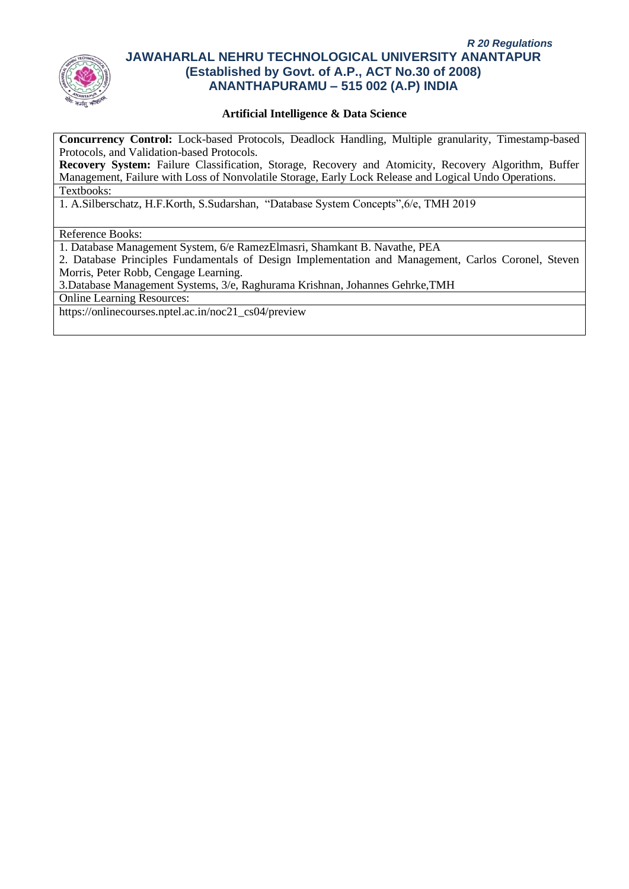**Artificial Intelligence & Data Science**

**Concurrency Control:** Lock-based Protocols, Deadlock Handling, Multiple granularity, Timestamp-based Protocols, and Validation-based Protocols.

**Recovery System:** Failure Classification, Storage, Recovery and Atomicity, Recovery Algorithm, Buffer Management, Failure with Loss of Nonvolatile Storage, Early Lock Release and Logical Undo Operations.

Textbooks:

1. A.Silberschatz, H.F.Korth, S.Sudarshan, "Database System Concepts",6/e, TMH 2019

Reference Books:

1. Database Management System, 6/e RamezElmasri, Shamkant B. Navathe, PEA
2. Database Principles Fundamentals of Design Implementation and Management, Carlos Coronel, Steven Morris, Peter Robb, Cengage Learning.
3. Database Management Systems, 3/e, Raghurama Krishnan, Johannes Gehrke,TMH

Online Learning Resources:

https://onlinecourses.nptel.ac.in/noc21_cs04/preview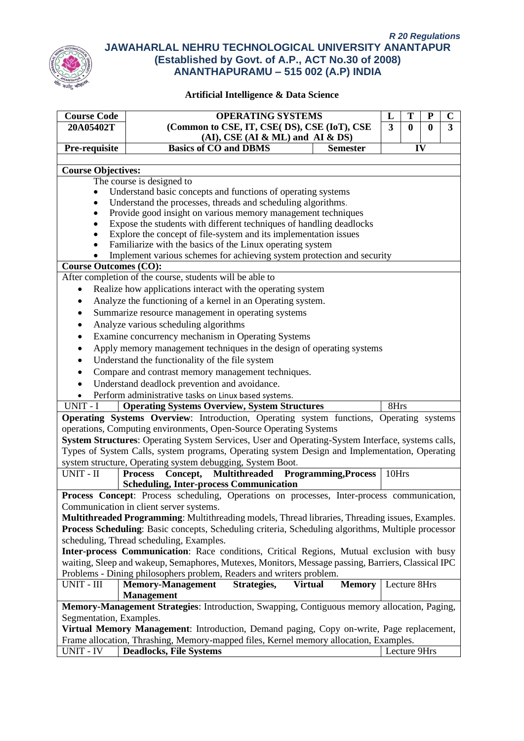*R 20 Regulations*

# JAWAHARLAL NEHRU TECHNOLOGICAL UNIVERSITY ANANTAPUR
## (Established by Govt. of A.P., ACT No.30 of 2008)
## ANANTHAPURAMU – 515 002 (A.P) INDIA

### Artificial Intelligence & Data Science

| Course Code | OPERATING SYSTEMS (Common to CSE, IT, CSE( DS), CSE (IoT), CSE (AI), CSE (AI & ML) and AI & DS) | | L | T | P | C |
|---|---|---|---|---|---|---|
| 20A05402T | | | 3 | 0 | 0 | 3 |
| Pre-requisite | Basics of CO and DBMS | Semester | IV | | | |

**Course Objectives:**

The course is designed to

- Understand basic concepts and functions of operating systems
- Understand the processes, threads and scheduling algorithms.
- Provide good insight on various memory management techniques
- Expose the students with different techniques of handling deadlocks
- Explore the concept of file-system and its implementation issues
- Familiarize with the basics of the Linux operating system
- Implement various schemes for achieving system protection and security

**Course Outcomes (CO):**

After completion of the course, students will be able to

- Realize how applications interact with the operating system
- Analyze the functioning of a kernel in an Operating system.
- Summarize resource management in operating systems
- Analyze various scheduling algorithms
- Examine concurrency mechanism in Operating Systems
- Apply memory management techniques in the design of operating systems
- Understand the functionality of the file system
- Compare and contrast memory management techniques.
- Understand deadlock prevention and avoidance.
- Perform administrative tasks on Linux based systems.

| UNIT - I | **Operating Systems Overview, System Structures** | 8Hrs |
|---|---|---|

**Operating Systems Overview**: Introduction, Operating system functions, Operating systems operations, Computing environments, Open-Source Operating Systems

**System Structures**: Operating System Services, User and Operating-System Interface, systems calls, Types of System Calls, system programs, Operating system Design and Implementation, Operating system structure, Operating system debugging, System Boot.

| UNIT - II | **Process Concept, Multithreaded Programming,Process Scheduling, Inter-process Communication** | 10Hrs |
|---|---|---|

**Process Concept**: Process scheduling, Operations on processes, Inter-process communication, Communication in client server systems.

**Multithreaded Programming**: Multithreading models, Thread libraries, Threading issues, Examples.

**Process Scheduling**: Basic concepts, Scheduling criteria, Scheduling algorithms, Multiple processor scheduling, Thread scheduling, Examples.

**Inter-process Communication**: Race conditions, Critical Regions, Mutual exclusion with busy waiting, Sleep and wakeup, Semaphores, Mutexes, Monitors, Message passing, Barriers, Classical IPC Problems - Dining philosophers problem, Readers and writers problem.

| UNIT - III | **Memory-Management Strategies, Virtual Memory Management** | Lecture 8Hrs |
|---|---|---|

**Memory-Management Strategies**: Introduction, Swapping, Contiguous memory allocation, Paging, Segmentation, Examples.

**Virtual Memory Management**: Introduction, Demand paging, Copy on-write, Page replacement, Frame allocation, Thrashing, Memory-mapped files, Kernel memory allocation, Examples.

| UNIT - IV | **Deadlocks, File Systems** | Lecture 9Hrs |
|---|---|---|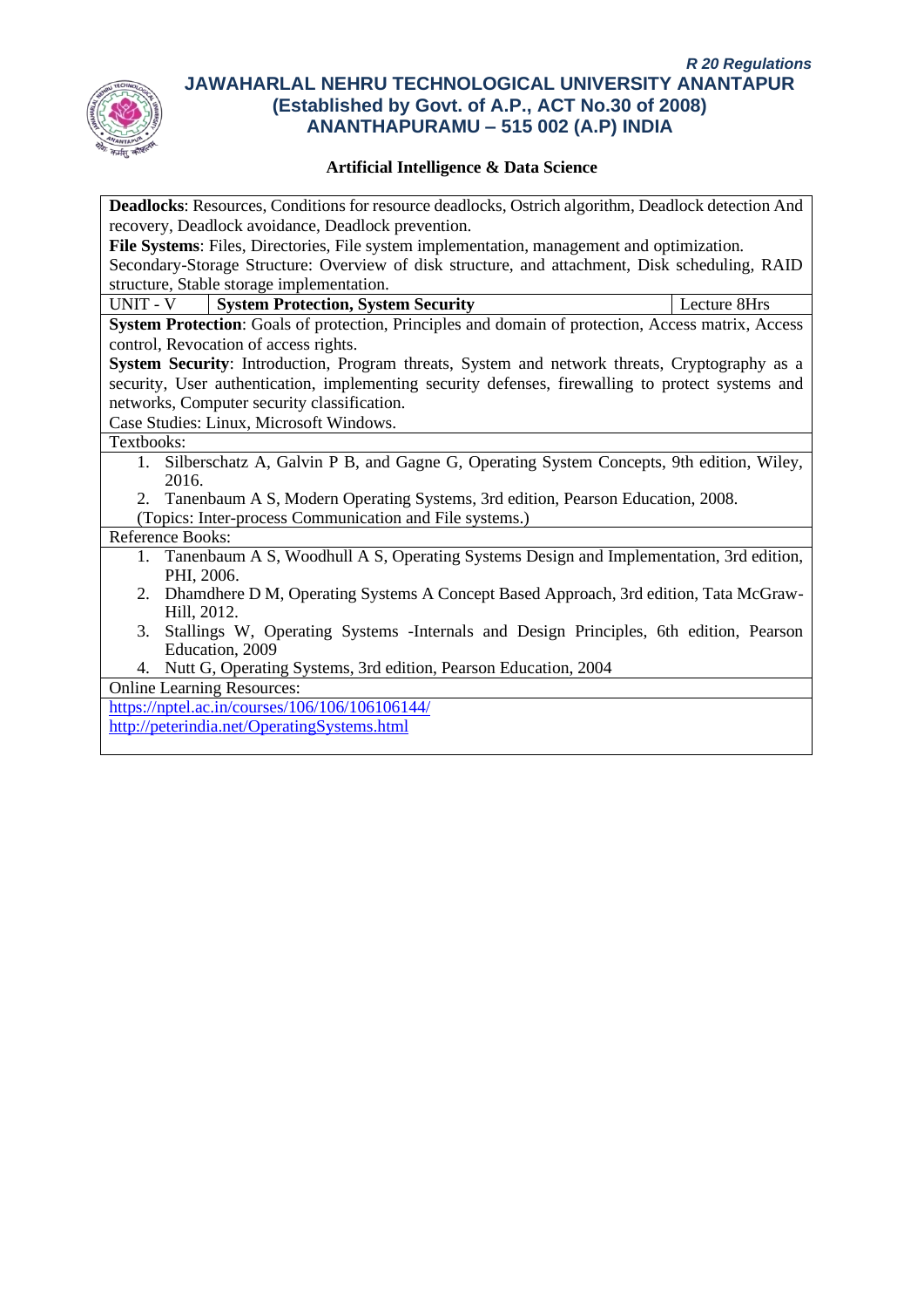**Artificial Intelligence & Data Science**

**Deadlocks**: Resources, Conditions for resource deadlocks, Ostrich algorithm, Deadlock detection And recovery, Deadlock avoidance, Deadlock prevention.

**File Systems**: Files, Directories, File system implementation, management and optimization.

Secondary-Storage Structure: Overview of disk structure, and attachment, Disk scheduling, RAID structure, Stable storage implementation.

| UNIT - V | **System Protection, System Security** | Lecture 8Hrs |
|---|---|---|

**System Protection**: Goals of protection, Principles and domain of protection, Access matrix, Access control, Revocation of access rights.

**System Security**: Introduction, Program threats, System and network threats, Cryptography as a security, User authentication, implementing security defenses, firewalling to protect systems and networks, Computer security classification.

Case Studies: Linux, Microsoft Windows.

Textbooks:

1. Silberschatz A, Galvin P B, and Gagne G, Operating System Concepts, 9th edition, Wiley, 2016.
2. Tanenbaum A S, Modern Operating Systems, 3rd edition, Pearson Education, 2008.

(Topics: Inter-process Communication and File systems.)

Reference Books:

1. Tanenbaum A S, Woodhull A S, Operating Systems Design and Implementation, 3rd edition, PHI, 2006.
2. Dhamdhere D M, Operating Systems A Concept Based Approach, 3rd edition, Tata McGraw-Hill, 2012.
3. Stallings W, Operating Systems -Internals and Design Principles, 6th edition, Pearson Education, 2009
4. Nutt G, Operating Systems, 3rd edition, Pearson Education, 2004

Online Learning Resources:

https://nptel.ac.in/courses/106/106/106106144/

http://peterindia.net/OperatingSystems.html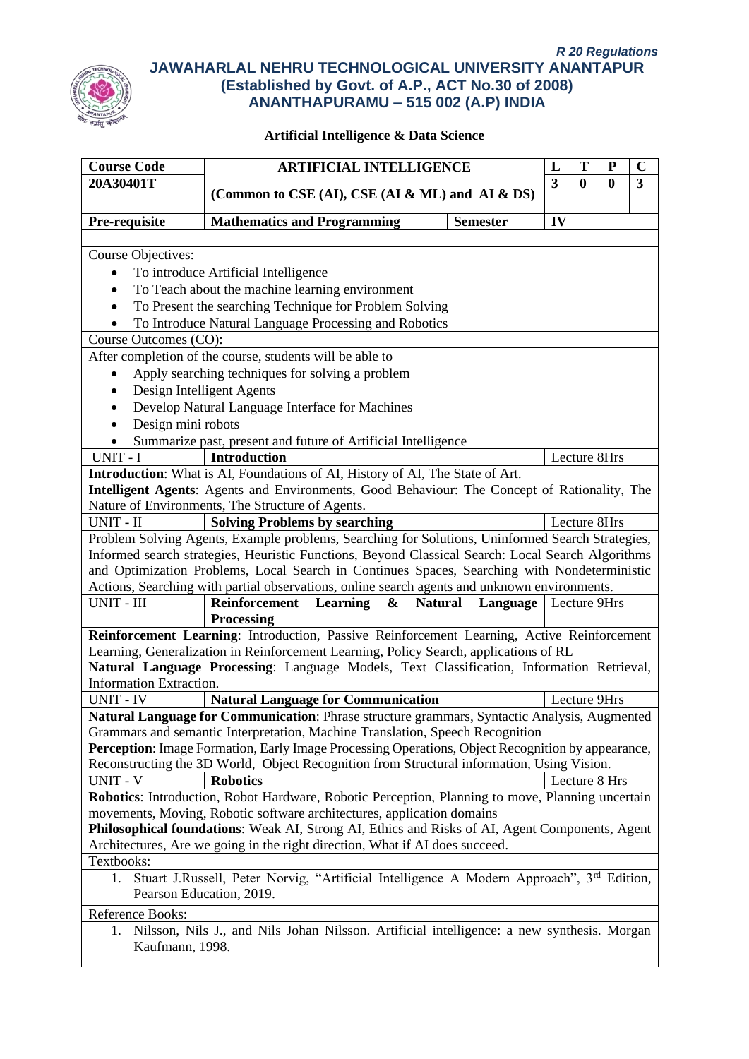*R 20 Regulations*

**JAWAHARLAL NEHRU TECHNOLOGICAL UNIVERSITY ANANTAPUR**
**(Established by Govt. of A.P., ACT No.30 of 2008)**
**ANANTHAPURAMU – 515 002 (A.P) INDIA**

**Artificial Intelligence & Data Science**

| Course Code | ARTIFICIAL INTELLIGENCE | | L | T | P | C |
|---|---|---|---|---|---|---|
| **20A30401T** | **(Common to CSE (AI), CSE (AI & ML) and AI & DS)** | | **3** | **0** | **0** | **3** |
| **Pre-requisite** | **Mathematics and Programming** | **Semester** | **IV** | | | |

Course Objectives:

- To introduce Artificial Intelligence
- To Teach about the machine learning environment
- To Present the searching Technique for Problem Solving
- To Introduce Natural Language Processing and Robotics

Course Outcomes (CO):

After completion of the course, students will be able to

- Apply searching techniques for solving a problem
- Design Intelligent Agents
- Develop Natural Language Interface for Machines
- Design mini robots
- Summarize past, present and future of Artificial Intelligence

| UNIT - I | **Introduction** | Lecture 8Hrs |
|---|---|---|

**Introduction**: What is AI, Foundations of AI, History of AI, The State of Art.
**Intelligent Agents**: Agents and Environments, Good Behaviour: The Concept of Rationality, The Nature of Environments, The Structure of Agents.

| UNIT - II | **Solving Problems by searching** | Lecture 8Hrs |
|---|---|---|

Problem Solving Agents, Example problems, Searching for Solutions, Uninformed Search Strategies, Informed search strategies, Heuristic Functions, Beyond Classical Search: Local Search Algorithms and Optimization Problems, Local Search in Continues Spaces, Searching with Nondeterministic Actions, Searching with partial observations, online search agents and unknown environments.

| UNIT - III | **Reinforcement Learning & Natural Language Processing** | Lecture 9Hrs |
|---|---|---|

**Reinforcement Learning**: Introduction, Passive Reinforcement Learning, Active Reinforcement Learning, Generalization in Reinforcement Learning, Policy Search, applications of RL
**Natural Language Processing**: Language Models, Text Classification, Information Retrieval, Information Extraction.

| UNIT - IV | **Natural Language for Communication** | Lecture 9Hrs |
|---|---|---|

**Natural Language for Communication**: Phrase structure grammars, Syntactic Analysis, Augmented Grammars and semantic Interpretation, Machine Translation, Speech Recognition
**Perception**: Image Formation, Early Image Processing Operations, Object Recognition by appearance, Reconstructing the 3D World, Object Recognition from Structural information, Using Vision.

| UNIT - V | **Robotics** | Lecture 8 Hrs |
|---|---|---|

**Robotics**: Introduction, Robot Hardware, Robotic Perception, Planning to move, Planning uncertain movements, Moving, Robotic software architectures, application domains
**Philosophical foundations**: Weak AI, Strong AI, Ethics and Risks of AI, Agent Components, Agent Architectures, Are we going in the right direction, What if AI does succeed.

Textbooks:

1. Stuart J.Russell, Peter Norvig, "Artificial Intelligence A Modern Approach", 3rd Edition, Pearson Education, 2019.

Reference Books:

1. Nilsson, Nils J., and Nils Johan Nilsson. Artificial intelligence: a new synthesis. Morgan Kaufmann, 1998.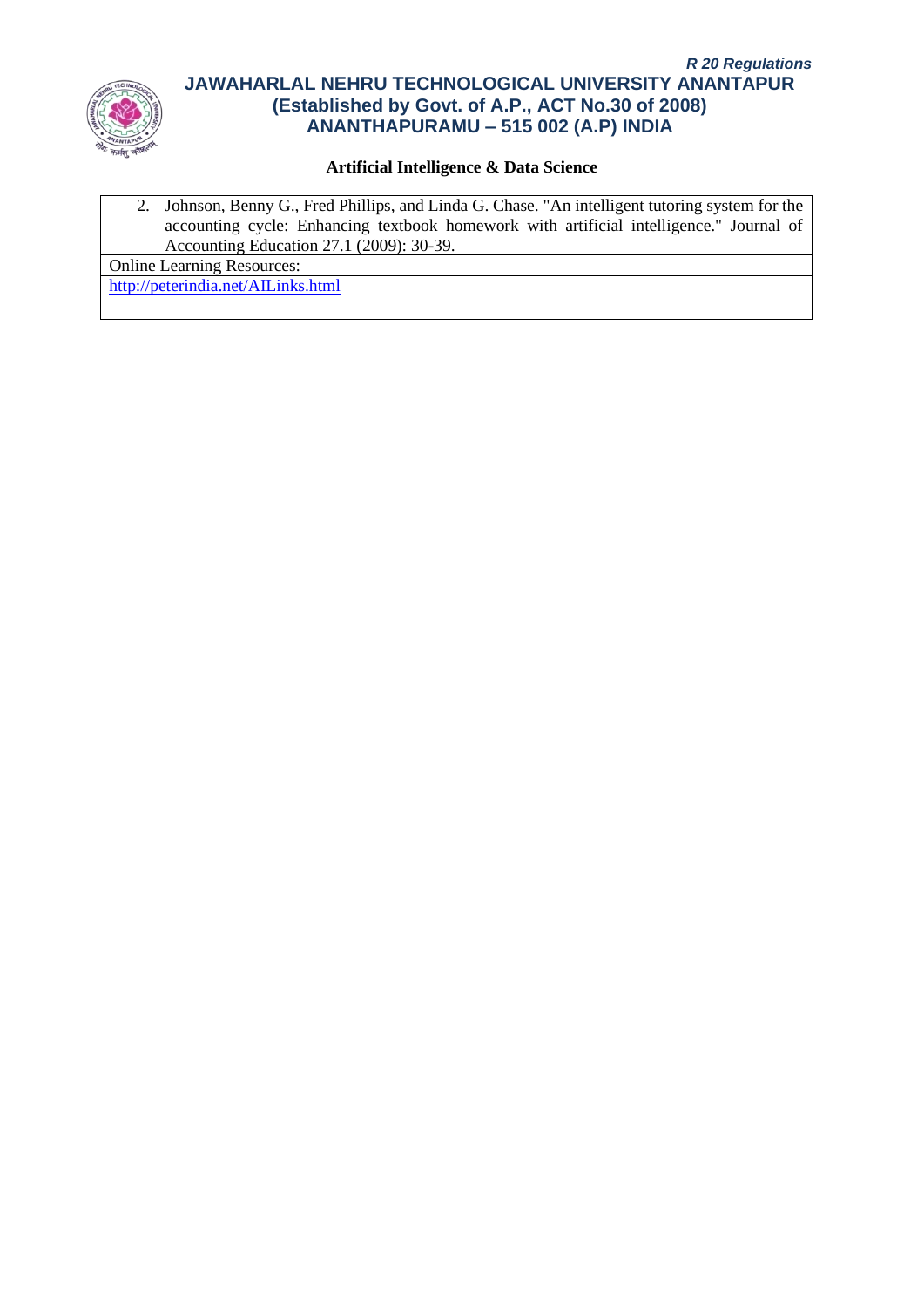**Artificial Intelligence & Data Science**

2. Johnson, Benny G., Fred Phillips, and Linda G. Chase. "An intelligent tutoring system for the accounting cycle: Enhancing textbook homework with artificial intelligence." Journal of Accounting Education 27.1 (2009): 30-39.

Online Learning Resources:

http://peterindia.net/AILinks.html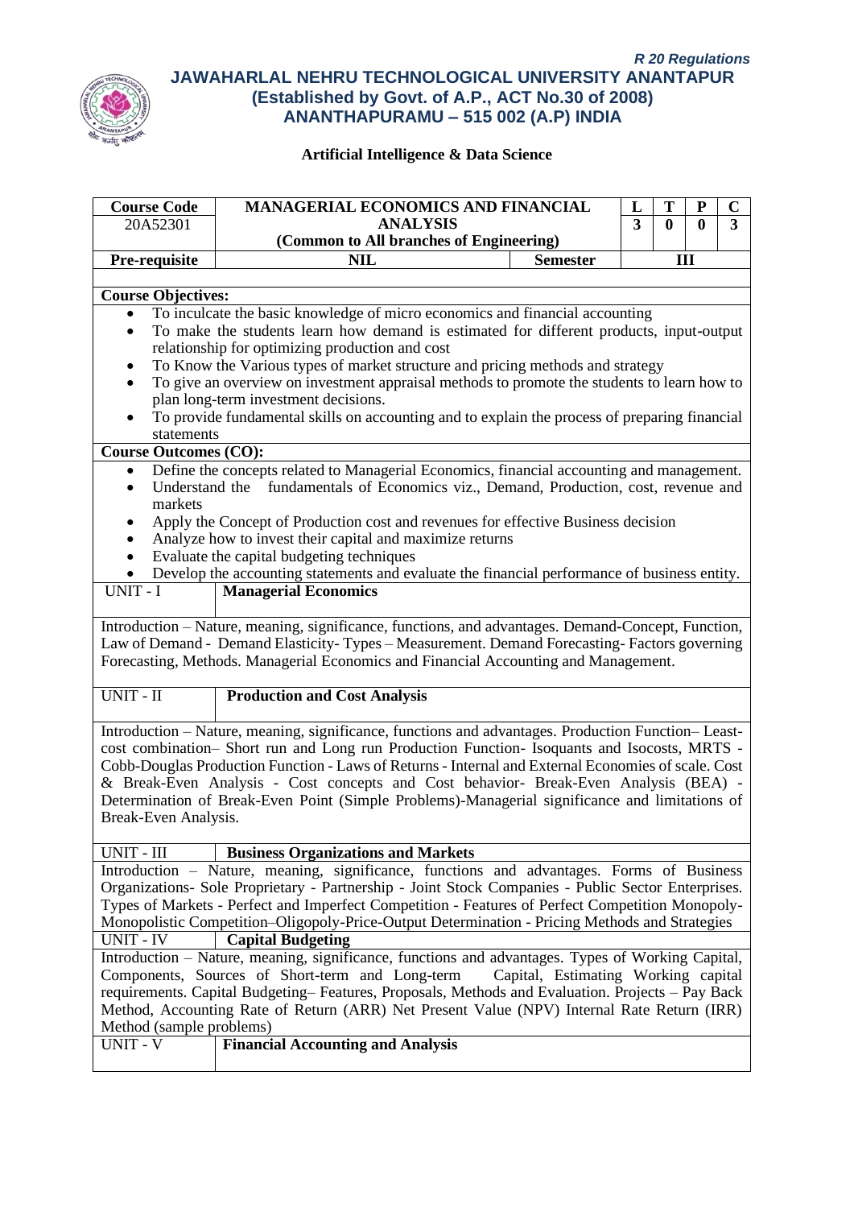*R 20 Regulations*

**JAWAHARLAL NEHRU TECHNOLOGICAL UNIVERSITY ANANTAPUR**
**(Established by Govt. of A.P., ACT No.30 of 2008)**
**ANANTHAPURAMU – 515 002 (A.P) INDIA**

**Artificial Intelligence & Data Science**

| Course Code | MANAGERIAL ECONOMICS AND FINANCIAL ANALYSIS (Common to All branches of Engineering) | | L | T | P | C |
|---|---|---|---|---|---|---|
| 20A52301 | | | 3 | 0 | 0 | 3 |
| **Pre-requisite** | **NIL** | **Semester** | **III** | | | |

**Course Objectives:**

- To inculcate the basic knowledge of micro economics and financial accounting
- To make the students learn how demand is estimated for different products, input-output relationship for optimizing production and cost
- To Know the Various types of market structure and pricing methods and strategy
- To give an overview on investment appraisal methods to promote the students to learn how to plan long-term investment decisions.
- To provide fundamental skills on accounting and to explain the process of preparing financial statements

**Course Outcomes (CO):**

- Define the concepts related to Managerial Economics, financial accounting and management.
- Understand the fundamentals of Economics viz., Demand, Production, cost, revenue and markets
- Apply the Concept of Production cost and revenues for effective Business decision
- Analyze how to invest their capital and maximize returns
- Evaluate the capital budgeting techniques
- Develop the accounting statements and evaluate the financial performance of business entity.

**UNIT - I — Managerial Economics**

Introduction – Nature, meaning, significance, functions, and advantages. Demand-Concept, Function, Law of Demand - Demand Elasticity- Types – Measurement. Demand Forecasting- Factors governing Forecasting, Methods. Managerial Economics and Financial Accounting and Management.

**UNIT - II — Production and Cost Analysis**

Introduction – Nature, meaning, significance, functions and advantages. Production Function– Least-cost combination– Short run and Long run Production Function- Isoquants and Isocosts, MRTS - Cobb-Douglas Production Function - Laws of Returns - Internal and External Economies of scale. Cost & Break-Even Analysis - Cost concepts and Cost behavior- Break-Even Analysis (BEA) - Determination of Break-Even Point (Simple Problems)-Managerial significance and limitations of Break-Even Analysis.

**UNIT - III — Business Organizations and Markets**

Introduction – Nature, meaning, significance, functions and advantages. Forms of Business Organizations- Sole Proprietary - Partnership - Joint Stock Companies - Public Sector Enterprises. Types of Markets - Perfect and Imperfect Competition - Features of Perfect Competition Monopoly-Monopolistic Competition–Oligopoly-Price-Output Determination - Pricing Methods and Strategies

**UNIT - IV — Capital Budgeting**

Introduction – Nature, meaning, significance, functions and advantages. Types of Working Capital, Components, Sources of Short-term and Long-term Capital, Estimating Working capital requirements. Capital Budgeting– Features, Proposals, Methods and Evaluation. Projects – Pay Back Method, Accounting Rate of Return (ARR) Net Present Value (NPV) Internal Rate Return (IRR) Method (sample problems)

**UNIT - V — Financial Accounting and Analysis**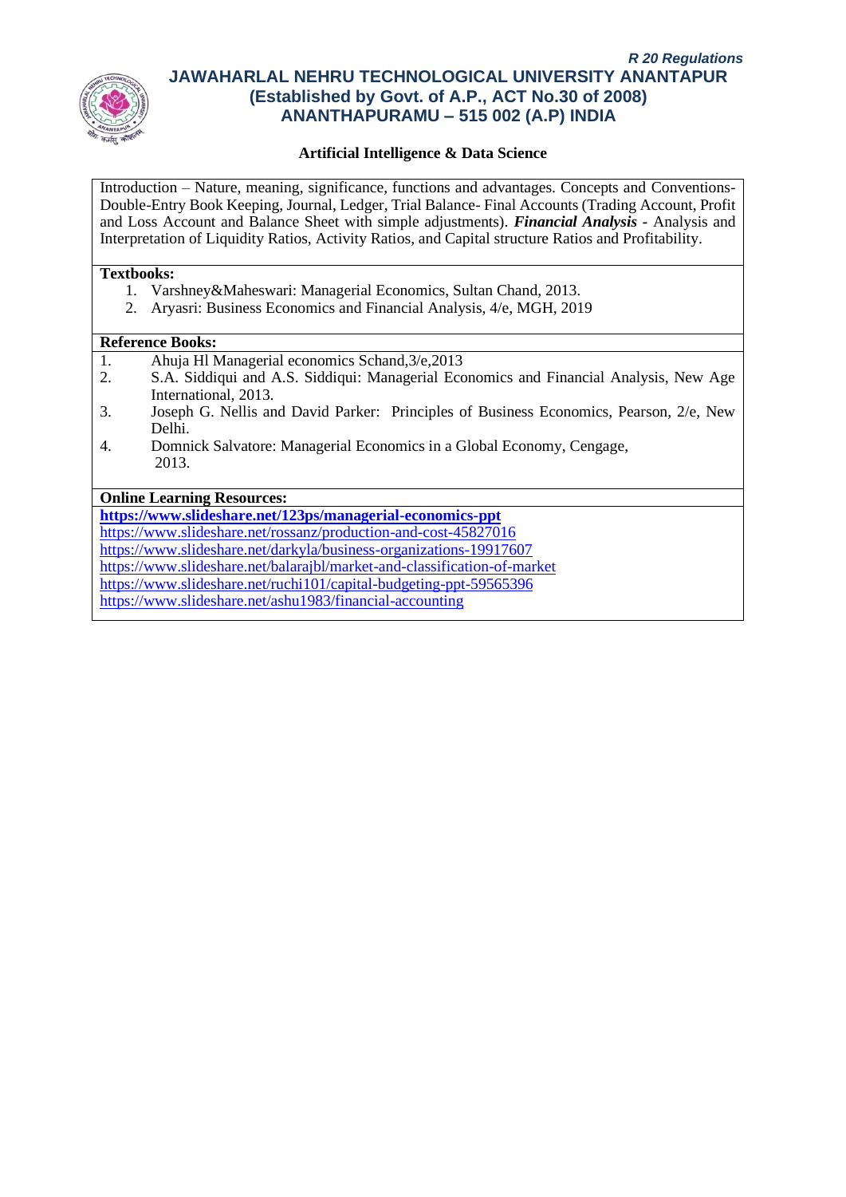**Artificial Intelligence & Data Science**

Introduction – Nature, meaning, significance, functions and advantages. Concepts and Conventions- Double-Entry Book Keeping, Journal, Ledger, Trial Balance- Final Accounts (Trading Account, Profit and Loss Account and Balance Sheet with simple adjustments). ***Financial Analysis*** - Analysis and Interpretation of Liquidity Ratios, Activity Ratios, and Capital structure Ratios and Profitability.

**Textbooks:**

1. Varshney&Maheswari: Managerial Economics, Sultan Chand, 2013.
2. Aryasri: Business Economics and Financial Analysis, 4/e, MGH, 2019

**Reference Books:**

1. Ahuja Hl Managerial economics Schand,3/e,2013
2. S.A. Siddiqui and A.S. Siddiqui: Managerial Economics and Financial Analysis, New Age International, 2013.
3. Joseph G. Nellis and David Parker: Principles of Business Economics, Pearson, 2/e, New Delhi.
4. Domnick Salvatore: Managerial Economics in a Global Economy, Cengage, 2013.

**Online Learning Resources:**

**https://www.slideshare.net/123ps/managerial-economics-ppt**
https://www.slideshare.net/rossanz/production-and-cost-45827016
https://www.slideshare.net/darkyla/business-organizations-19917607
https://www.slideshare.net/balarajbl/market-and-classification-of-market
https://www.slideshare.net/ruchi101/capital-budgeting-ppt-59565396
https://www.slideshare.net/ashu1983/financial-accounting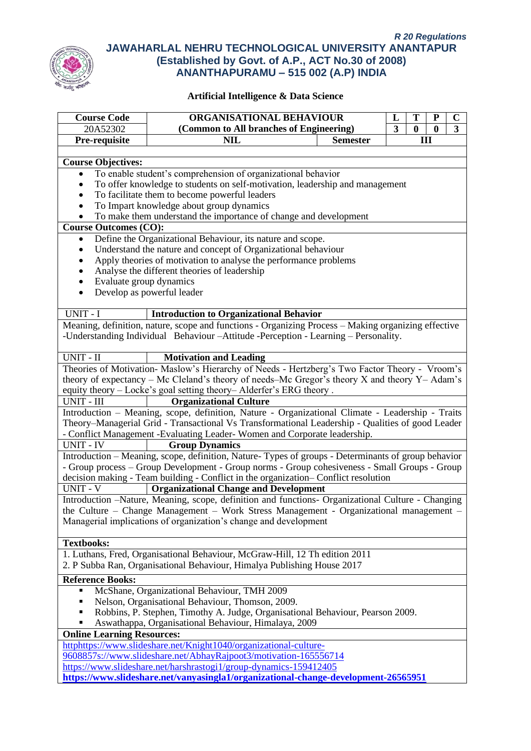*R 20 Regulations*

# JAWAHARLAL NEHRU TECHNOLOGICAL UNIVERSITY ANANTAPUR
## (Established by Govt. of A.P., ACT No.30 of 2008)
## ANANTHAPURAMU – 515 002 (A.P) INDIA

### Artificial Intelligence & Data Science

| Course Code | ORGANISATIONAL BEHAVIOUR | | L | T | P | C |
|---|---|---|---|---|---|---|
| 20A52302 | (Common to All branches of Engineering) | | 3 | 0 | 0 | 3 |
| **Pre-requisite** | **NIL** | **Semester** | **III** | | | |

**Course Objectives:**

- To enable student's comprehension of organizational behavior
- To offer knowledge to students on self-motivation, leadership and management
- To facilitate them to become powerful leaders
- To Impart knowledge about group dynamics
- To make them understand the importance of change and development

**Course Outcomes (CO):**

- Define the Organizational Behaviour, its nature and scope.
- Understand the nature and concept of Organizational behaviour
- Apply theories of motivation to analyse the performance problems
- Analyse the different theories of leadership
- Evaluate group dynamics
- Develop as powerful leader

**UNIT - I — Introduction to Organizational Behavior**

Meaning, definition, nature, scope and functions - Organizing Process – Making organizing effective -Understanding Individual Behaviour –Attitude -Perception - Learning – Personality.

**UNIT - II — Motivation and Leading**

Theories of Motivation- Maslow's Hierarchy of Needs - Hertzberg's Two Factor Theory - Vroom's theory of expectancy – Mc Cleland's theory of needs–Mc Gregor's theory X and theory Y– Adam's equity theory – Locke's goal setting theory– Alderfer's ERG theory .

**UNIT - III — Organizational Culture**

Introduction – Meaning, scope, definition, Nature - Organizational Climate - Leadership - Traits Theory–Managerial Grid - Transactional Vs Transformational Leadership - Qualities of good Leader - Conflict Management -Evaluating Leader- Women and Corporate leadership.

**UNIT - IV — Group Dynamics**

Introduction – Meaning, scope, definition, Nature- Types of groups - Determinants of group behavior - Group process – Group Development - Group norms - Group cohesiveness - Small Groups - Group decision making - Team building - Conflict in the organization– Conflict resolution

**UNIT - V — Organizational Change and Development**

Introduction –Nature, Meaning, scope, definition and functions- Organizational Culture - Changing the Culture – Change Management – Work Stress Management - Organizational management – Managerial implications of organization's change and development

**Textbooks:**

1. Luthans, Fred, Organisational Behaviour, McGraw-Hill, 12 Th edition 2011
2. P Subba Ran, Organisational Behaviour, Himalya Publishing House 2017

**Reference Books:**

- McShane, Organizational Behaviour, TMH 2009
- Nelson, Organisational Behaviour, Thomson, 2009.
- Robbins, P. Stephen, Timothy A. Judge, Organisational Behaviour, Pearson 2009.
- Aswathappa, Organisational Behaviour, Himalaya, 2009

**Online Learning Resources:**

httphttps://www.slideshare.net/Knight1040/organizational-culture-9608857s://www.slideshare.net/AbhayRajpoot3/motivation-165556714

https://www.slideshare.net/harshrastogi1/group-dynamics-159412405

**https://www.slideshare.net/vanyasingla1/organizational-change-development-26565951**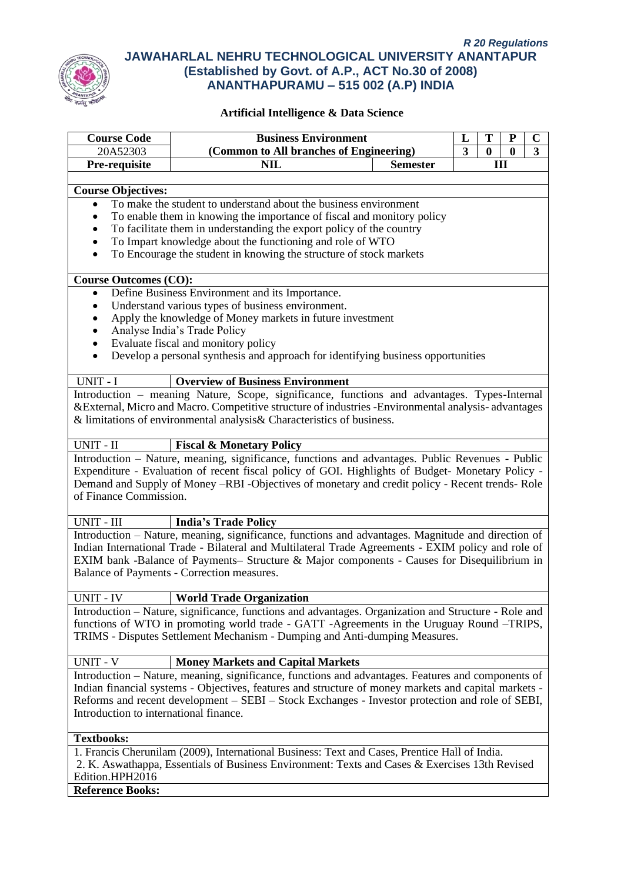*R 20 Regulations*

**JAWAHARLAL NEHRU TECHNOLOGICAL UNIVERSITY ANANTAPUR**
**(Established by Govt. of A.P., ACT No.30 of 2008)**
**ANANTHAPURAMU – 515 002 (A.P) INDIA**

**Artificial Intelligence & Data Science**

| Course Code | Business Environment | | L | T | P | C |
|---|---|---|---|---|---|---|
| 20A52303 | (Common to All branches of Engineering) | | 3 | 0 | 0 | 3 |
| Pre-requisite | NIL | Semester | III | | | |

**Course Objectives:**

- To make the student to understand about the business environment
- To enable them in knowing the importance of fiscal and monitory policy
- To facilitate them in understanding the export policy of the country
- To Impart knowledge about the functioning and role of WTO
- To Encourage the student in knowing the structure of stock markets

**Course Outcomes (CO):**

- Define Business Environment and its Importance.
- Understand various types of business environment.
- Apply the knowledge of Money markets in future investment
- Analyse India's Trade Policy
- Evaluate fiscal and monitory policy
- Develop a personal synthesis and approach for identifying business opportunities

**UNIT - I — Overview of Business Environment**

Introduction – meaning Nature, Scope, significance, functions and advantages. Types-Internal &External, Micro and Macro. Competitive structure of industries -Environmental analysis- advantages & limitations of environmental analysis& Characteristics of business.

**UNIT - II — Fiscal & Monetary Policy**

Introduction – Nature, meaning, significance, functions and advantages. Public Revenues - Public Expenditure - Evaluation of recent fiscal policy of GOI. Highlights of Budget- Monetary Policy - Demand and Supply of Money –RBI -Objectives of monetary and credit policy - Recent trends- Role of Finance Commission.

**UNIT - III — India's Trade Policy**

Introduction – Nature, meaning, significance, functions and advantages. Magnitude and direction of Indian International Trade - Bilateral and Multilateral Trade Agreements - EXIM policy and role of EXIM bank -Balance of Payments– Structure & Major components - Causes for Disequilibrium in Balance of Payments - Correction measures.

**UNIT - IV — World Trade Organization**

Introduction – Nature, significance, functions and advantages. Organization and Structure - Role and functions of WTO in promoting world trade - GATT -Agreements in the Uruguay Round –TRIPS, TRIMS - Disputes Settlement Mechanism - Dumping and Anti-dumping Measures.

**UNIT - V — Money Markets and Capital Markets**

Introduction – Nature, meaning, significance, functions and advantages. Features and components of Indian financial systems - Objectives, features and structure of money markets and capital markets - Reforms and recent development – SEBI – Stock Exchanges - Investor protection and role of SEBI, Introduction to international finance.

**Textbooks:**

1. Francis Cherunilam (2009), International Business: Text and Cases, Prentice Hall of India.
2. K. Aswathappa, Essentials of Business Environment: Texts and Cases & Exercises 13th Revised Edition.HPH2016

**Reference Books:**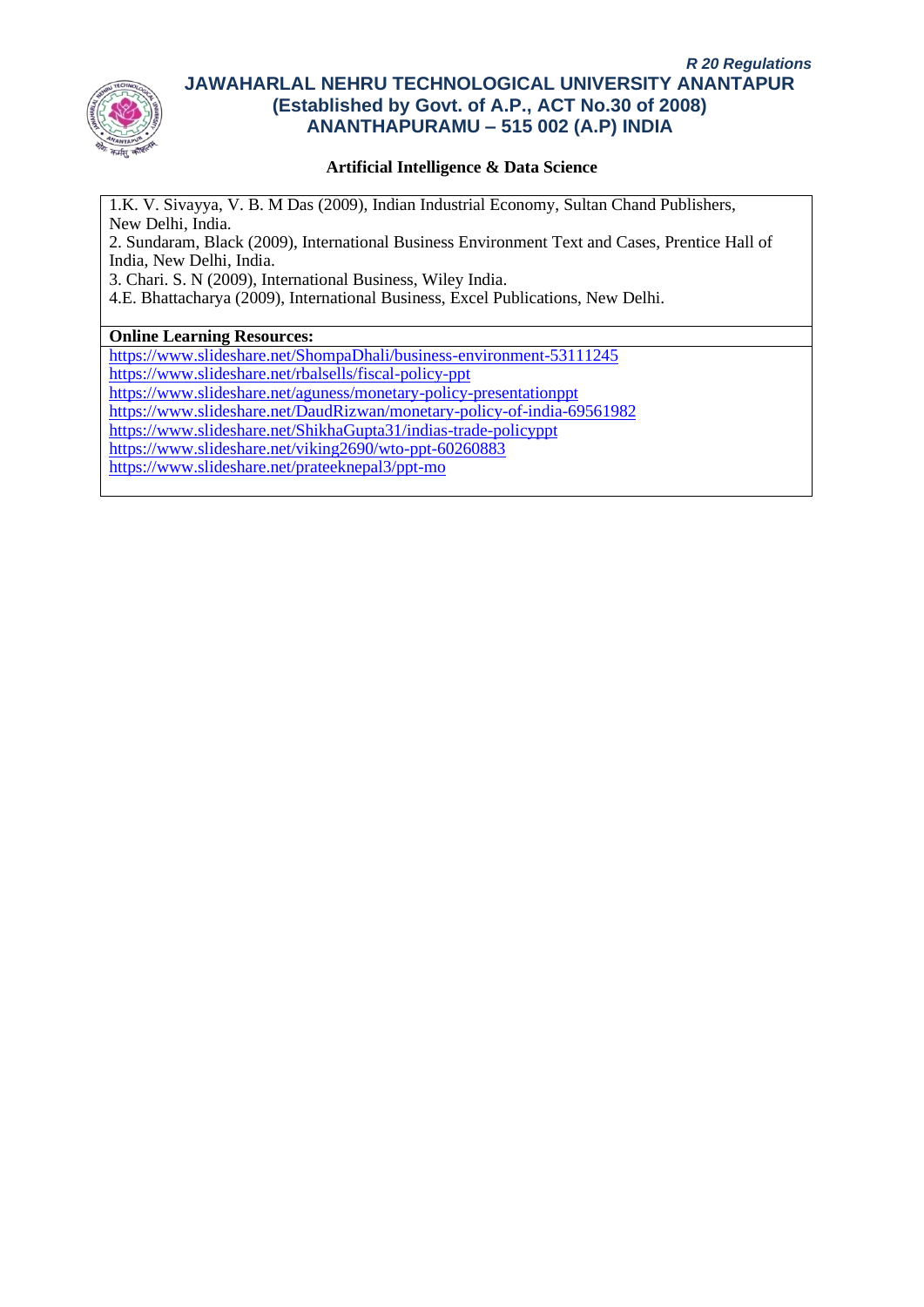**Artificial Intelligence & Data Science**

1.K. V. Sivayya, V. B. M Das (2009), Indian Industrial Economy, Sultan Chand Publishers, New Delhi, India.
2. Sundaram, Black (2009), International Business Environment Text and Cases, Prentice Hall of India, New Delhi, India.
3. Chari. S. N (2009), International Business, Wiley India.
4.E. Bhattacharya (2009), International Business, Excel Publications, New Delhi.

**Online Learning Resources:**

https://www.slideshare.net/ShompaDhali/business-environment-53111245
https://www.slideshare.net/rbalsells/fiscal-policy-ppt
https://www.slideshare.net/aguness/monetary-policy-presentationppt
https://www.slideshare.net/DaudRizwan/monetary-policy-of-india-69561982
https://www.slideshare.net/ShikhaGupta31/indias-trade-policyppt
https://www.slideshare.net/viking2690/wto-ppt-60260883
https://www.slideshare.net/prateeknepal3/ppt-mo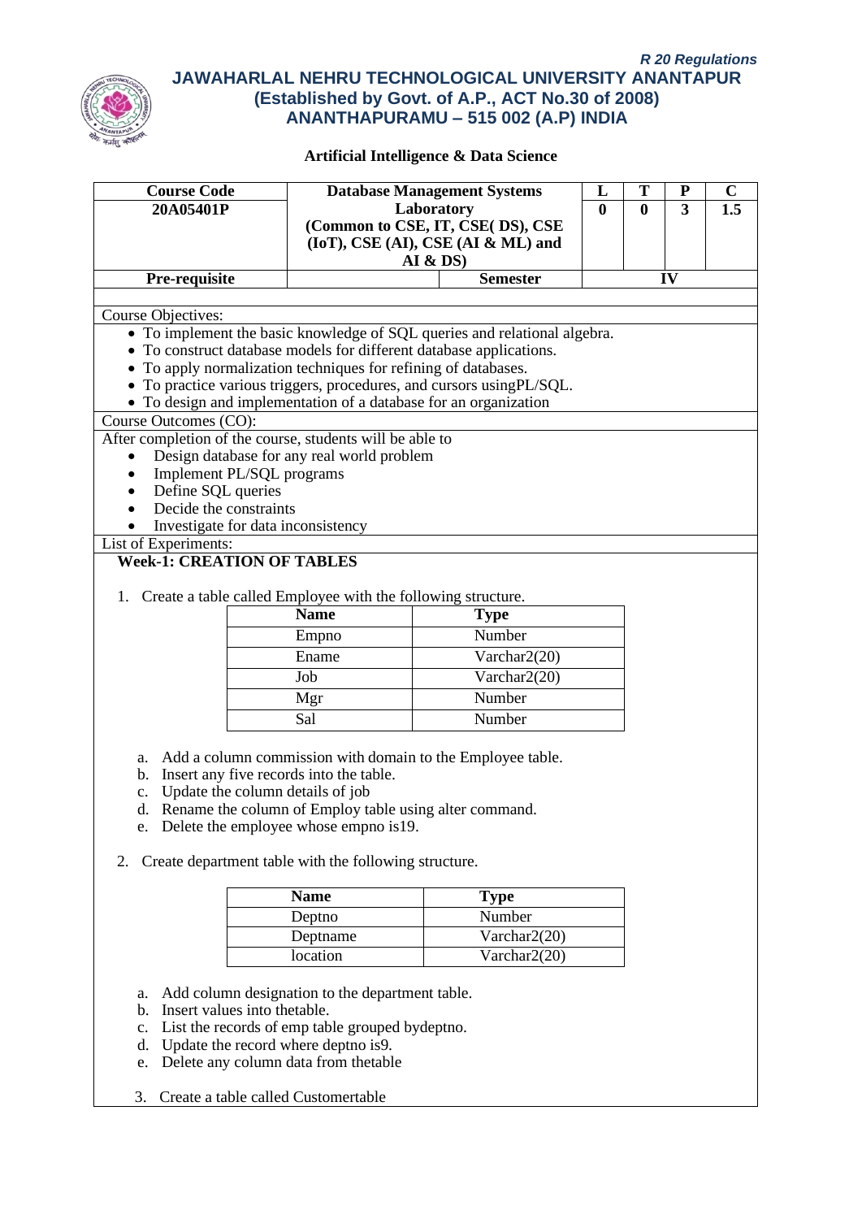*R 20 Regulations*

**JAWAHARLAL NEHRU TECHNOLOGICAL UNIVERSITY ANANTAPUR**
**(Established by Govt. of A.P., ACT No.30 of 2008)**
**ANANTHAPURAMU – 515 002 (A.P) INDIA**

**Artificial Intelligence & Data Science**

| Course Code | Database Management Systems Laboratory (Common to CSE, IT, CSE( DS), CSE (IoT), CSE (AI), CSE (AI & ML) and AI & DS) | | L | T | P | C |
|---|---|---|---|---|---|---|
| 20A05401P | | | 0 | 0 | 3 | 1.5 |
| Pre-requisite | | Semester | IV | | | |

Course Objectives:

- To implement the basic knowledge of SQL queries and relational algebra.
- To construct database models for different database applications.
- To apply normalization techniques for refining of databases.
- To practice various triggers, procedures, and cursors usingPL/SQL.
- To design and implementation of a database for an organization

Course Outcomes (CO):

After completion of the course, students will be able to

- Design database for any real world problem
- Implement PL/SQL programs
- Define SQL queries
- Decide the constraints
- Investigate for data inconsistency

List of Experiments:

**Week-1: CREATION OF TABLES**

1. Create a table called Employee with the following structure.

| Name | Type |
|---|---|
| Empno | Number |
| Ename | Varchar2(20) |
| Job | Varchar2(20) |
| Mgr | Number |
| Sal | Number |

a. Add a column commission with domain to the Employee table.
b. Insert any five records into the table.
c. Update the column details of job
d. Rename the column of Employ table using alter command.
e. Delete the employee whose empno is19.

2. Create department table with the following structure.

| Name | Type |
|---|---|
| Deptno | Number |
| Deptname | Varchar2(20) |
| location | Varchar2(20) |

a. Add column designation to the department table.
b. Insert values into thetable.
c. List the records of emp table grouped bydeptno.
d. Update the record where deptno is9.
e. Delete any column data from thetable

3. Create a table called Customertable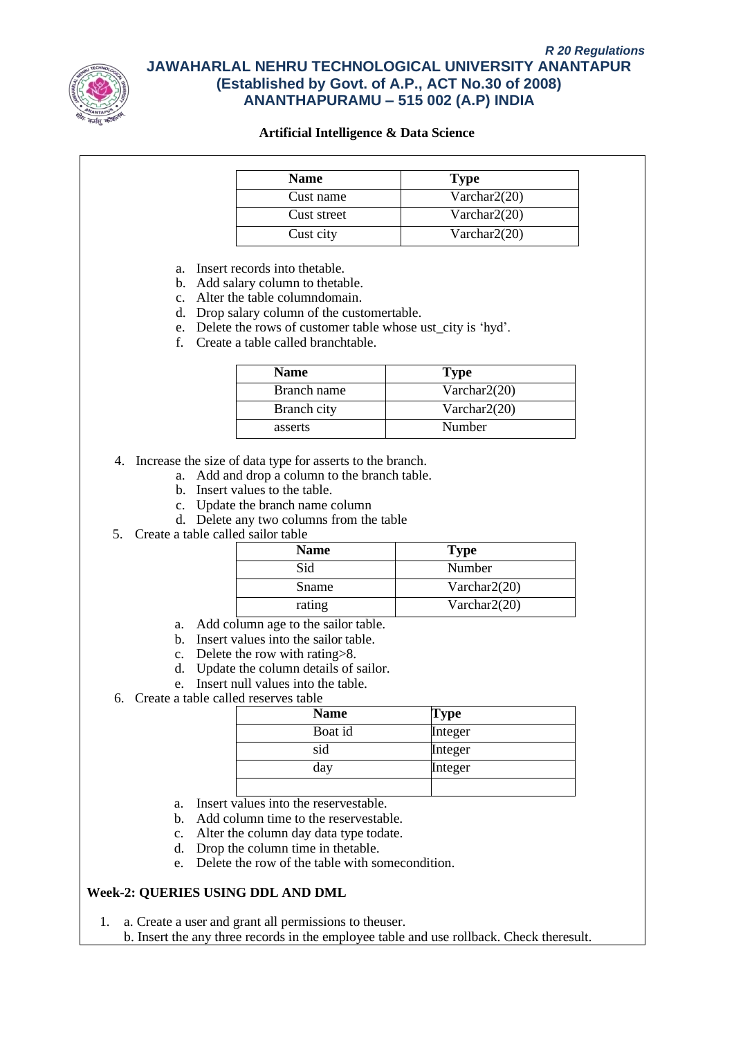| Name | Type |
|---|---|
| Cust name | Varchar2(20) |
| Cust street | Varchar2(20) |
| Cust city | Varchar2(20) |

a. Insert records into thetable.
b. Add salary column to thetable.
c. Alter the table columndomain.
d. Drop salary column of the customertable.
e. Delete the rows of customer table whose ust_city is ‘hyd’.
f. Create a table called branchtable.

| Name | Type |
|---|---|
| Branch name | Varchar2(20) |
| Branch city | Varchar2(20) |
| asserts | Number |

4. Increase the size of data type for asserts to the branch.
   a. Add and drop a column to the branch table.
   b. Insert values to the table.
   c. Update the branch name column
   d. Delete any two columns from the table
5. Create a table called sailor table

| Name | Type |
|---|---|
| Sid | Number |
| Sname | Varchar2(20) |
| rating | Varchar2(20) |

   a. Add column age to the sailor table.
   b. Insert values into the sailor table.
   c. Delete the row with rating>8.
   d. Update the column details of sailor.
   e. Insert null values into the table.
6. Create a table called reserves table

| Name | Type |
|---|---|
| Boat id | Integer |
| sid | Integer |
| day | Integer |
| | |

   a. Insert values into the reservestable.
   b. Add column time to the reservestable.
   c. Alter the column day data type todate.
   d. Drop the column time in thetable.
   e. Delete the row of the table with somecondition.

**Week-2: QUERIES USING DDL AND DML**

1. a. Create a user and grant all permissions to theuser.
   b. Insert the any three records in the employee table and use rollback. Check theresult.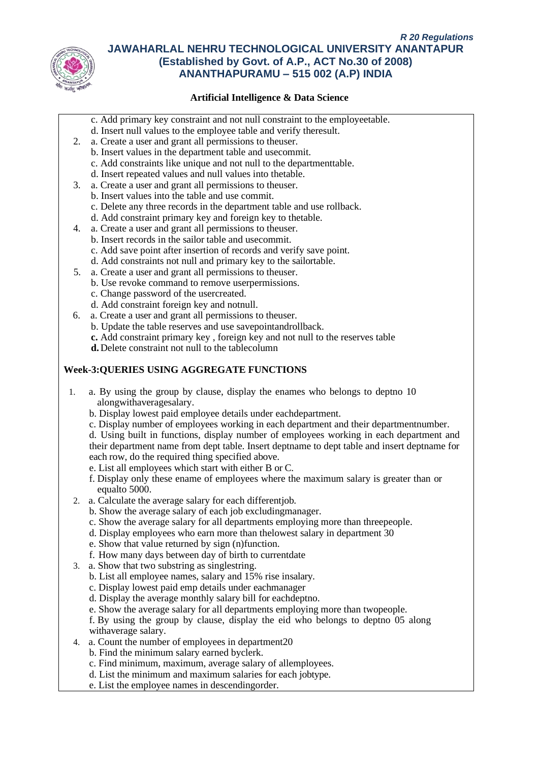**Artificial Intelligence & Data Science**

c. Add primary key constraint and not null constraint to the employeetable.
d. Insert null values to the employee table and verify theresult.

2. a. Create a user and grant all permissions to theuser.
   b. Insert values in the department table and usecommit.
   c. Add constraints like unique and not null to the departmenttable.
   d. Insert repeated values and null values into thetable.
3. a. Create a user and grant all permissions to theuser.
   b. Insert values into the table and use commit.
   c. Delete any three records in the department table and use rollback.
   d. Add constraint primary key and foreign key to thetable.
4. a. Create a user and grant all permissions to theuser.
   b. Insert records in the sailor table and usecommit.
   c. Add save point after insertion of records and verify save point.
   d. Add constraints not null and primary key to the sailortable.
5. a. Create a user and grant all permissions to theuser.
   b. Use revoke command to remove userpermissions.
   c. Change password of the usercreated.
   d. Add constraint foreign key and notnull.
6. a. Create a user and grant all permissions to theuser.
   b. Update the table reserves and use savepointandrollback.
   **c.** Add constraint primary key , foreign key and not null to the reserves table
   **d.** Delete constraint not null to the tablecolumn

**Week-3:QUERIES USING AGGREGATE FUNCTIONS**

1. a. By using the group by clause, display the enames who belongs to deptno 10 alongwithaveragesalary.
   b. Display lowest paid employee details under eachdepartment.
   c. Display number of employees working in each department and their departmentnumber.
   d. Using built in functions, display number of employees working in each department and their department name from dept table. Insert deptname to dept table and insert deptname for each row, do the required thing specified above.
   e. List all employees which start with either B or C.
   f. Display only these ename of employees where the maximum salary is greater than or equalto 5000.
2. a. Calculate the average salary for each differentjob.
   b. Show the average salary of each job excludingmanager.
   c. Show the average salary for all departments employing more than threepeople.
   d. Display employees who earn more than thelowest salary in department 30
   e. Show that value returned by sign (n)function.
   f. How many days between day of birth to currentdate
3. a. Show that two substring as singlestring.
   b. List all employee names, salary and 15% rise insalary.
   c. Display lowest paid emp details under eachmanager
   d. Display the average monthly salary bill for eachdeptno.
   e. Show the average salary for all departments employing more than twopeople.
   f. By using the group by clause, display the eid who belongs to deptno 05 along withaverage salary.
4. a. Count the number of employees in department20
   b. Find the minimum salary earned byclerk.
   c. Find minimum, maximum, average salary of allemployees.
   d. List the minimum and maximum salaries for each jobtype.
   e. List the employee names in descendingorder.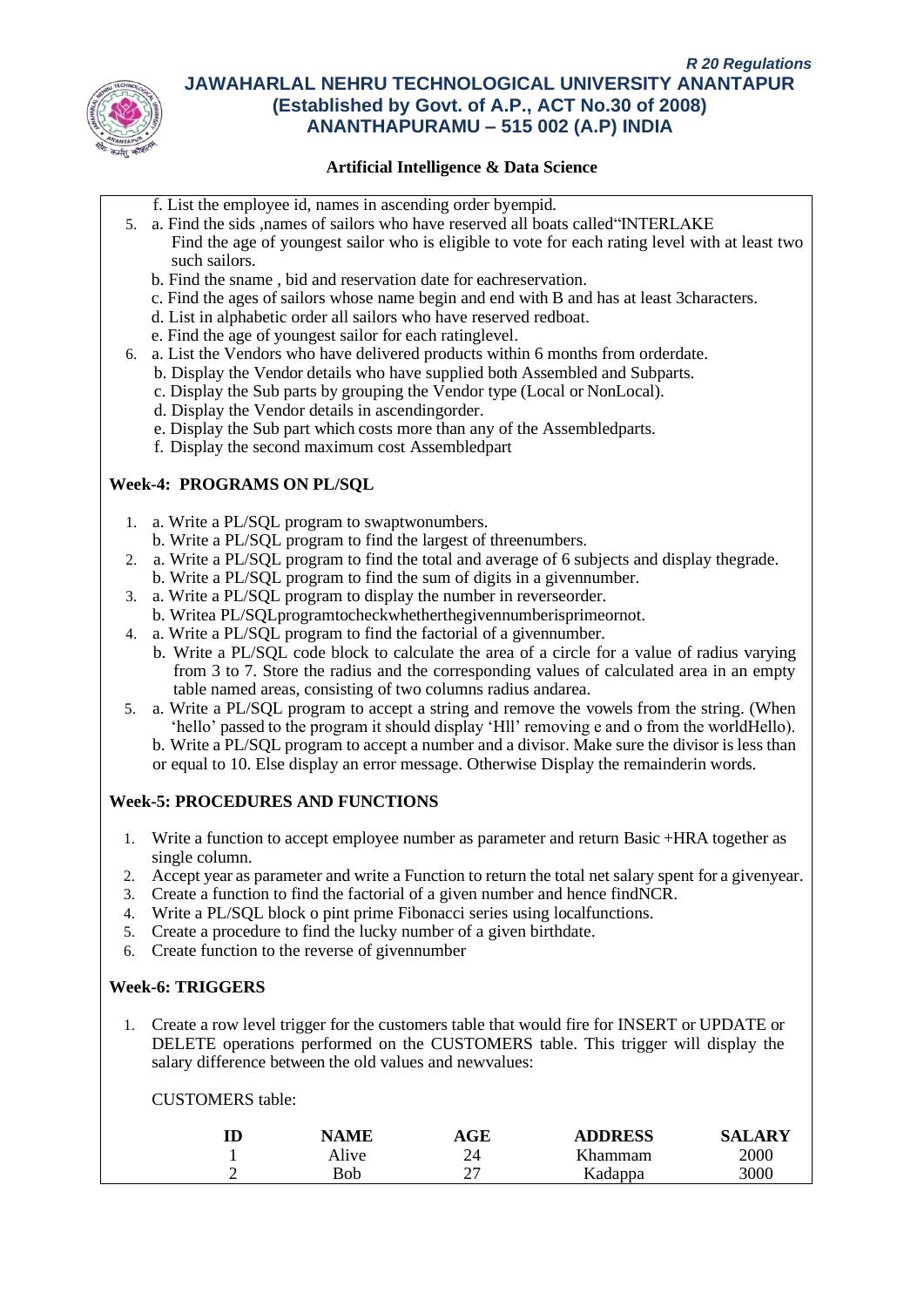**Artificial Intelligence & Data Science**

f. List the employee id, names in ascending order byempid.

5. a. Find the sids ,names of sailors who have reserved all boats called"INTERLAKE
   Find the age of youngest sailor who is eligible to vote for each rating level with at least two such sailors.
   b. Find the sname , bid and reservation date for eachreservation.
   c. Find the ages of sailors whose name begin and end with B and has at least 3characters.
   d. List in alphabetic order all sailors who have reserved redboat.
   e. Find the age of youngest sailor for each ratinglevel.
6. a. List the Vendors who have delivered products within 6 months from orderdate.
   b. Display the Vendor details who have supplied both Assembled and Subparts.
   c. Display the Sub parts by grouping the Vendor type (Local or NonLocal).
   d. Display the Vendor details in ascendingorder.
   e. Display the Sub part which costs more than any of the Assembledparts.
   f. Display the second maximum cost Assembledpart

**Week-4: PROGRAMS ON PL/SQL**

1. a. Write a PL/SQL program to swaptwonumbers.
   b. Write a PL/SQL program to find the largest of threenumbers.
2. a. Write a PL/SQL program to find the total and average of 6 subjects and display thegrade.
   b. Write a PL/SQL program to find the sum of digits in a givennumber.
3. a. Write a PL/SQL program to display the number in reverseorder.
   b. Writea PL/SQLprogramtocheckwhetherthegivennumberisprimeornot.
4. a. Write a PL/SQL program to find the factorial of a givennumber.
   b. Write a PL/SQL code block to calculate the area of a circle for a value of radius varying from 3 to 7. Store the radius and the corresponding values of calculated area in an empty table named areas, consisting of two columns radius andarea.
5. a. Write a PL/SQL program to accept a string and remove the vowels from the string. (When 'hello' passed to the program it should display 'Hll' removing e and o from the worldHello).
   b. Write a PL/SQL program to accept a number and a divisor. Make sure the divisor is less than or equal to 10. Else display an error message. Otherwise Display the remainderin words.

**Week-5: PROCEDURES AND FUNCTIONS**

1. Write a function to accept employee number as parameter and return Basic +HRA together as single column.
2. Accept year as parameter and write a Function to return the total net salary spent for a givenyear.
3. Create a function to find the factorial of a given number and hence findNCR.
4. Write a PL/SQL block o pint prime Fibonacci series using localfunctions.
5. Create a procedure to find the lucky number of a given birthdate.
6. Create function to the reverse of givennumber

**Week-6: TRIGGERS**

1. Create a row level trigger for the customers table that would fire for INSERT or UPDATE or DELETE operations performed on the CUSTOMERS table. This trigger will display the salary difference between the old values and newvalues:

   CUSTOMERS table:

| ID | NAME | AGE | ADDRESS | SALARY |
|---|---|---|---|---|
| 1 | Alive | 24 | Khammam | 2000 |
| 2 | Bob | 27 | Kadappa | 3000 |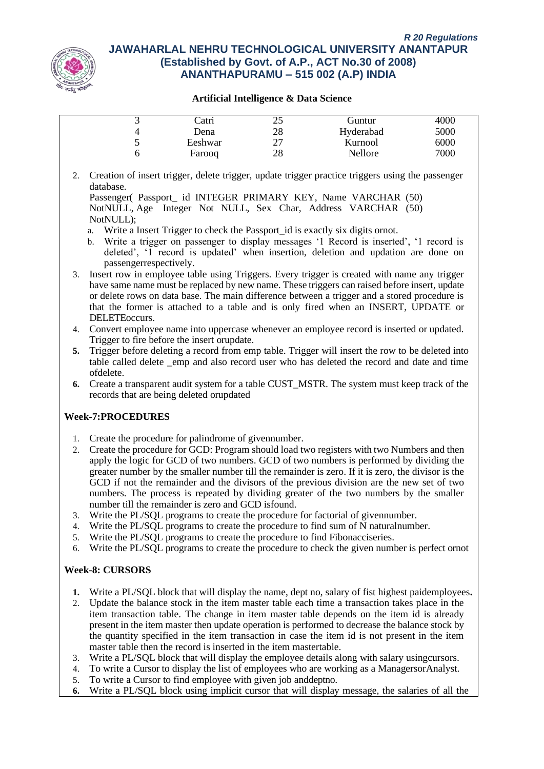| 3 | Catri | 25 | Guntur | 4000 |
|---|---|---|---|---|
| 4 | Dena | 28 | Hyderabad | 5000 |
| 5 | Eeshwar | 27 | Kurnool | 6000 |
| 6 | Farooq | 28 | Nellore | 7000 |

2. Creation of insert trigger, delete trigger, update trigger practice triggers using the passenger database.
   Passenger( Passport_ id INTEGER PRIMARY KEY, Name VARCHAR (50) NotNULL, Age Integer Not NULL, Sex Char, Address VARCHAR (50) NotNULL);
   a. Write a Insert Trigger to check the Passport_id is exactly six digits ornot.
   b. Write a trigger on passenger to display messages '1 Record is inserted', '1 record is deleted', '1 record is updated' when insertion, deletion and updation are done on passengerrespectively.
3. Insert row in employee table using Triggers. Every trigger is created with name any trigger have same name must be replaced by new name. These triggers can raised before insert, update or delete rows on data base. The main difference between a trigger and a stored procedure is that the former is attached to a table and is only fired when an INSERT, UPDATE or DELETEoccurs.
4. Convert employee name into uppercase whenever an employee record is inserted or updated. Trigger to fire before the insert orupdate.
5. Trigger before deleting a record from emp table. Trigger will insert the row to be deleted into table called delete _emp and also record user who has deleted the record and date and time ofdelete.
6. Create a transparent audit system for a table CUST_MSTR. The system must keep track of the records that are being deleted orupdated

**Week-7:PROCEDURES**

1. Create the procedure for palindrome of givennumber.
2. Create the procedure for GCD: Program should load two registers with two Numbers and then apply the logic for GCD of two numbers. GCD of two numbers is performed by dividing the greater number by the smaller number till the remainder is zero. If it is zero, the divisor is the GCD if not the remainder and the divisors of the previous division are the new set of two numbers. The process is repeated by dividing greater of the two numbers by the smaller number till the remainder is zero and GCD isfound.
3. Write the PL/SQL programs to create the procedure for factorial of givennumber.
4. Write the PL/SQL programs to create the procedure to find sum of N naturalnumber.
5. Write the PL/SQL programs to create the procedure to find Fibonacciseries.
6. Write the PL/SQL programs to create the procedure to check the given number is perfect ornot

**Week-8: CURSORS**

1. Write a PL/SQL block that will display the name, dept no, salary of fist highest paidemployees.
2. Update the balance stock in the item master table each time a transaction takes place in the item transaction table. The change in item master table depends on the item id is already present in the item master then update operation is performed to decrease the balance stock by the quantity specified in the item transaction in case the item id is not present in the item master table then the record is inserted in the item mastertable.
3. Write a PL/SQL block that will display the employee details along with salary usingcursors.
4. To write a Cursor to display the list of employees who are working as a ManagersorAnalyst.
5. To write a Cursor to find employee with given job anddeptno.
6. Write a PL/SQL block using implicit cursor that will display message, the salaries of all the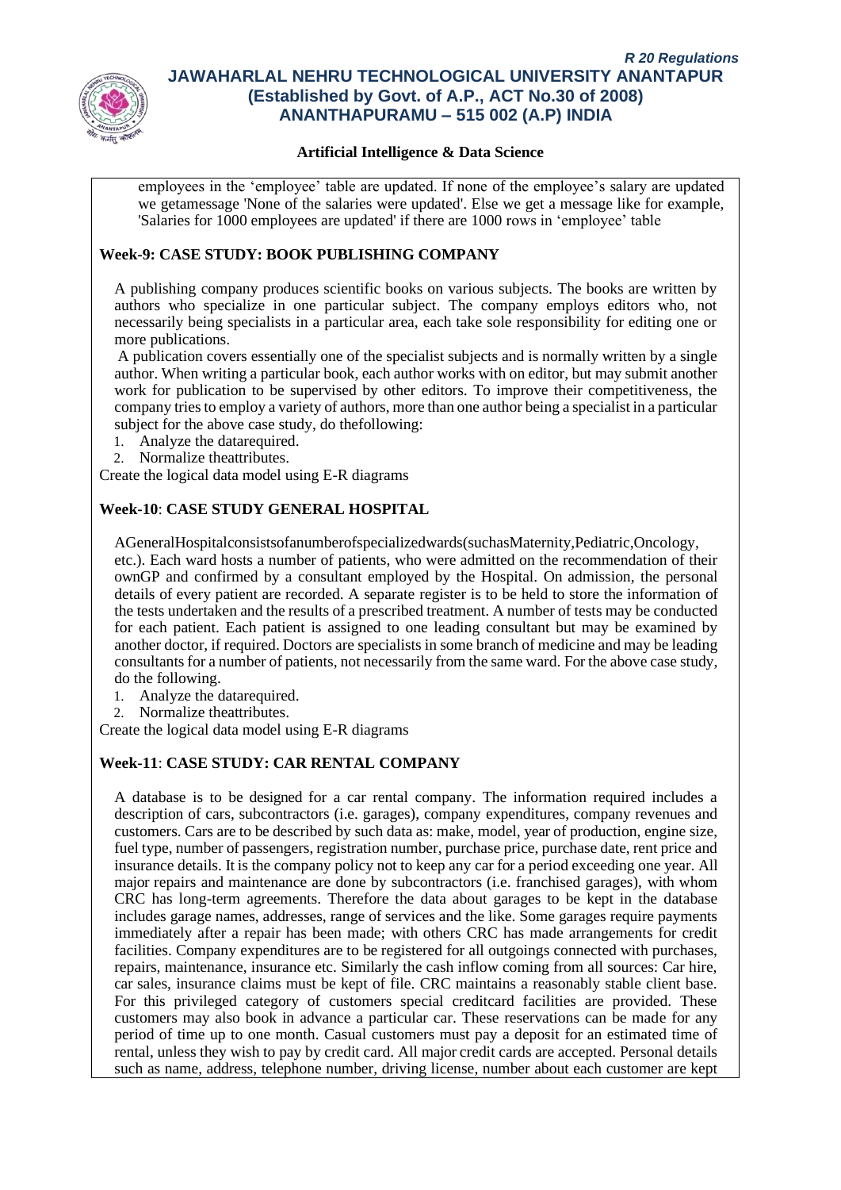employees in the 'employee' table are updated. If none of the employee's salary are updated we getamessage 'None of the salaries were updated'. Else we get a message like for example, 'Salaries for 1000 employees are updated' if there are 1000 rows in 'employee' table

**Week-9: CASE STUDY: BOOK PUBLISHING COMPANY**

A publishing company produces scientific books on various subjects. The books are written by authors who specialize in one particular subject. The company employs editors who, not necessarily being specialists in a particular area, each take sole responsibility for editing one or more publications.

A publication covers essentially one of the specialist subjects and is normally written by a single author. When writing a particular book, each author works with on editor, but may submit another work for publication to be supervised by other editors. To improve their competitiveness, the company tries to employ a variety of authors, more than one author being a specialist in a particular subject for the above case study, do thefollowing:

1. Analyze the datarequired.
2. Normalize theattributes.

Create the logical data model using E-R diagrams

**Week-10**: **CASE STUDY GENERAL HOSPITAL**

AGeneralHospitalconsistsofanumberofspecializedwards(suchasMaternity,Pediatric,Oncology, etc.). Each ward hosts a number of patients, who were admitted on the recommendation of their ownGP and confirmed by a consultant employed by the Hospital. On admission, the personal details of every patient are recorded. A separate register is to be held to store the information of the tests undertaken and the results of a prescribed treatment. A number of tests may be conducted for each patient. Each patient is assigned to one leading consultant but may be examined by another doctor, if required. Doctors are specialists in some branch of medicine and may be leading consultants for a number of patients, not necessarily from the same ward. For the above case study, do the following.

1. Analyze the datarequired.
2. Normalize theattributes.

Create the logical data model using E-R diagrams

**Week-11**: **CASE STUDY: CAR RENTAL COMPANY**

A database is to be designed for a car rental company. The information required includes a description of cars, subcontractors (i.e. garages), company expenditures, company revenues and customers. Cars are to be described by such data as: make, model, year of production, engine size, fuel type, number of passengers, registration number, purchase price, purchase date, rent price and insurance details. It is the company policy not to keep any car for a period exceeding one year. All major repairs and maintenance are done by subcontractors (i.e. franchised garages), with whom CRC has long-term agreements. Therefore the data about garages to be kept in the database includes garage names, addresses, range of services and the like. Some garages require payments immediately after a repair has been made; with others CRC has made arrangements for credit facilities. Company expenditures are to be registered for all outgoings connected with purchases, repairs, maintenance, insurance etc. Similarly the cash inflow coming from all sources: Car hire, car sales, insurance claims must be kept of file. CRC maintains a reasonably stable client base. For this privileged category of customers special creditcard facilities are provided. These customers may also book in advance a particular car. These reservations can be made for any period of time up to one month. Casual customers must pay a deposit for an estimated time of rental, unless they wish to pay by credit card. All major credit cards are accepted. Personal details such as name, address, telephone number, driving license, number about each customer are kept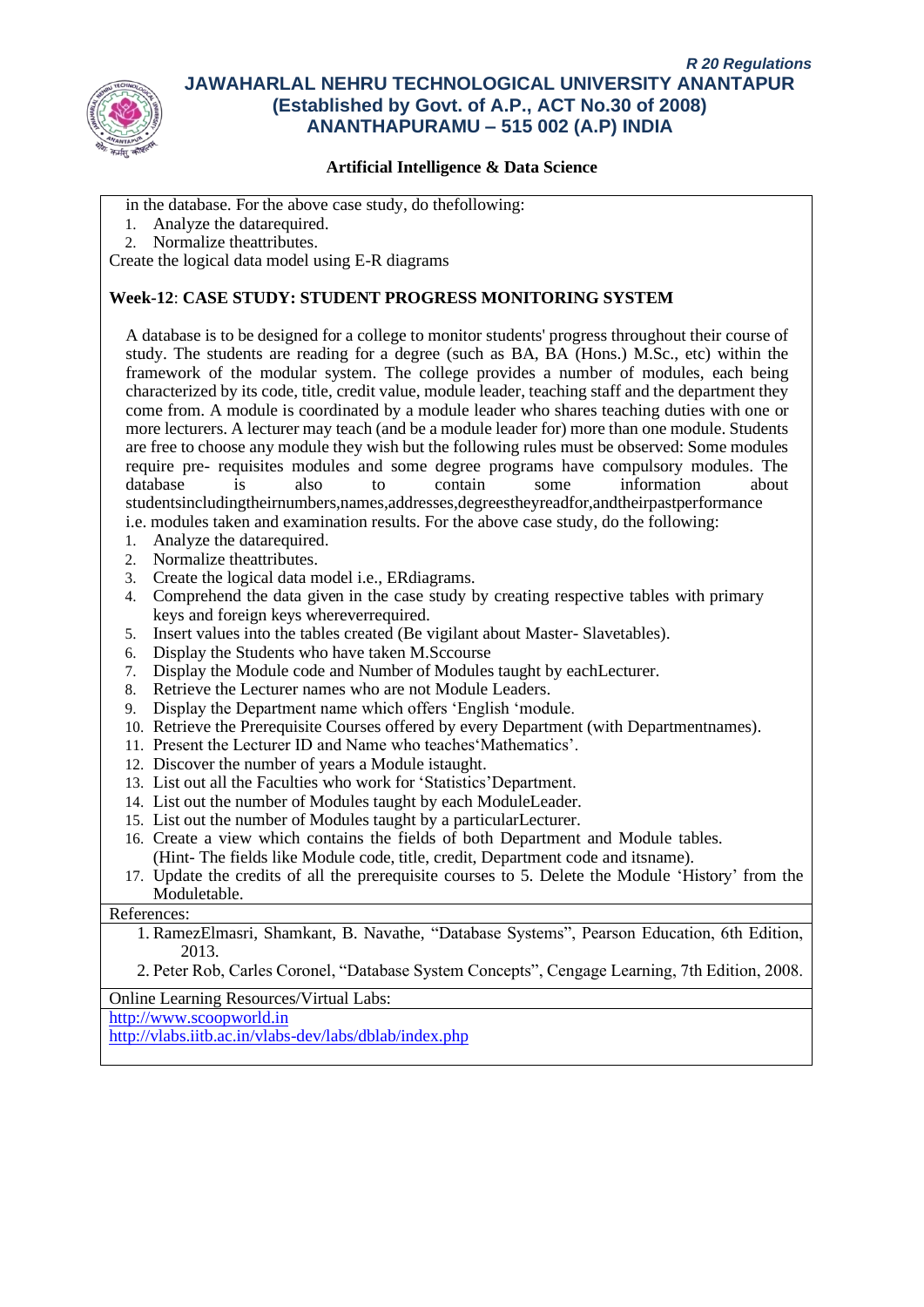in the database. For the above case study, do thefollowing:

1. Analyze the datarequired.
2. Normalize theattributes.

Create the logical data model using E-R diagrams

**Week-12**: **CASE STUDY: STUDENT PROGRESS MONITORING SYSTEM**

A database is to be designed for a college to monitor students' progress throughout their course of study. The students are reading for a degree (such as BA, BA (Hons.) M.Sc., etc) within the framework of the modular system. The college provides a number of modules, each being characterized by its code, title, credit value, module leader, teaching staff and the department they come from. A module is coordinated by a module leader who shares teaching duties with one or more lecturers. A lecturer may teach (and be a module leader for) more than one module. Students are free to choose any module they wish but the following rules must be observed: Some modules require pre- requisites modules and some degree programs have compulsory modules. The database is also to contain some information about studentsincludingtheirnumbers,names,addresses,degreestheyreadfor,andtheirpastperformance i.e. modules taken and examination results. For the above case study, do the following:

1. Analyze the datarequired.
2. Normalize theattributes.
3. Create the logical data model i.e., ERdiagrams.
4. Comprehend the data given in the case study by creating respective tables with primary keys and foreign keys whereverrequired.
5. Insert values into the tables created (Be vigilant about Master- Slavetables).
6. Display the Students who have taken M.Sccourse
7. Display the Module code and Number of Modules taught by eachLecturer.
8. Retrieve the Lecturer names who are not Module Leaders.
9. Display the Department name which offers 'English 'module.
10. Retrieve the Prerequisite Courses offered by every Department (with Departmentnames).
11. Present the Lecturer ID and Name who teaches'Mathematics'.
12. Discover the number of years a Module istaught.
13. List out all the Faculties who work for 'Statistics'Department.
14. List out the number of Modules taught by each ModuleLeader.
15. List out the number of Modules taught by a particularLecturer.
16. Create a view which contains the fields of both Department and Module tables. (Hint- The fields like Module code, title, credit, Department code and itsname).
17. Update the credits of all the prerequisite courses to 5. Delete the Module 'History' from the Moduletable.

References:

1. RamezElmasri, Shamkant, B. Navathe, "Database Systems", Pearson Education, 6th Edition, 2013.
2. Peter Rob, Carles Coronel, "Database System Concepts", Cengage Learning, 7th Edition, 2008.

Online Learning Resources/Virtual Labs:

http://www.scoopworld.in

http://vlabs.iitb.ac.in/vlabs-dev/labs/dblab/index.php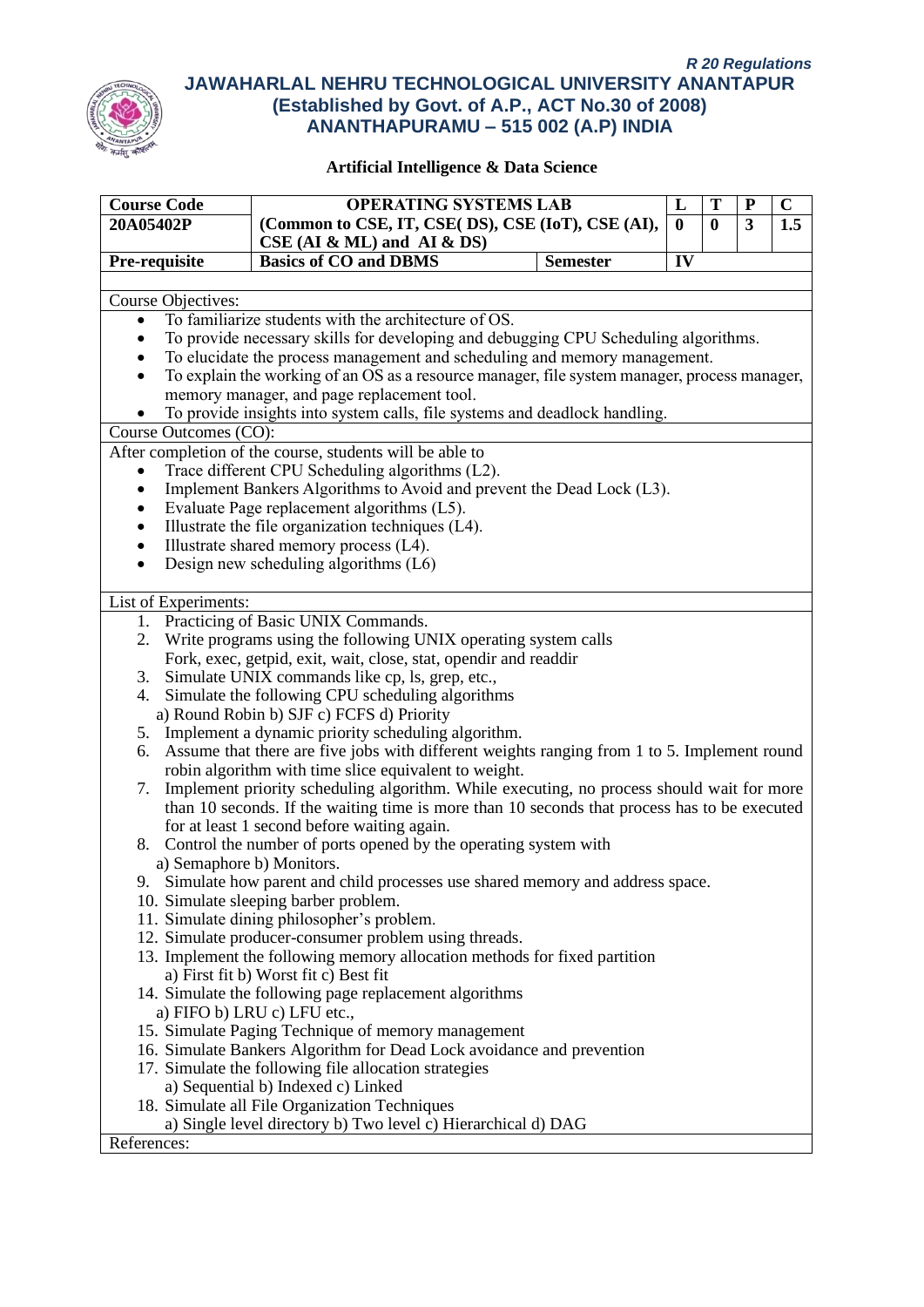*R 20 Regulations*

**JAWAHARLAL NEHRU TECHNOLOGICAL UNIVERSITY ANANTAPUR**
**(Established by Govt. of A.P., ACT No.30 of 2008)**
**ANANTHAPURAMU – 515 002 (A.P) INDIA**

**Artificial Intelligence & Data Science**

| Course Code | OPERATING SYSTEMS LAB | | L | T | P | C |
|---|---|---|---|---|---|---|
| 20A05402P | (Common to CSE, IT, CSE( DS), CSE (IoT), CSE (AI), CSE (AI & ML) and AI & DS) | | 0 | 0 | 3 | 1.5 |
| Pre-requisite | Basics of CO and DBMS | Semester | IV | | | |

Course Objectives:

- To familiarize students with the architecture of OS.
- To provide necessary skills for developing and debugging CPU Scheduling algorithms.
- To elucidate the process management and scheduling and memory management.
- To explain the working of an OS as a resource manager, file system manager, process manager, memory manager, and page replacement tool.
- To provide insights into system calls, file systems and deadlock handling.

Course Outcomes (CO):

After completion of the course, students will be able to

- Trace different CPU Scheduling algorithms (L2).
- Implement Bankers Algorithms to Avoid and prevent the Dead Lock (L3).
- Evaluate Page replacement algorithms (L5).
- Illustrate the file organization techniques (L4).
- Illustrate shared memory process (L4).
- Design new scheduling algorithms (L6)

List of Experiments:

1. Practicing of Basic UNIX Commands.
2. Write programs using the following UNIX operating system calls
   Fork, exec, getpid, exit, wait, close, stat, opendir and readdir
3. Simulate UNIX commands like cp, ls, grep, etc.,
4. Simulate the following CPU scheduling algorithms
   a) Round Robin b) SJF c) FCFS d) Priority
5. Implement a dynamic priority scheduling algorithm.
6. Assume that there are five jobs with different weights ranging from 1 to 5. Implement round robin algorithm with time slice equivalent to weight.
7. Implement priority scheduling algorithm. While executing, no process should wait for more than 10 seconds. If the waiting time is more than 10 seconds that process has to be executed for at least 1 second before waiting again.
8. Control the number of ports opened by the operating system with
   a) Semaphore b) Monitors.
9. Simulate how parent and child processes use shared memory and address space.
10. Simulate sleeping barber problem.
11. Simulate dining philosopher's problem.
12. Simulate producer-consumer problem using threads.
13. Implement the following memory allocation methods for fixed partition
    a) First fit b) Worst fit c) Best fit
14. Simulate the following page replacement algorithms
    a) FIFO b) LRU c) LFU etc.,
15. Simulate Paging Technique of memory management
16. Simulate Bankers Algorithm for Dead Lock avoidance and prevention
17. Simulate the following file allocation strategies
    a) Sequential b) Indexed c) Linked
18. Simulate all File Organization Techniques
    a) Single level directory b) Two level c) Hierarchical d) DAG

References: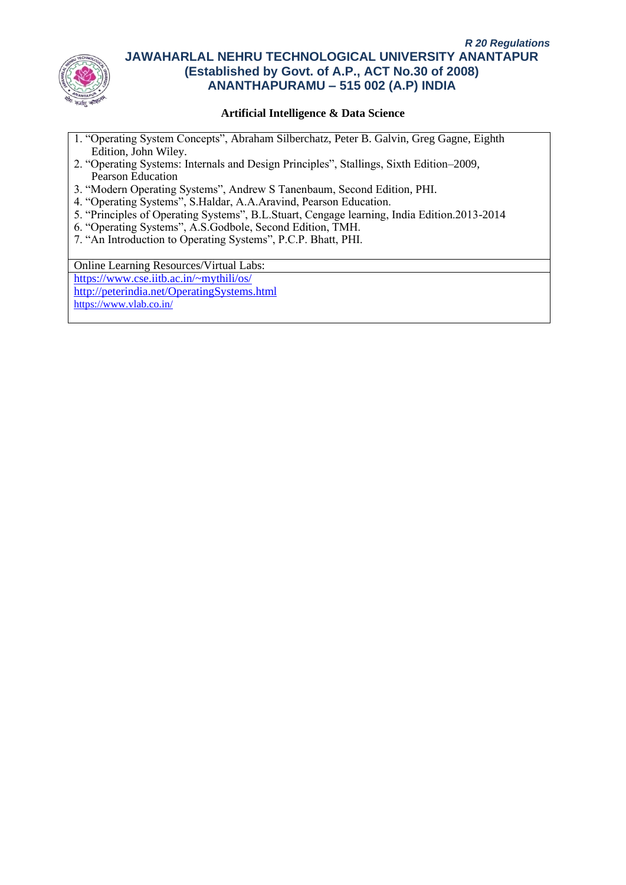**Artificial Intelligence & Data Science**

1. "Operating System Concepts", Abraham Silberchatz, Peter B. Galvin, Greg Gagne, Eighth Edition, John Wiley.
2. "Operating Systems: Internals and Design Principles", Stallings, Sixth Edition–2009, Pearson Education
3. "Modern Operating Systems", Andrew S Tanenbaum, Second Edition, PHI.
4. "Operating Systems", S.Haldar, A.A.Aravind, Pearson Education.
5. "Principles of Operating Systems", B.L.Stuart, Cengage learning, India Edition.2013-2014
6. "Operating Systems", A.S.Godbole, Second Edition, TMH.
7. "An Introduction to Operating Systems", P.C.P. Bhatt, PHI.

Online Learning Resources/Virtual Labs:

https://www.cse.iitb.ac.in/~mythili/os/
http://peterindia.net/OperatingSystems.html
https://www.vlab.co.in/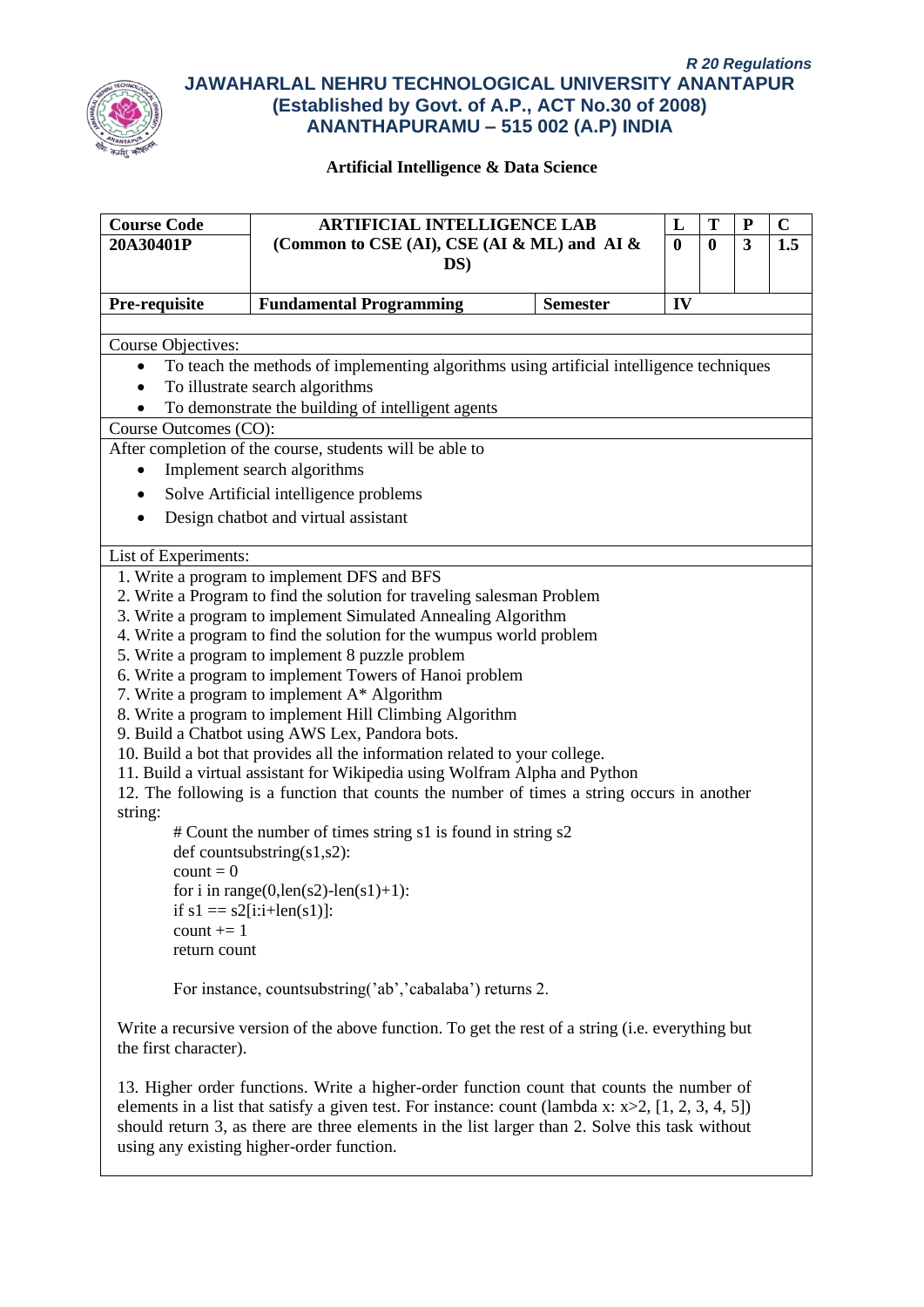R 20 Regulations

# JAWAHARLAL NEHRU TECHNOLOGICAL UNIVERSITY ANANTAPUR
## (Established by Govt. of A.P., ACT No.30 of 2008)
## ANANTHAPURAMU – 515 002 (A.P) INDIA

**Artificial Intelligence & Data Science**

| Course Code | ARTIFICIAL INTELLIGENCE LAB | | L | T | P | C |
|---|---|---|---|---|---|---|
| **20A30401P** | **(Common to CSE (AI), CSE (AI & ML) and AI & DS)** | | **0** | **0** | **3** | **1.5** |
| **Pre-requisite** | **Fundamental Programming** | **Semester** | **IV** | | | |

Course Objectives:

- To teach the methods of implementing algorithms using artificial intelligence techniques
- To illustrate search algorithms
- To demonstrate the building of intelligent agents

Course Outcomes (CO):

After completion of the course, students will be able to

- Implement search algorithms
- Solve Artificial intelligence problems
- Design chatbot and virtual assistant

List of Experiments:

1. Write a program to implement DFS and BFS
2. Write a Program to find the solution for traveling salesman Problem
3. Write a program to implement Simulated Annealing Algorithm
4. Write a program to find the solution for the wumpus world problem
5. Write a program to implement 8 puzzle problem
6. Write a program to implement Towers of Hanoi problem
7. Write a program to implement A* Algorithm
8. Write a program to implement Hill Climbing Algorithm
9. Build a Chatbot using AWS Lex, Pandora bots.
10. Build a bot that provides all the information related to your college.
11. Build a virtual assistant for Wikipedia using Wolfram Alpha and Python
12. The following is a function that counts the number of times a string occurs in another string:

```
# Count the number of times string s1 is found in string s2
def countsubstring(s1,s2):
count = 0
for i in range(0,len(s2)-len(s1)+1):
if s1 == s2[i:i+len(s1)]:
count += 1
return count
```

For instance, countsubstring('ab','cabalaba') returns 2.

Write a recursive version of the above function. To get the rest of a string (i.e. everything but the first character).

13. Higher order functions. Write a higher-order function count that counts the number of elements in a list that satisfy a given test. For instance: count (lambda x: x>2, [1, 2, 3, 4, 5]) should return 3, as there are three elements in the list larger than 2. Solve this task without using any existing higher-order function.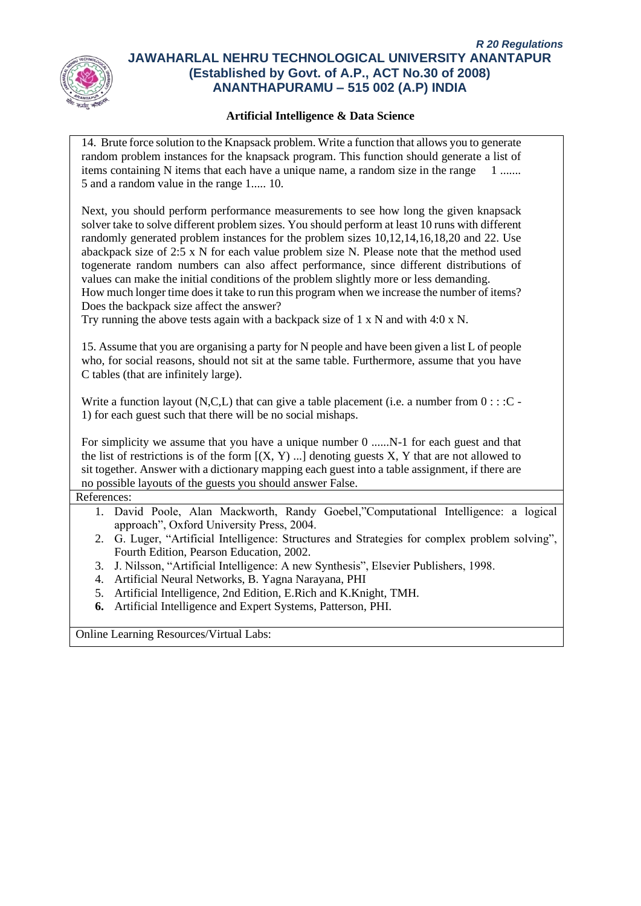**Artificial Intelligence & Data Science**

14. Brute force solution to the Knapsack problem. Write a function that allows you to generate random problem instances for the knapsack program. This function should generate a list of items containing N items that each have a unique name, a random size in the range 1 ....... 5 and a random value in the range 1..... 10.

Next, you should perform performance measurements to see how long the given knapsack solver take to solve different problem sizes. You should perform at least 10 runs with different randomly generated problem instances for the problem sizes 10,12,14,16,18,20 and 22. Use abackpack size of 2:5 x N for each value problem size N. Please note that the method used togenerate random numbers can also affect performance, since different distributions of values can make the initial conditions of the problem slightly more or less demanding.
How much longer time does it take to run this program when we increase the number of items? Does the backpack size affect the answer?
Try running the above tests again with a backpack size of 1 x N and with 4:0 x N.

15. Assume that you are organising a party for N people and have been given a list L of people who, for social reasons, should not sit at the same table. Furthermore, assume that you have C tables (that are infinitely large).

Write a function layout (N,C,L) that can give a table placement (i.e. a number from 0 : : :C - 1) for each guest such that there will be no social mishaps.

For simplicity we assume that you have a unique number 0 ......N-1 for each guest and that the list of restrictions is of the form [(X, Y) ...] denoting guests X, Y that are not allowed to sit together. Answer with a dictionary mapping each guest into a table assignment, if there are no possible layouts of the guests you should answer False.

References:

1. David Poole, Alan Mackworth, Randy Goebel,"Computational Intelligence: a logical approach", Oxford University Press, 2004.
2. G. Luger, "Artificial Intelligence: Structures and Strategies for complex problem solving", Fourth Edition, Pearson Education, 2002.
3. J. Nilsson, "Artificial Intelligence: A new Synthesis", Elsevier Publishers, 1998.
4. Artificial Neural Networks, B. Yagna Narayana, PHI
5. Artificial Intelligence, 2nd Edition, E.Rich and K.Knight, TMH.
6. Artificial Intelligence and Expert Systems, Patterson, PHI.

Online Learning Resources/Virtual Labs: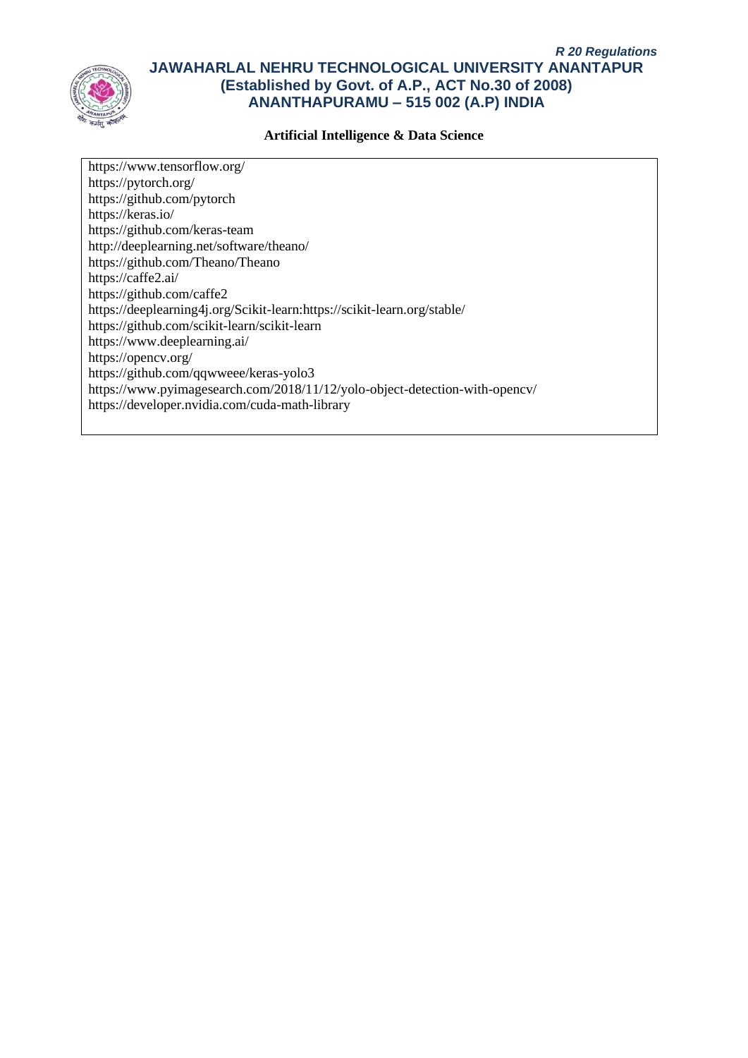**Artificial Intelligence & Data Science**

https://www.tensorflow.org/
https://pytorch.org/
https://github.com/pytorch
https://keras.io/
https://github.com/keras-team
http://deeplearning.net/software/theano/
https://github.com/Theano/Theano
https://caffe2.ai/
https://github.com/caffe2
https://deeplearning4j.org/Scikit-learn:https://scikit-learn.org/stable/
https://github.com/scikit-learn/scikit-learn
https://www.deeplearning.ai/
https://opencv.org/
https://github.com/qqwweee/keras-yolo3
https://www.pyimagesearch.com/2018/11/12/yolo-object-detection-with-opencv/
https://developer.nvidia.com/cuda-math-library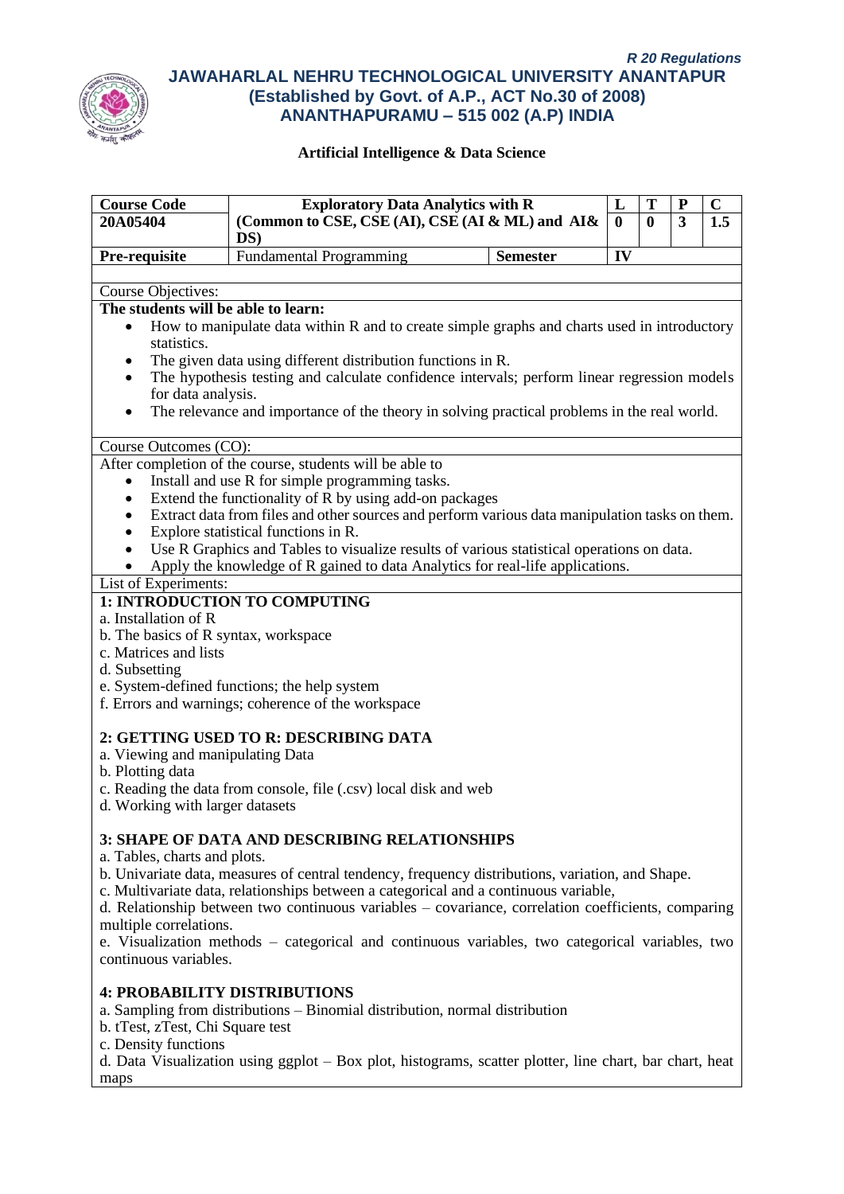*R 20 Regulations*

**JAWAHARLAL NEHRU TECHNOLOGICAL UNIVERSITY ANANTAPUR**
**(Established by Govt. of A.P., ACT No.30 of 2008)**
**ANANTHAPURAMU – 515 002 (A.P) INDIA**

**Artificial Intelligence & Data Science**

| Course Code | Exploratory Data Analytics with R | | L | T | P | C |
|---|---|---|---|---|---|---|
| 20A05404 | (Common to CSE, CSE (AI), CSE (AI & ML) and AI& DS) | | 0 | 0 | 3 | 1.5 |
| Pre-requisite | Fundamental Programming | Semester | IV | | | |

Course Objectives:

**The students will be able to learn:**

- How to manipulate data within R and to create simple graphs and charts used in introductory statistics.
- The given data using different distribution functions in R.
- The hypothesis testing and calculate confidence intervals; perform linear regression models for data analysis.
- The relevance and importance of the theory in solving practical problems in the real world.

Course Outcomes (CO):

After completion of the course, students will be able to

- Install and use R for simple programming tasks.
- Extend the functionality of R by using add-on packages
- Extract data from files and other sources and perform various data manipulation tasks on them.
- Explore statistical functions in R.
- Use R Graphics and Tables to visualize results of various statistical operations on data.
- Apply the knowledge of R gained to data Analytics for real-life applications.

List of Experiments:

**1: INTRODUCTION TO COMPUTING**

a. Installation of R
b. The basics of R syntax, workspace
c. Matrices and lists
d. Subsetting
e. System-defined functions; the help system
f. Errors and warnings; coherence of the workspace

**2: GETTING USED TO R: DESCRIBING DATA**

a. Viewing and manipulating Data
b. Plotting data
c. Reading the data from console, file (.csv) local disk and web
d. Working with larger datasets

**3: SHAPE OF DATA AND DESCRIBING RELATIONSHIPS**

a. Tables, charts and plots.
b. Univariate data, measures of central tendency, frequency distributions, variation, and Shape.
c. Multivariate data, relationships between a categorical and a continuous variable,
d. Relationship between two continuous variables – covariance, correlation coefficients, comparing multiple correlations.
e. Visualization methods – categorical and continuous variables, two categorical variables, two continuous variables.

**4: PROBABILITY DISTRIBUTIONS**

a. Sampling from distributions – Binomial distribution, normal distribution
b. tTest, zTest, Chi Square test
c. Density functions
d. Data Visualization using ggplot – Box plot, histograms, scatter plotter, line chart, bar chart, heat maps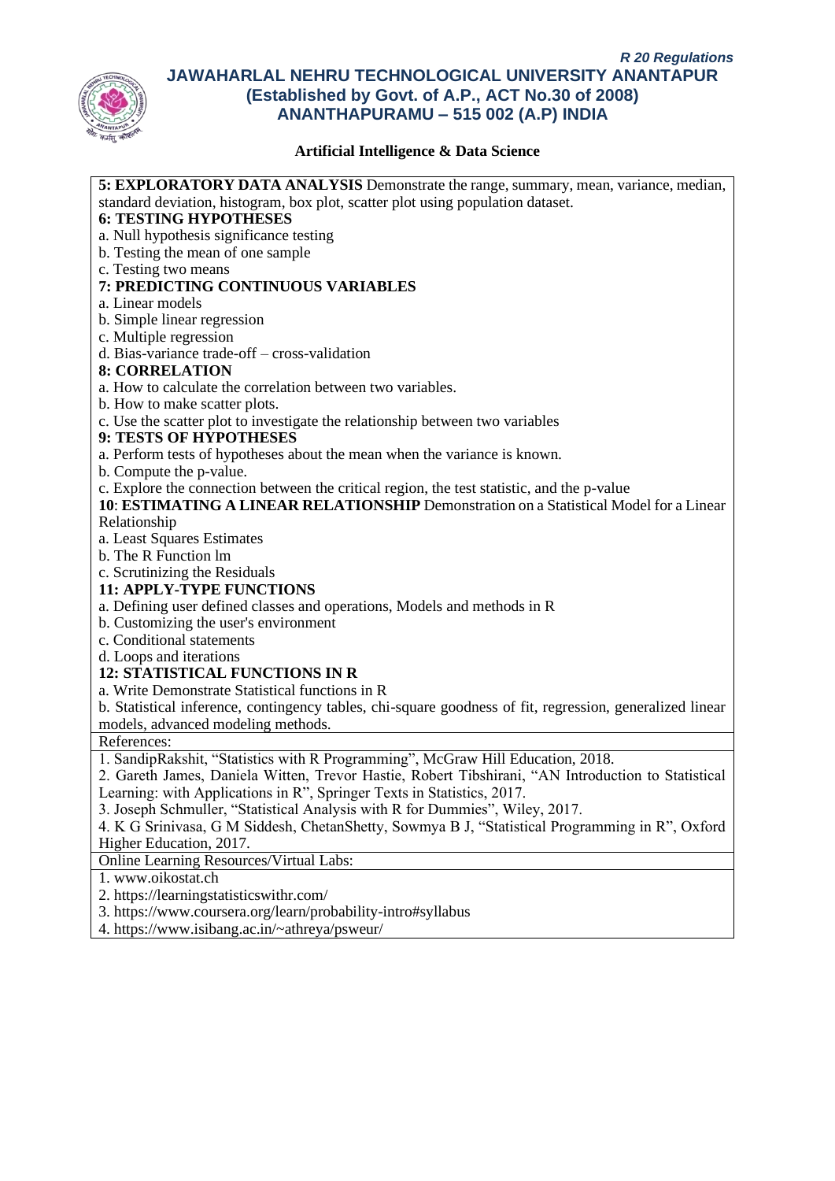**Artificial Intelligence & Data Science**

**5: EXPLORATORY DATA ANALYSIS** Demonstrate the range, summary, mean, variance, median, standard deviation, histogram, box plot, scatter plot using population dataset.

**6: TESTING HYPOTHESES**

a. Null hypothesis significance testing
b. Testing the mean of one sample
c. Testing two means

**7: PREDICTING CONTINUOUS VARIABLES**

a. Linear models
b. Simple linear regression
c. Multiple regression
d. Bias-variance trade-off – cross-validation

**8: CORRELATION**

a. How to calculate the correlation between two variables.
b. How to make scatter plots.
c. Use the scatter plot to investigate the relationship between two variables

**9: TESTS OF HYPOTHESES**

a. Perform tests of hypotheses about the mean when the variance is known.
b. Compute the p-value.
c. Explore the connection between the critical region, the test statistic, and the p-value

**10**: **ESTIMATING A LINEAR RELATIONSHIP** Demonstration on a Statistical Model for a Linear Relationship

a. Least Squares Estimates
b. The R Function lm
c. Scrutinizing the Residuals

**11: APPLY-TYPE FUNCTIONS**

a. Defining user defined classes and operations, Models and methods in R
b. Customizing the user's environment
c. Conditional statements
d. Loops and iterations

**12: STATISTICAL FUNCTIONS IN R**

a. Write Demonstrate Statistical functions in R
b. Statistical inference, contingency tables, chi-square goodness of fit, regression, generalized linear models, advanced modeling methods.

References:

1. SandipRakshit, "Statistics with R Programming", McGraw Hill Education, 2018.
2. Gareth James, Daniela Witten, Trevor Hastie, Robert Tibshirani, "AN Introduction to Statistical Learning: with Applications in R", Springer Texts in Statistics, 2017.
3. Joseph Schmuller, "Statistical Analysis with R for Dummies", Wiley, 2017.
4. K G Srinivasa, G M Siddesh, ChetanShetty, Sowmya B J, "Statistical Programming in R", Oxford Higher Education, 2017.

Online Learning Resources/Virtual Labs:

1. www.oikostat.ch
2. https://learningstatisticswithr.com/
3. https://www.coursera.org/learn/probability-intro#syllabus
4. https://www.isibang.ac.in/~athreya/psweur/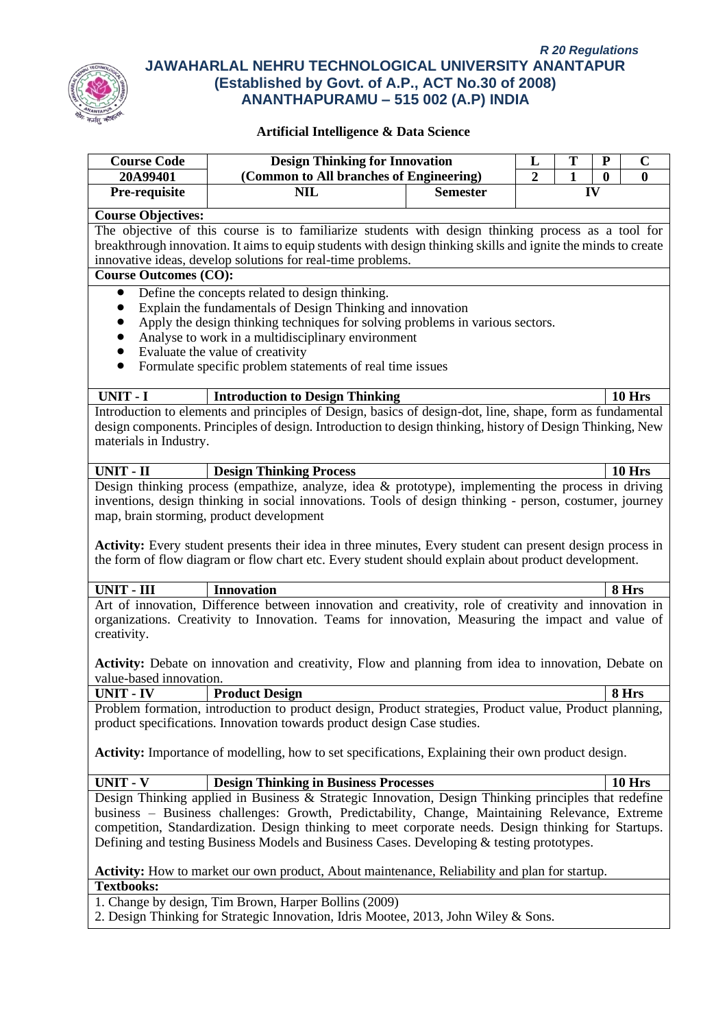R 20 Regulations

# JAWAHARLAL NEHRU TECHNOLOGICAL UNIVERSITY ANANTAPUR
## (Established by Govt. of A.P., ACT No.30 of 2008)
## ANANTHAPURAMU – 515 002 (A.P) INDIA

### Artificial Intelligence & Data Science

| Course Code | Design Thinking for Innovation | | L | T | P | C |
|---|---|---|---|---|---|---|
| 20A99401 | (Common to All branches of Engineering) | | 2 | 1 | 0 | 0 |
| Pre-requisite | NIL | Semester | IV | | | |

**Course Objectives:**

The objective of this course is to familiarize students with design thinking process as a tool for breakthrough innovation. It aims to equip students with design thinking skills and ignite the minds to create innovative ideas, develop solutions for real-time problems.

**Course Outcomes (CO):**

- Define the concepts related to design thinking.
- Explain the fundamentals of Design Thinking and innovation
- Apply the design thinking techniques for solving problems in various sectors.
- Analyse to work in a multidisciplinary environment
- Evaluate the value of creativity
- Formulate specific problem statements of real time issues

| UNIT - I | Introduction to Design Thinking | 10 Hrs |
|---|---|---|

Introduction to elements and principles of Design, basics of design-dot, line, shape, form as fundamental design components. Principles of design. Introduction to design thinking, history of Design Thinking, New materials in Industry.

| UNIT - II | Design Thinking Process | 10 Hrs |
|---|---|---|

Design thinking process (empathize, analyze, idea & prototype), implementing the process in driving inventions, design thinking in social innovations. Tools of design thinking - person, costumer, journey map, brain storming, product development

**Activity:** Every student presents their idea in three minutes, Every student can present design process in the form of flow diagram or flow chart etc. Every student should explain about product development.

| UNIT - III | Innovation | 8 Hrs |
|---|---|---|

Art of innovation, Difference between innovation and creativity, role of creativity and innovation in organizations. Creativity to Innovation. Teams for innovation, Measuring the impact and value of creativity.

**Activity:** Debate on innovation and creativity, Flow and planning from idea to innovation, Debate on value-based innovation.

| UNIT - IV | Product Design | 8 Hrs |
|---|---|---|

Problem formation, introduction to product design, Product strategies, Product value, Product planning, product specifications. Innovation towards product design Case studies.

**Activity:** Importance of modelling, how to set specifications, Explaining their own product design.

| UNIT - V | Design Thinking in Business Processes | 10 Hrs |
|---|---|---|

Design Thinking applied in Business & Strategic Innovation, Design Thinking principles that redefine business – Business challenges: Growth, Predictability, Change, Maintaining Relevance, Extreme competition, Standardization. Design thinking to meet corporate needs. Design thinking for Startups. Defining and testing Business Models and Business Cases. Developing & testing prototypes.

**Activity:** How to market our own product, About maintenance, Reliability and plan for startup.

**Textbooks:**

1. Change by design, Tim Brown, Harper Bollins (2009)
2. Design Thinking for Strategic Innovation, Idris Mootee, 2013, John Wiley & Sons.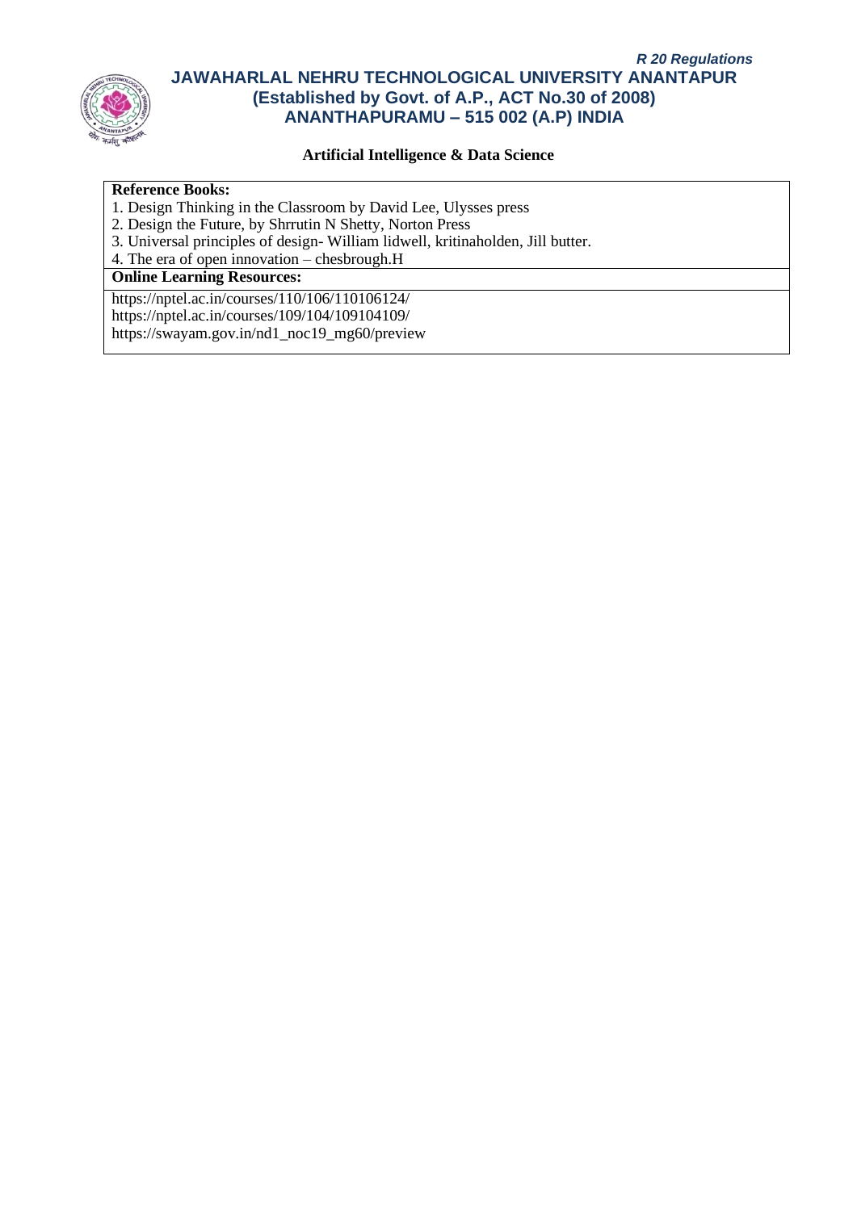**Artificial Intelligence & Data Science**

| **Reference Books:** |
|---|
| 1. Design Thinking in the Classroom by David Lee, Ulysses press<br>2. Design the Future, by Shrrutin N Shetty, Norton Press<br>3. Universal principles of design- William lidwell, kritinaholden, Jill butter.<br>4. The era of open innovation – chesbrough.H |
| **Online Learning Resources:** |
| https://nptel.ac.in/courses/110/106/110106124/<br>https://nptel.ac.in/courses/109/104/109104109/<br>https://swayam.gov.in/nd1_noc19_mg60/preview |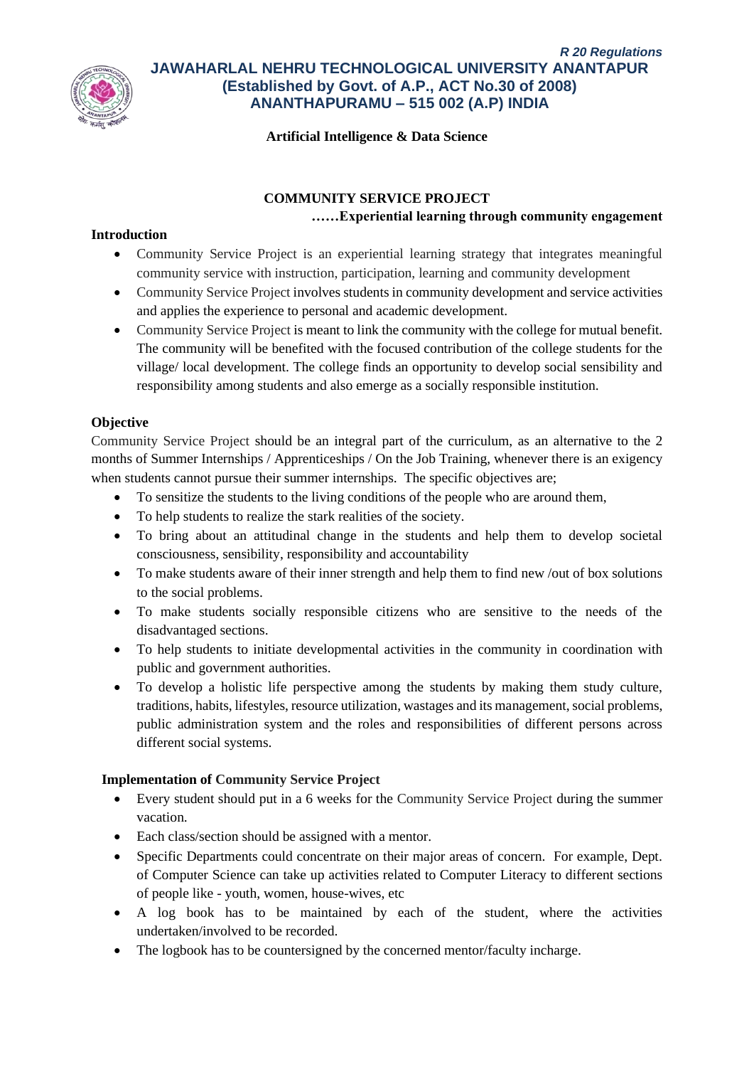**Artificial Intelligence & Data Science**

## COMMUNITY SERVICE PROJECT

**……Experiential learning through community engagement**

### Introduction

- Community Service Project is an experiential learning strategy that integrates meaningful community service with instruction, participation, learning and community development
- Community Service Project involves students in community development and service activities and applies the experience to personal and academic development.
- Community Service Project is meant to link the community with the college for mutual benefit. The community will be benefited with the focused contribution of the college students for the village/ local development. The college finds an opportunity to develop social sensibility and responsibility among students and also emerge as a socially responsible institution.

### Objective

Community Service Project should be an integral part of the curriculum, as an alternative to the 2 months of Summer Internships / Apprenticeships / On the Job Training, whenever there is an exigency when students cannot pursue their summer internships. The specific objectives are;

- To sensitize the students to the living conditions of the people who are around them,
- To help students to realize the stark realities of the society.
- To bring about an attitudinal change in the students and help them to develop societal consciousness, sensibility, responsibility and accountability
- To make students aware of their inner strength and help them to find new /out of box solutions to the social problems.
- To make students socially responsible citizens who are sensitive to the needs of the disadvantaged sections.
- To help students to initiate developmental activities in the community in coordination with public and government authorities.
- To develop a holistic life perspective among the students by making them study culture, traditions, habits, lifestyles, resource utilization, wastages and its management, social problems, public administration system and the roles and responsibilities of different persons across different social systems.

### Implementation of Community Service Project

- Every student should put in a 6 weeks for the Community Service Project during the summer vacation.
- Each class/section should be assigned with a mentor.
- Specific Departments could concentrate on their major areas of concern. For example, Dept. of Computer Science can take up activities related to Computer Literacy to different sections of people like - youth, women, house-wives, etc
- A log book has to be maintained by each of the student, where the activities undertaken/involved to be recorded.
- The logbook has to be countersigned by the concerned mentor/faculty incharge.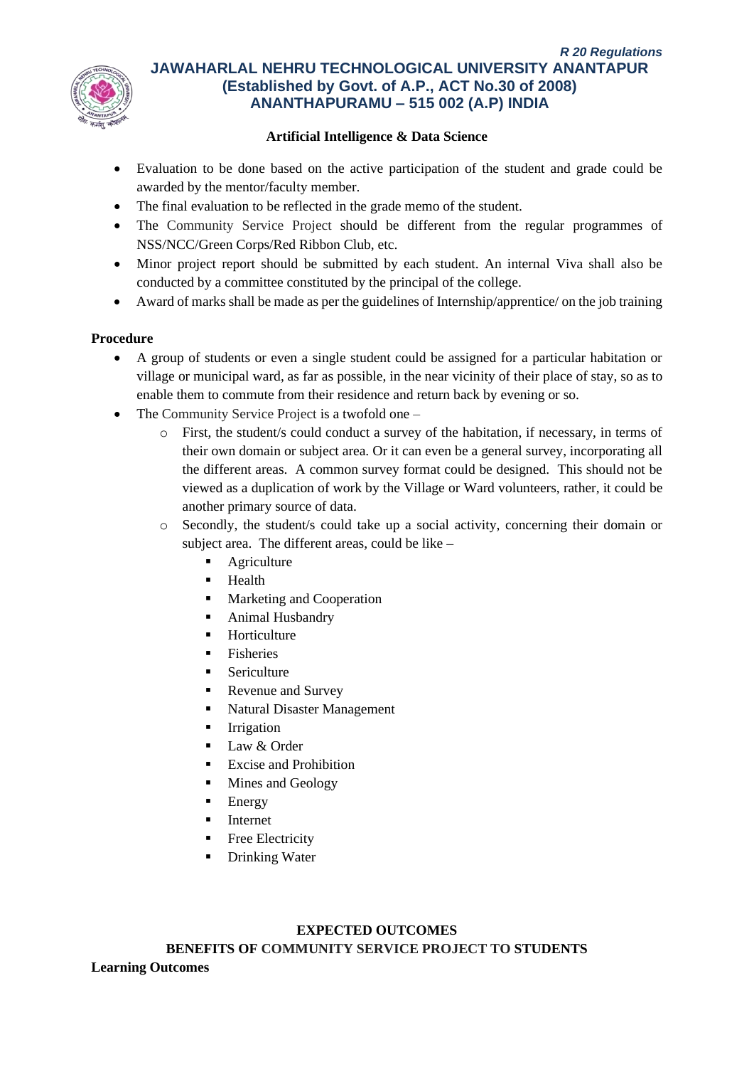### Artificial Intelligence & Data Science

- Evaluation to be done based on the active participation of the student and grade could be awarded by the mentor/faculty member.
- The final evaluation to be reflected in the grade memo of the student.
- The Community Service Project should be different from the regular programmes of NSS/NCC/Green Corps/Red Ribbon Club, etc.
- Minor project report should be submitted by each student. An internal Viva shall also be conducted by a committee constituted by the principal of the college.
- Award of marks shall be made as per the guidelines of Internship/apprentice/ on the job training

**Procedure**

- A group of students or even a single student could be assigned for a particular habitation or village or municipal ward, as far as possible, in the near vicinity of their place of stay, so as to enable them to commute from their residence and return back by evening or so.
- The Community Service Project is a twofold one –
  - First, the student/s could conduct a survey of the habitation, if necessary, in terms of their own domain or subject area. Or it can even be a general survey, incorporating all the different areas. A common survey format could be designed. This should not be viewed as a duplication of work by the Village or Ward volunteers, rather, it could be another primary source of data.
  - Secondly, the student/s could take up a social activity, concerning their domain or subject area. The different areas, could be like –
    - Agriculture
    - Health
    - Marketing and Cooperation
    - Animal Husbandry
    - Horticulture
    - Fisheries
    - Sericulture
    - Revenue and Survey
    - Natural Disaster Management
    - Irrigation
    - Law & Order
    - Excise and Prohibition
    - Mines and Geology
    - Energy
    - Internet
    - Free Electricity
    - Drinking Water

**EXPECTED OUTCOMES**

**BENEFITS OF COMMUNITY SERVICE PROJECT TO STUDENTS**

**Learning Outcomes**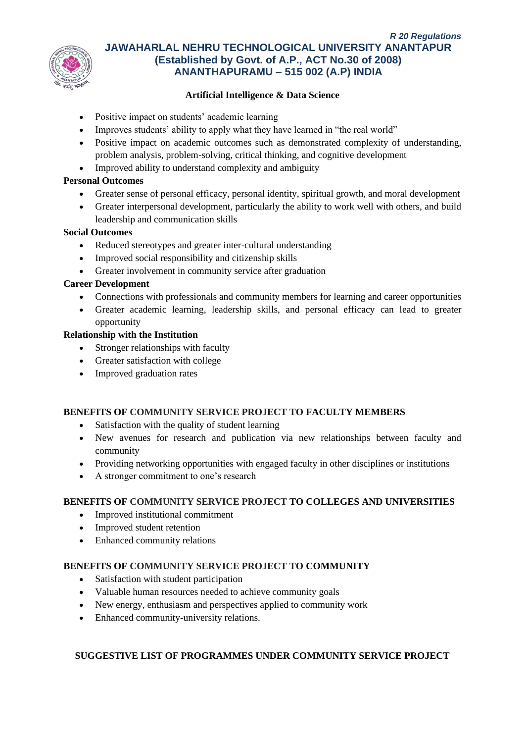- Positive impact on students' academic learning
- Improves students' ability to apply what they have learned in "the real world"
- Positive impact on academic outcomes such as demonstrated complexity of understanding, problem analysis, problem-solving, critical thinking, and cognitive development
- Improved ability to understand complexity and ambiguity

**Personal Outcomes**

- Greater sense of personal efficacy, personal identity, spiritual growth, and moral development
- Greater interpersonal development, particularly the ability to work well with others, and build leadership and communication skills

**Social Outcomes**

- Reduced stereotypes and greater inter-cultural understanding
- Improved social responsibility and citizenship skills
- Greater involvement in community service after graduation

**Career Development**

- Connections with professionals and community members for learning and career opportunities
- Greater academic learning, leadership skills, and personal efficacy can lead to greater opportunity

**Relationship with the Institution**

- Stronger relationships with faculty
- Greater satisfaction with college
- Improved graduation rates

## BENEFITS OF COMMUNITY SERVICE PROJECT TO FACULTY MEMBERS

- Satisfaction with the quality of student learning
- New avenues for research and publication via new relationships between faculty and community
- Providing networking opportunities with engaged faculty in other disciplines or institutions
- A stronger commitment to one's research

## BENEFITS OF COMMUNITY SERVICE PROJECT TO COLLEGES AND UNIVERSITIES

- Improved institutional commitment
- Improved student retention
- Enhanced community relations

## BENEFITS OF COMMUNITY SERVICE PROJECT TO COMMUNITY

- Satisfaction with student participation
- Valuable human resources needed to achieve community goals
- New energy, enthusiasm and perspectives applied to community work
- Enhanced community-university relations.

## SUGGESTIVE LIST OF PROGRAMMES UNDER COMMUNITY SERVICE PROJECT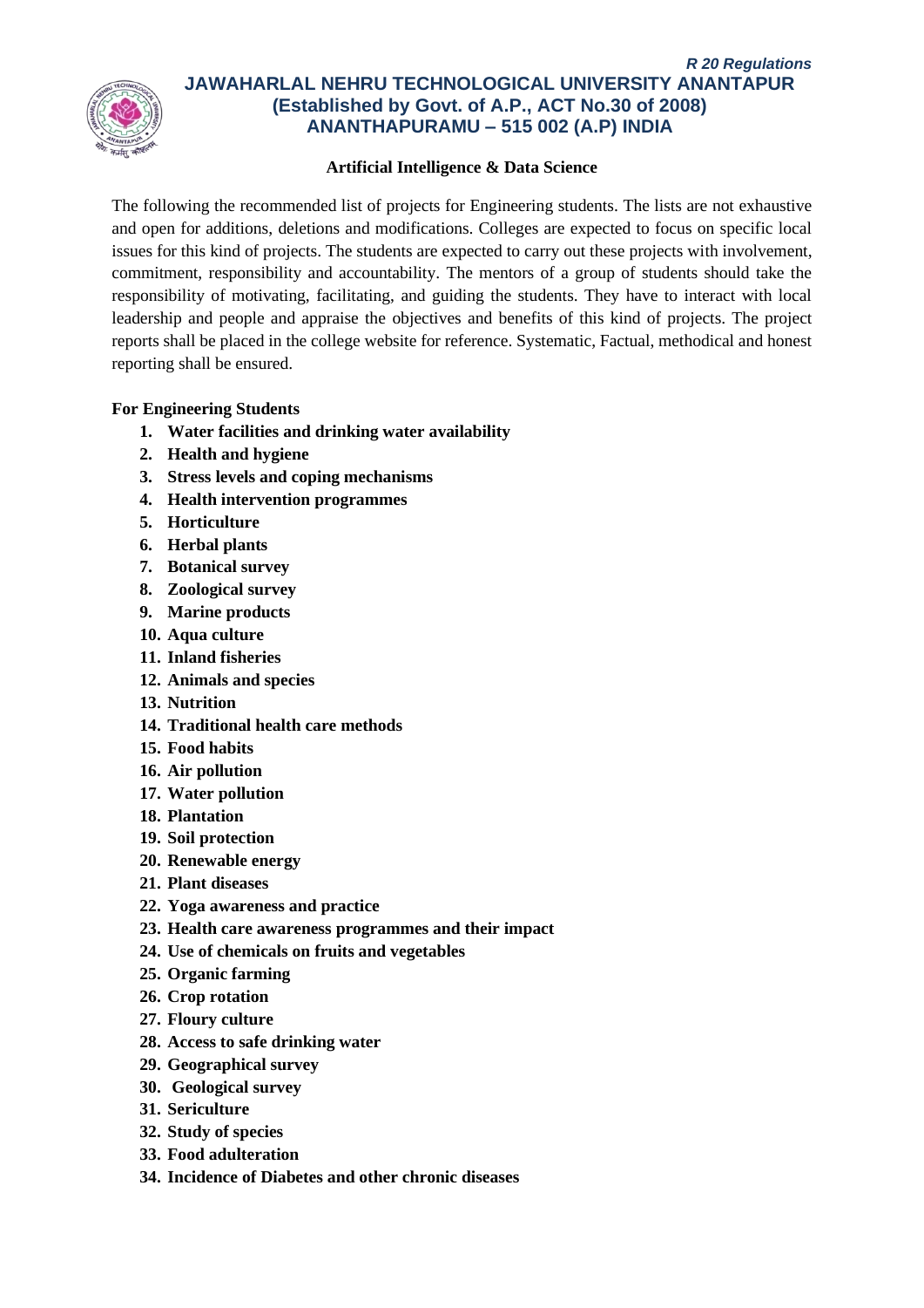*R 20 Regulations*

# JAWAHARLAL NEHRU TECHNOLOGICAL UNIVERSITY ANANTAPUR
## (Established by Govt. of A.P., ACT No.30 of 2008)
## ANANTHAPURAMU – 515 002 (A.P) INDIA

**Artificial Intelligence & Data Science**

The following the recommended list of projects for Engineering students. The lists are not exhaustive and open for additions, deletions and modifications. Colleges are expected to focus on specific local issues for this kind of projects. The students are expected to carry out these projects with involvement, commitment, responsibility and accountability. The mentors of a group of students should take the responsibility of motivating, facilitating, and guiding the students. They have to interact with local leadership and people and appraise the objectives and benefits of this kind of projects. The project reports shall be placed in the college website for reference. Systematic, Factual, methodical and honest reporting shall be ensured.

**For Engineering Students**

1. **Water facilities and drinking water availability**
2. **Health and hygiene**
3. **Stress levels and coping mechanisms**
4. **Health intervention programmes**
5. **Horticulture**
6. **Herbal plants**
7. **Botanical survey**
8. **Zoological survey**
9. **Marine products**
10. **Aqua culture**
11. **Inland fisheries**
12. **Animals and species**
13. **Nutrition**
14. **Traditional health care methods**
15. **Food habits**
16. **Air pollution**
17. **Water pollution**
18. **Plantation**
19. **Soil protection**
20. **Renewable energy**
21. **Plant diseases**
22. **Yoga awareness and practice**
23. **Health care awareness programmes and their impact**
24. **Use of chemicals on fruits and vegetables**
25. **Organic farming**
26. **Crop rotation**
27. **Floury culture**
28. **Access to safe drinking water**
29. **Geographical survey**
30. **Geological survey**
31. **Sericulture**
32. **Study of species**
33. **Food adulteration**
34. **Incidence of Diabetes and other chronic diseases**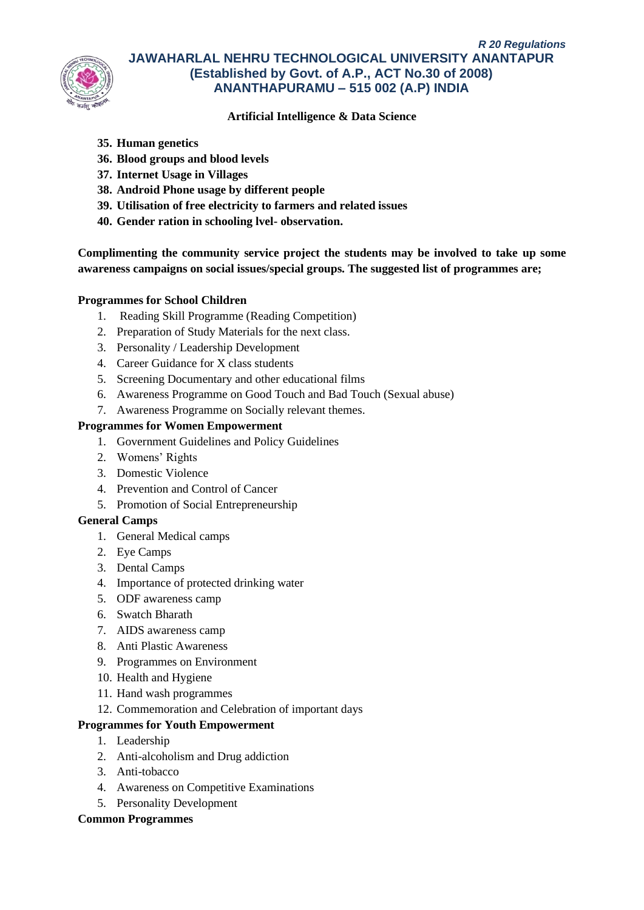**Artificial Intelligence & Data Science**

35. **Human genetics**
36. **Blood groups and blood levels**
37. **Internet Usage in Villages**
38. **Android Phone usage by different people**
39. **Utilisation of free electricity to farmers and related issues**
40. **Gender ration in schooling lvel- observation.**

**Complimenting the community service project the students may be involved to take up some awareness campaigns on social issues/special groups. The suggested list of programmes are;**

**Programmes for School Children**

1. Reading Skill Programme (Reading Competition)
2. Preparation of Study Materials for the next class.
3. Personality / Leadership Development
4. Career Guidance for X class students
5. Screening Documentary and other educational films
6. Awareness Programme on Good Touch and Bad Touch (Sexual abuse)
7. Awareness Programme on Socially relevant themes.

**Programmes for Women Empowerment**

1. Government Guidelines and Policy Guidelines
2. Womens' Rights
3. Domestic Violence
4. Prevention and Control of Cancer
5. Promotion of Social Entrepreneurship

**General Camps**

1. General Medical camps
2. Eye Camps
3. Dental Camps
4. Importance of protected drinking water
5. ODF awareness camp
6. Swatch Bharath
7. AIDS awareness camp
8. Anti Plastic Awareness
9. Programmes on Environment
10. Health and Hygiene
11. Hand wash programmes
12. Commemoration and Celebration of important days

**Programmes for Youth Empowerment**

1. Leadership
2. Anti-alcoholism and Drug addiction
3. Anti-tobacco
4. Awareness on Competitive Examinations
5. Personality Development

**Common Programmes**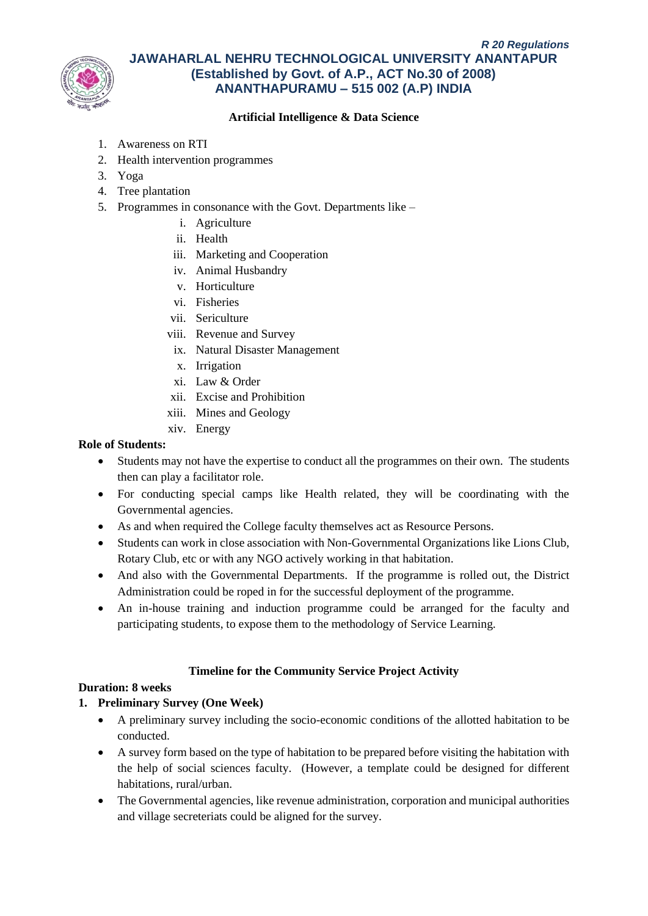**Artificial Intelligence & Data Science**

1. Awareness on RTI
2. Health intervention programmes
3. Yoga
4. Tree plantation
5. Programmes in consonance with the Govt. Departments like –
    i. Agriculture
    ii. Health
    iii. Marketing and Cooperation
    iv. Animal Husbandry
    v. Horticulture
    vi. Fisheries
    vii. Sericulture
    viii. Revenue and Survey
    ix. Natural Disaster Management
    x. Irrigation
    xi. Law & Order
    xii. Excise and Prohibition
    xiii. Mines and Geology
    xiv. Energy

**Role of Students:**

- Students may not have the expertise to conduct all the programmes on their own. The students then can play a facilitator role.
- For conducting special camps like Health related, they will be coordinating with the Governmental agencies.
- As and when required the College faculty themselves act as Resource Persons.
- Students can work in close association with Non-Governmental Organizations like Lions Club, Rotary Club, etc or with any NGO actively working in that habitation.
- And also with the Governmental Departments. If the programme is rolled out, the District Administration could be roped in for the successful deployment of the programme.
- An in-house training and induction programme could be arranged for the faculty and participating students, to expose them to the methodology of Service Learning.

**Timeline for the Community Service Project Activity**

**Duration: 8 weeks**

**1. Preliminary Survey (One Week)**

- A preliminary survey including the socio-economic conditions of the allotted habitation to be conducted.
- A survey form based on the type of habitation to be prepared before visiting the habitation with the help of social sciences faculty. (However, a template could be designed for different habitations, rural/urban.
- The Governmental agencies, like revenue administration, corporation and municipal authorities and village secreteriats could be aligned for the survey.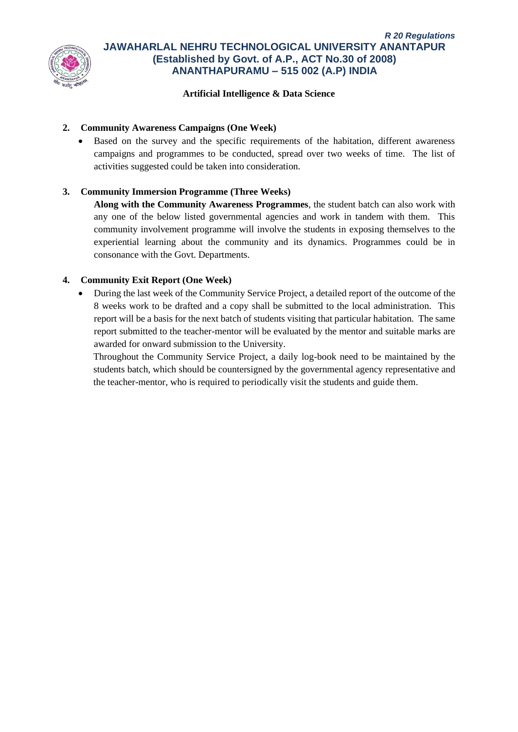**Artificial Intelligence & Data Science**

2. **Community Awareness Campaigns (One Week)**
   - Based on the survey and the specific requirements of the habitation, different awareness campaigns and programmes to be conducted, spread over two weeks of time. The list of activities suggested could be taken into consideration.

3. **Community Immersion Programme (Three Weeks)**

   **Along with the Community Awareness Programmes**, the student batch can also work with any one of the below listed governmental agencies and work in tandem with them. This community involvement programme will involve the students in exposing themselves to the experiential learning about the community and its dynamics. Programmes could be in consonance with the Govt. Departments.

4. **Community Exit Report (One Week)**
   - During the last week of the Community Service Project, a detailed report of the outcome of the 8 weeks work to be drafted and a copy shall be submitted to the local administration. This report will be a basis for the next batch of students visiting that particular habitation. The same report submitted to the teacher-mentor will be evaluated by the mentor and suitable marks are awarded for onward submission to the University.

   Throughout the Community Service Project, a daily log-book need to be maintained by the students batch, which should be countersigned by the governmental agency representative and the teacher-mentor, who is required to periodically visit the students and guide them.